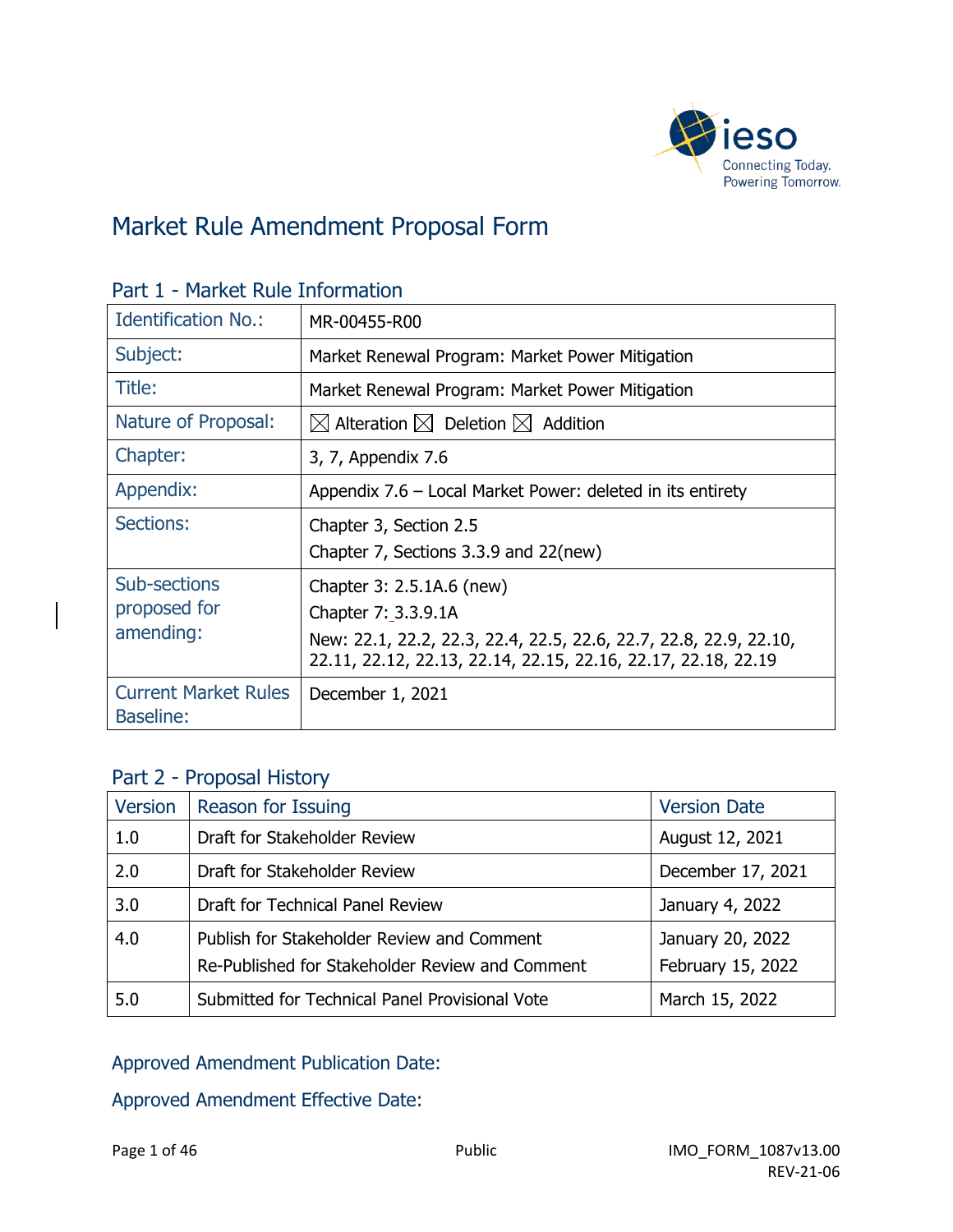# Market Rule Amendment Proposal Form

## Part 1 - Market Rule Information

| | |
|---|---|
| Identification No.: | MR-00455-R00 |
| Subject: | Market Renewal Program: Market Power Mitigation |
| Title: | Market Renewal Program: Market Power Mitigation |
| Nature of Proposal: | ☒ Alteration ☒ Deletion ☒ Addition |
| Chapter: | 3, 7, Appendix 7.6 |
| Appendix: | Appendix 7.6 – Local Market Power: deleted in its entirety |
| Sections: | Chapter 3, Section 2.5<br>Chapter 7, Sections 3.3.9 and 22(new) |
| Sub-sections proposed for amending: | Chapter 3: 2.5.1A.6 (new)<br>Chapter 7: 3.3.9.1A<br>New: 22.1, 22.2, 22.3, 22.4, 22.5, 22.6, 22.7, 22.8, 22.9, 22.10, 22.11, 22.12, 22.13, 22.14, 22.15, 22.16, 22.17, 22.18, 22.19 |
| Current Market Rules Baseline: | December 1, 2021 |

## Part 2 - Proposal History

| Version | Reason for Issuing | Version Date |
|---|---|---|
| 1.0 | Draft for Stakeholder Review | August 12, 2021 |
| 2.0 | Draft for Stakeholder Review | December 17, 2021 |
| 3.0 | Draft for Technical Panel Review | January 4, 2022 |
| 4.0 | Publish for Stakeholder Review and Comment<br>Re-Published for Stakeholder Review and Comment | January 20, 2022<br>February 15, 2022 |
| 5.0 | Submitted for Technical Panel Provisional Vote | March 15, 2022 |

Approved Amendment Publication Date:

Approved Amendment Effective Date: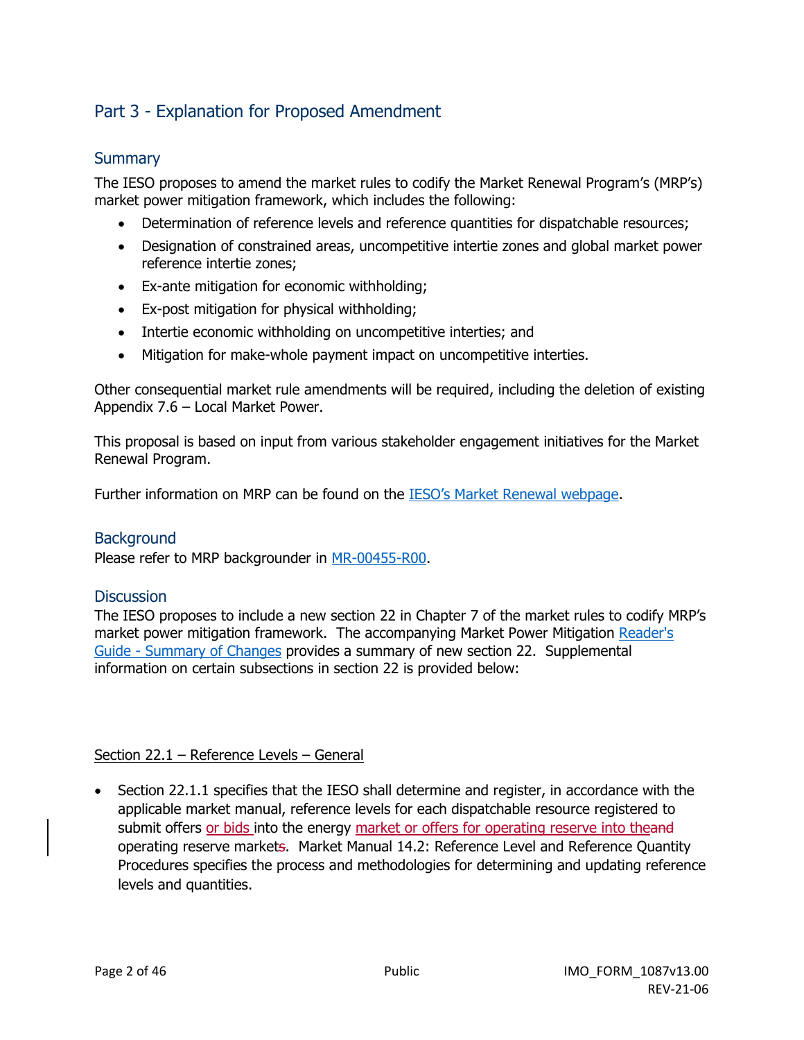## Part 3 - Explanation for Proposed Amendment

### Summary

The IESO proposes to amend the market rules to codify the Market Renewal Program's (MRP's) market power mitigation framework, which includes the following:

- Determination of reference levels and reference quantities for dispatchable resources;
- Designation of constrained areas, uncompetitive intertie zones and global market power reference intertie zones;
- Ex-ante mitigation for economic withholding;
- Ex-post mitigation for physical withholding;
- Intertie economic withholding on uncompetitive interties; and
- Mitigation for make-whole payment impact on uncompetitive interties.

Other consequential market rule amendments will be required, including the deletion of existing Appendix 7.6 – Local Market Power.

This proposal is based on input from various stakeholder engagement initiatives for the Market Renewal Program.

Further information on MRP can be found on the IESO's Market Renewal webpage.

### Background

Please refer to MRP backgrounder in MR-00455-R00.

### Discussion

The IESO proposes to include a new section 22 in Chapter 7 of the market rules to codify MRP's market power mitigation framework. The accompanying Market Power Mitigation Reader's Guide - Summary of Changes provides a summary of new section 22. Supplemental information on certain subsections in section 22 is provided below:

Section 22.1 – Reference Levels – General

- Section 22.1.1 specifies that the IESO shall determine and register, in accordance with the applicable market manual, reference levels for each dispatchable resource registered to submit offers <u>or bids</u> into the energy <u>market or offers for operating reserve into the</u>~~and~~ operating reserve market~~s~~. Market Manual 14.2: Reference Level and Reference Quantity Procedures specifies the process and methodologies for determining and updating reference levels and quantities.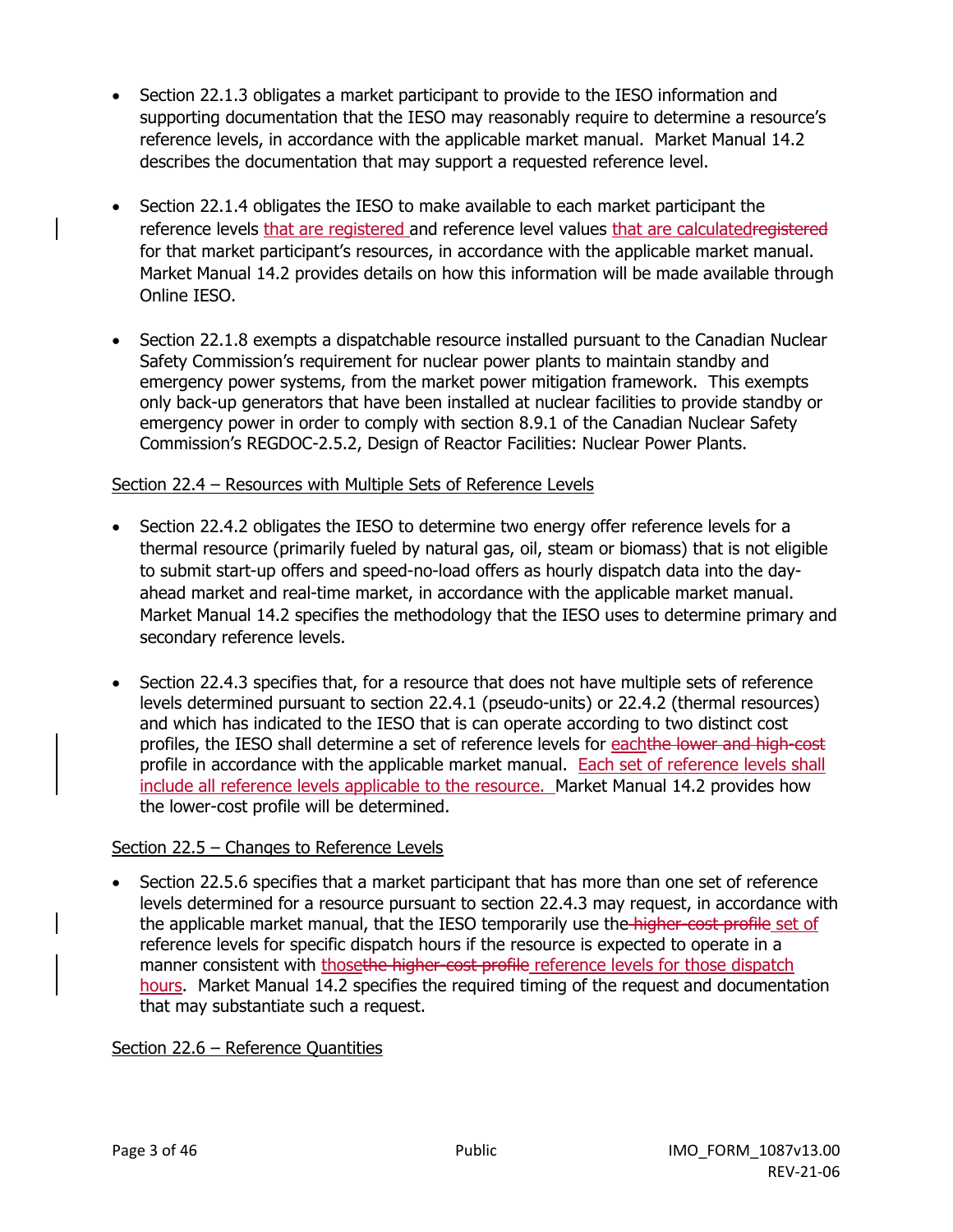- Section 22.1.3 obligates a market participant to provide to the IESO information and supporting documentation that the IESO may reasonably require to determine a resource's reference levels, in accordance with the applicable market manual. Market Manual 14.2 describes the documentation that may support a requested reference level.

- Section 22.1.4 obligates the IESO to make available to each market participant the reference levels <u>that are registered</u> and reference level values <u>that are calculated</u>~~registered~~ for that market participant's resources, in accordance with the applicable market manual. Market Manual 14.2 provides details on how this information will be made available through Online IESO.

- Section 22.1.8 exempts a dispatchable resource installed pursuant to the Canadian Nuclear Safety Commission's requirement for nuclear power plants to maintain standby and emergency power systems, from the market power mitigation framework. This exempts only back-up generators that have been installed at nuclear facilities to provide standby or emergency power in order to comply with section 8.9.1 of the Canadian Nuclear Safety Commission's REGDOC-2.5.2, Design of Reactor Facilities: Nuclear Power Plants.

<u>Section 22.4 – Resources with Multiple Sets of Reference Levels</u>

- Section 22.4.2 obligates the IESO to determine two energy offer reference levels for a thermal resource (primarily fueled by natural gas, oil, steam or biomass) that is not eligible to submit start-up offers and speed-no-load offers as hourly dispatch data into the day-ahead market and real-time market, in accordance with the applicable market manual. Market Manual 14.2 specifies the methodology that the IESO uses to determine primary and secondary reference levels.

- Section 22.4.3 specifies that, for a resource that does not have multiple sets of reference levels determined pursuant to section 22.4.1 (pseudo-units) or 22.4.2 (thermal resources) and which has indicated to the IESO that is can operate according to two distinct cost profiles, the IESO shall determine a set of reference levels for <u>each</u>~~the lower and high-cost~~ profile in accordance with the applicable market manual. <u>Each set of reference levels shall include all reference levels applicable to the resource.</u> Market Manual 14.2 provides how the lower-cost profile will be determined.

<u>Section 22.5 – Changes to Reference Levels</u>

- Section 22.5.6 specifies that a market participant that has more than one set of reference levels determined for a resource pursuant to section 22.4.3 may request, in accordance with the applicable market manual, that the IESO temporarily use the~~ higher-cost profile~~ <u>set of</u> reference levels for specific dispatch hours if the resource is expected to operate in a manner consistent with <u>those</u>~~the higher-cost profile~~ <u>reference levels for those dispatch hours</u>. Market Manual 14.2 specifies the required timing of the request and documentation that may substantiate such a request.

<u>Section 22.6 – Reference Quantities</u>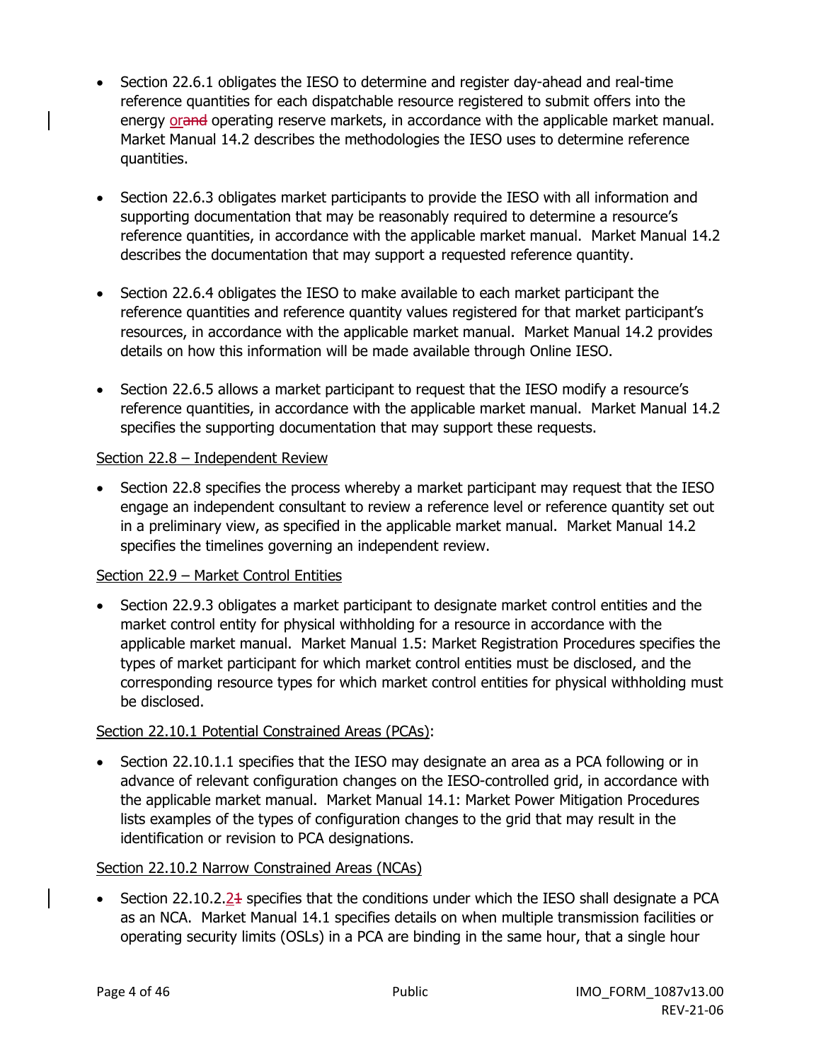- Section 22.6.1 obligates the IESO to determine and register day-ahead and real-time reference quantities for each dispatchable resource registered to submit offers into the energy or~~and~~ operating reserve markets, in accordance with the applicable market manual. Market Manual 14.2 describes the methodologies the IESO uses to determine reference quantities.

- Section 22.6.3 obligates market participants to provide the IESO with all information and supporting documentation that may be reasonably required to determine a resource's reference quantities, in accordance with the applicable market manual. Market Manual 14.2 describes the documentation that may support a requested reference quantity.

- Section 22.6.4 obligates the IESO to make available to each market participant the reference quantities and reference quantity values registered for that market participant's resources, in accordance with the applicable market manual. Market Manual 14.2 provides details on how this information will be made available through Online IESO.

- Section 22.6.5 allows a market participant to request that the IESO modify a resource's reference quantities, in accordance with the applicable market manual. Market Manual 14.2 specifies the supporting documentation that may support these requests.

Section 22.8 – Independent Review

- Section 22.8 specifies the process whereby a market participant may request that the IESO engage an independent consultant to review a reference level or reference quantity set out in a preliminary view, as specified in the applicable market manual. Market Manual 14.2 specifies the timelines governing an independent review.

Section 22.9 – Market Control Entities

- Section 22.9.3 obligates a market participant to designate market control entities and the market control entity for physical withholding for a resource in accordance with the applicable market manual. Market Manual 1.5: Market Registration Procedures specifies the types of market participant for which market control entities must be disclosed, and the corresponding resource types for which market control entities for physical withholding must be disclosed.

Section 22.10.1 Potential Constrained Areas (PCAs):

- Section 22.10.1.1 specifies that the IESO may designate an area as a PCA following or in advance of relevant configuration changes on the IESO-controlled grid, in accordance with the applicable market manual. Market Manual 14.1: Market Power Mitigation Procedures lists examples of the types of configuration changes to the grid that may result in the identification or revision to PCA designations.

Section 22.10.2 Narrow Constrained Areas (NCAs)

- Section 22.10.2.2~~1~~ specifies that the conditions under which the IESO shall designate a PCA as an NCA. Market Manual 14.1 specifies details on when multiple transmission facilities or operating security limits (OSLs) in a PCA are binding in the same hour, that a single hour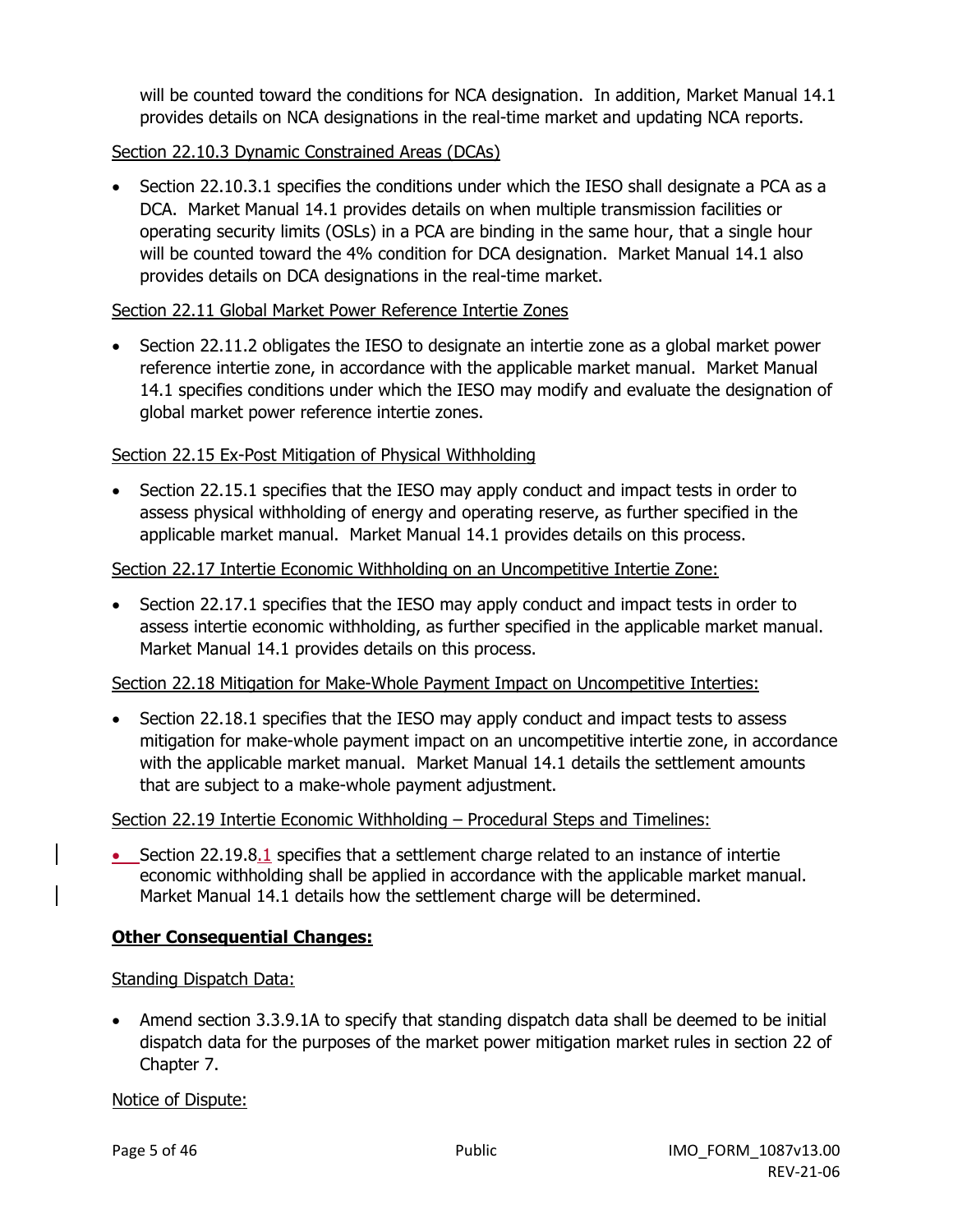will be counted toward the conditions for NCA designation. In addition, Market Manual 14.1 provides details on NCA designations in the real-time market and updating NCA reports.

<u>Section 22.10.3 Dynamic Constrained Areas (DCAs)</u>

- Section 22.10.3.1 specifies the conditions under which the IESO shall designate a PCA as a DCA. Market Manual 14.1 provides details on when multiple transmission facilities or operating security limits (OSLs) in a PCA are binding in the same hour, that a single hour will be counted toward the 4% condition for DCA designation. Market Manual 14.1 also provides details on DCA designations in the real-time market.

<u>Section 22.11 Global Market Power Reference Intertie Zones</u>

- Section 22.11.2 obligates the IESO to designate an intertie zone as a global market power reference intertie zone, in accordance with the applicable market manual. Market Manual 14.1 specifies conditions under which the IESO may modify and evaluate the designation of global market power reference intertie zones.

<u>Section 22.15 Ex-Post Mitigation of Physical Withholding</u>

- Section 22.15.1 specifies that the IESO may apply conduct and impact tests in order to assess physical withholding of energy and operating reserve, as further specified in the applicable market manual. Market Manual 14.1 provides details on this process.

<u>Section 22.17 Intertie Economic Withholding on an Uncompetitive Intertie Zone:</u>

- Section 22.17.1 specifies that the IESO may apply conduct and impact tests in order to assess intertie economic withholding, as further specified in the applicable market manual. Market Manual 14.1 provides details on this process.

<u>Section 22.18 Mitigation for Make-Whole Payment Impact on Uncompetitive Interties:</u>

- Section 22.18.1 specifies that the IESO may apply conduct and impact tests to assess mitigation for make-whole payment impact on an uncompetitive intertie zone, in accordance with the applicable market manual. Market Manual 14.1 details the settlement amounts that are subject to a make-whole payment adjustment.

<u>Section 22.19 Intertie Economic Withholding – Procedural Steps and Timelines:</u>

- Section 22.19.8.1 specifies that a settlement charge related to an instance of intertie economic withholding shall be applied in accordance with the applicable market manual. Market Manual 14.1 details how the settlement charge will be determined.

**<u>Other Consequential Changes:</u>**

<u>Standing Dispatch Data:</u>

- Amend section 3.3.9.1A to specify that standing dispatch data shall be deemed to be initial dispatch data for the purposes of the market power mitigation market rules in section 22 of Chapter 7.

<u>Notice of Dispute:</u>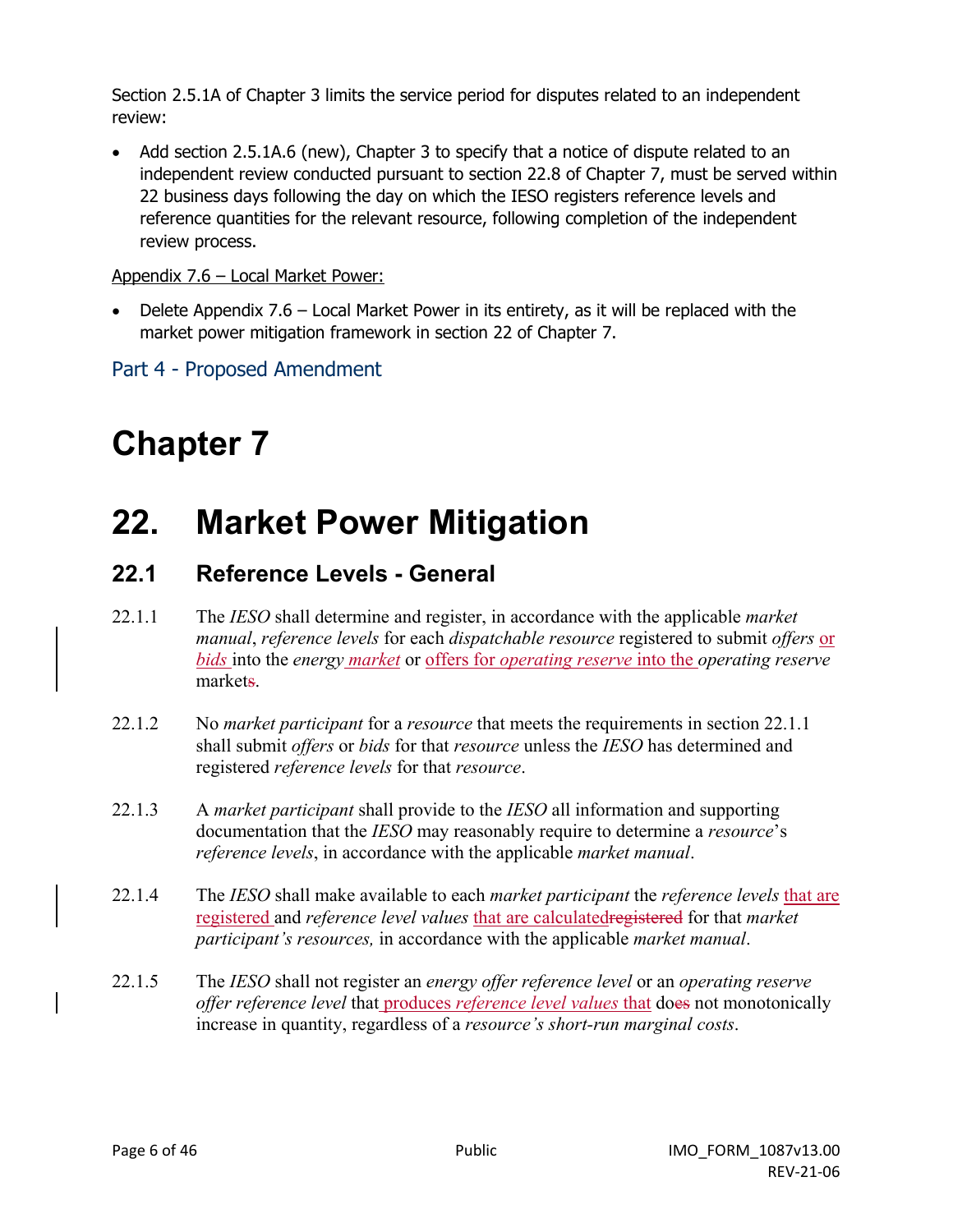Section 2.5.1A of Chapter 3 limits the service period for disputes related to an independent review:

- Add section 2.5.1A.6 (new), Chapter 3 to specify that a notice of dispute related to an independent review conducted pursuant to section 22.8 of Chapter 7, must be served within 22 business days following the day on which the IESO registers reference levels and reference quantities for the relevant resource, following completion of the independent review process.

Appendix 7.6 – Local Market Power:

- Delete Appendix 7.6 – Local Market Power in its entirety, as it will be replaced with the market power mitigation framework in section 22 of Chapter 7.

## Part 4 - Proposed Amendment

# Chapter 7

# 22. Market Power Mitigation

## 22.1 Reference Levels - General

22.1.1 The *IESO* shall determine and register, in accordance with the applicable *market manual*, *reference levels* for each *dispatchable resource* registered to submit *offers* or *bids* into the *energy market* or offers for *operating reserve* into the *operating reserve* markets.

22.1.2 No *market participant* for a *resource* that meets the requirements in section 22.1.1 shall submit *offers* or *bids* for that *resource* unless the *IESO* has determined and registered *reference levels* for that *resource*.

22.1.3 A *market participant* shall provide to the *IESO* all information and supporting documentation that the *IESO* may reasonably require to determine a *resource*'s *reference levels*, in accordance with the applicable *market manual*.

22.1.4 The *IESO* shall make available to each *market participant* the *reference levels* that are registered and *reference level values* that are calculated~~registered~~ for that *market participant's resources,* in accordance with the applicable *market manual*.

22.1.5 The *IESO* shall not register an *energy offer reference level* or an *operating reserve offer reference level* that produces *reference level values* that do~~es~~ not monotonically increase in quantity, regardless of a *resource's short-run marginal costs*.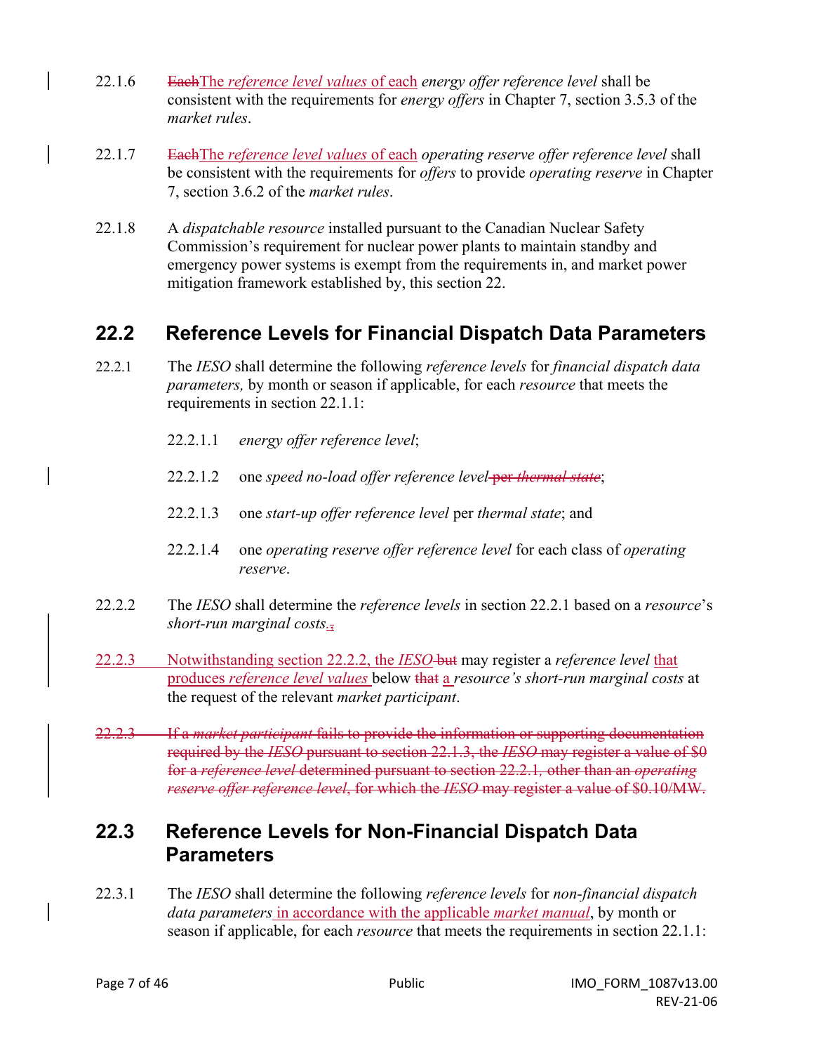22.1.6 ~~Each~~The *reference level values* of each *energy offer reference level* shall be consistent with the requirements for *energy offers* in Chapter 7, section 3.5.3 of the *market rules*.

22.1.7 ~~Each~~The *reference level values* of each *operating reserve offer reference level* shall be consistent with the requirements for *offers* to provide *operating reserve* in Chapter 7, section 3.6.2 of the *market rules*.

22.1.8 A *dispatchable resource* installed pursuant to the Canadian Nuclear Safety Commission's requirement for nuclear power plants to maintain standby and emergency power systems is exempt from the requirements in, and market power mitigation framework established by, this section 22.

## 22.2 Reference Levels for Financial Dispatch Data Parameters

22.2.1 The *IESO* shall determine the following *reference levels* for *financial dispatch data parameters,* by month or season if applicable, for each *resource* that meets the requirements in section 22.1.1:

22.2.1.1 *energy offer reference level*;

22.2.1.2 one *speed no-load offer reference level* ~~per *thermal state*~~;

22.2.1.3 one *start-up offer reference level* per *thermal state*; and

22.2.1.4 one *operating reserve offer reference level* for each class of *operating reserve*.

22.2.2 The *IESO* shall determine the *reference levels* in section 22.2.1 based on a *resource*'s *short-run marginal costs*.~~,~~

22.2.3 Notwithstanding section 22.2.2, the *IESO* ~~but~~ may register a *reference level* that produces *reference level values* below ~~that~~ a *resource's short-run marginal costs* at the request of the relevant *market participant*.

~~22.2.3 If a *market participant* fails to provide the information or supporting documentation required by the *IESO* pursuant to section 22.1.3, the *IESO* may register a value of $0 for a *reference level* determined pursuant to section 22.2.1, other than an *operating reserve offer reference level*, for which the *IESO* may register a value of $0.10/MW.~~

## 22.3 Reference Levels for Non-Financial Dispatch Data Parameters

22.3.1 The *IESO* shall determine the following *reference levels* for *non-financial dispatch data parameters* in accordance with the applicable *market manual*, by month or season if applicable, for each *resource* that meets the requirements in section 22.1.1: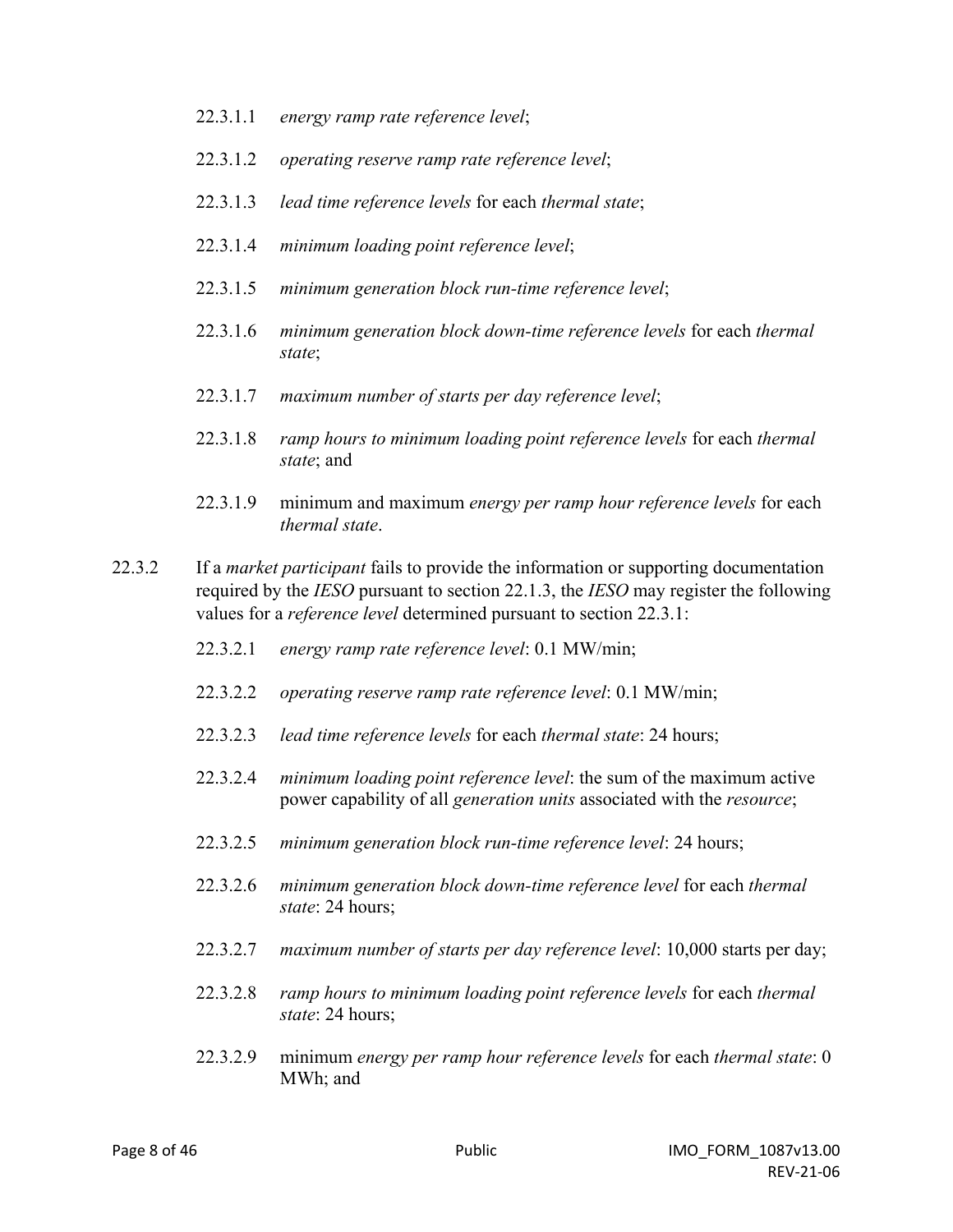22.3.1.1 *energy ramp rate reference level*;

22.3.1.2 *operating reserve ramp rate reference level*;

22.3.1.3 *lead time reference levels* for each *thermal state*;

22.3.1.4 *minimum loading point reference level*;

22.3.1.5 *minimum generation block run-time reference level*;

22.3.1.6 *minimum generation block down-time reference levels* for each *thermal state*;

22.3.1.7 *maximum number of starts per day reference level*;

22.3.1.8 *ramp hours to minimum loading point reference levels* for each *thermal state*; and

22.3.1.9 minimum and maximum *energy per ramp hour reference levels* for each *thermal state*.

22.3.2 If a *market participant* fails to provide the information or supporting documentation required by the *IESO* pursuant to section 22.1.3, the *IESO* may register the following values for a *reference level* determined pursuant to section 22.3.1:

22.3.2.1 *energy ramp rate reference level*: 0.1 MW/min;

22.3.2.2 *operating reserve ramp rate reference level*: 0.1 MW/min;

22.3.2.3 *lead time reference levels* for each *thermal state*: 24 hours;

22.3.2.4 *minimum loading point reference level*: the sum of the maximum active power capability of all *generation units* associated with the *resource*;

22.3.2.5 *minimum generation block run-time reference level*: 24 hours;

22.3.2.6 *minimum generation block down-time reference level* for each *thermal state*: 24 hours;

22.3.2.7 *maximum number of starts per day reference level*: 10,000 starts per day;

22.3.2.8 *ramp hours to minimum loading point reference levels* for each *thermal state*: 24 hours;

22.3.2.9 minimum *energy per ramp hour reference levels* for each *thermal state*: 0 MWh; and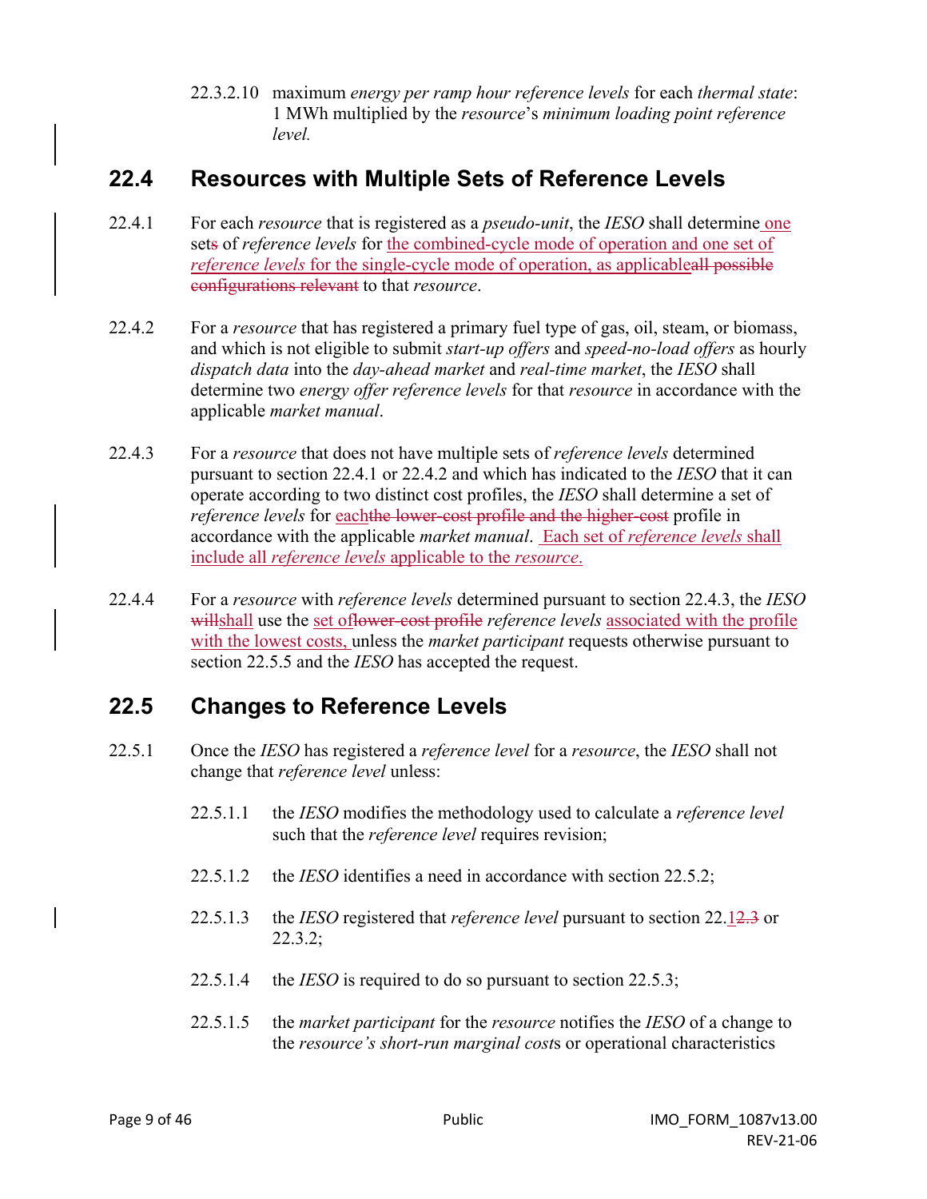22.3.2.10 maximum *energy per ramp hour reference levels* for each *thermal state*: 1 MWh multiplied by the *resource*'s *minimum loading point reference level.*

## 22.4 Resources with Multiple Sets of Reference Levels

22.4.1 For each *resource* that is registered as a *pseudo-unit*, the *IESO* shall determine one sets of *reference levels* for the combined-cycle mode of operation and one set of *reference levels* for the single-cycle mode of operation, as applicableall possible configurations relevant to that *resource*.

22.4.2 For a *resource* that has registered a primary fuel type of gas, oil, steam, or biomass, and which is not eligible to submit *start-up offers* and *speed-no-load offers* as hourly *dispatch data* into the *day-ahead market* and *real-time market*, the *IESO* shall determine two *energy offer reference levels* for that *resource* in accordance with the applicable *market manual*.

22.4.3 For a *resource* that does not have multiple sets of *reference levels* determined pursuant to section 22.4.1 or 22.4.2 and which has indicated to the *IESO* that it can operate according to two distinct cost profiles, the *IESO* shall determine a set of *reference levels* for eachthe lower-cost profile and the higher-cost profile in accordance with the applicable *market manual*. Each set of *reference levels* shall include all *reference levels* applicable to the *resource*.

22.4.4 For a *resource* with *reference levels* determined pursuant to section 22.4.3, the *IESO* willshall use the set oflower-cost profile *reference levels* associated with the profile with the lowest costs, unless the *market participant* requests otherwise pursuant to section 22.5.5 and the *IESO* has accepted the request.

## 22.5 Changes to Reference Levels

22.5.1 Once the *IESO* has registered a *reference level* for a *resource*, the *IESO* shall not change that *reference level* unless:

22.5.1.1 the *IESO* modifies the methodology used to calculate a *reference level* such that the *reference level* requires revision;

22.5.1.2 the *IESO* identifies a need in accordance with section 22.5.2;

22.5.1.3 the *IESO* registered that *reference level* pursuant to section 22.12.3 or 22.3.2;

22.5.1.4 the *IESO* is required to do so pursuant to section 22.5.3;

22.5.1.5 the *market participant* for the *resource* notifies the *IESO* of a change to the *resource's short-run marginal cost*s or operational characteristics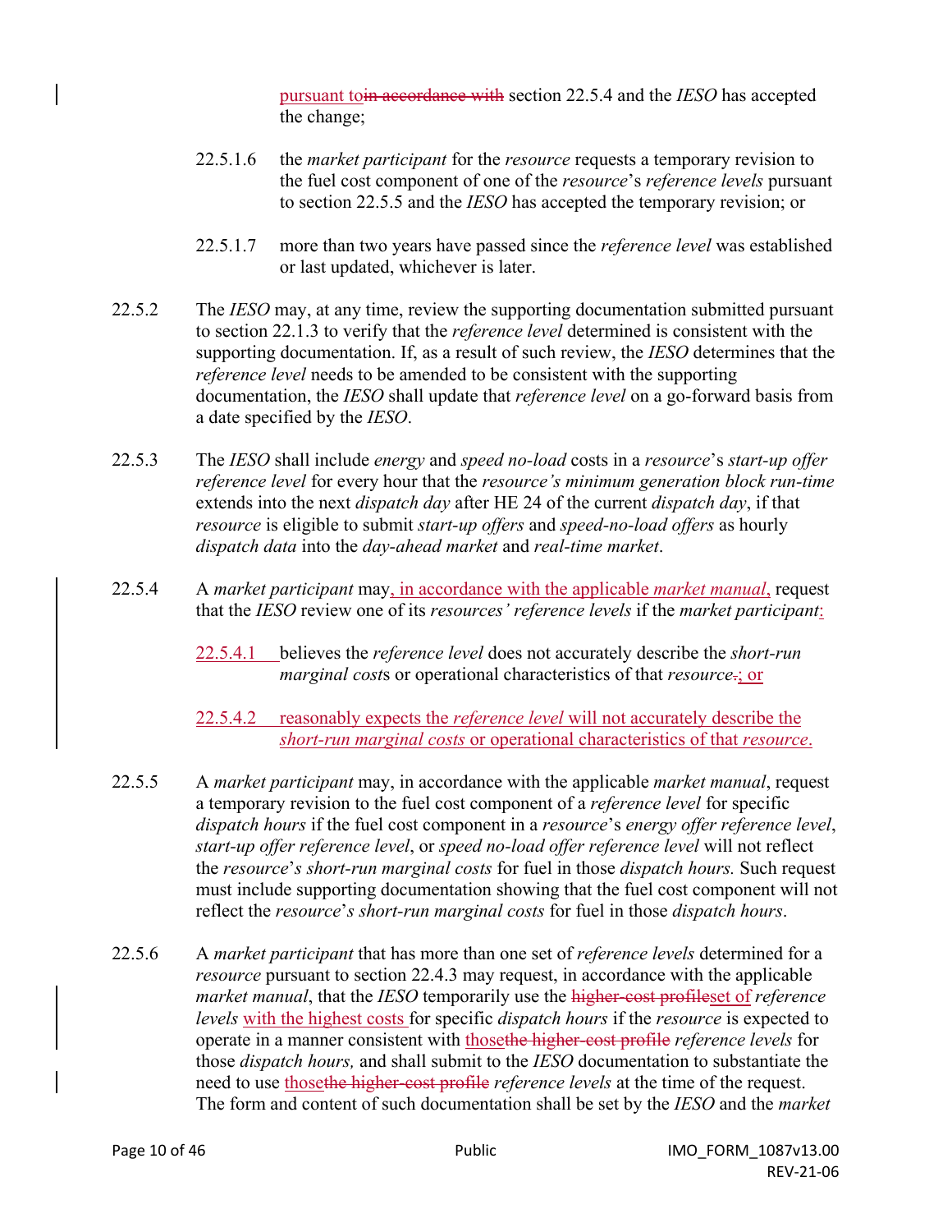pursuant toin accordance with section 22.5.4 and the *IESO* has accepted the change;

22.5.1.6 the *market participant* for the *resource* requests a temporary revision to the fuel cost component of one of the *resource*'s *reference levels* pursuant to section 22.5.5 and the *IESO* has accepted the temporary revision; or

22.5.1.7 more than two years have passed since the *reference level* was established or last updated, whichever is later.

22.5.2 The *IESO* may, at any time, review the supporting documentation submitted pursuant to section 22.1.3 to verify that the *reference level* determined is consistent with the supporting documentation. If, as a result of such review, the *IESO* determines that the *reference level* needs to be amended to be consistent with the supporting documentation, the *IESO* shall update that *reference level* on a go-forward basis from a date specified by the *IESO*.

22.5.3 The *IESO* shall include *energy* and *speed no-load* costs in a *resource*'s *start-up offer reference level* for every hour that the *resource's minimum generation block run-time* extends into the next *dispatch day* after HE 24 of the current *dispatch day*, if that *resource* is eligible to submit *start-up offers* and *speed-no-load offers* as hourly *dispatch data* into the *day-ahead market* and *real-time market*.

22.5.4 A *market participant* may, in accordance with the applicable *market manual*, request that the *IESO* review one of its *resources' reference levels* if the *market participant*:

22.5.4.1 believes the *reference level* does not accurately describe the *short-run marginal cost*s or operational characteristics of that *resource*.; or

22.5.4.2 reasonably expects the *reference level* will not accurately describe the *short-run marginal costs* or operational characteristics of that *resource*.

22.5.5 A *market participant* may, in accordance with the applicable *market manual*, request a temporary revision to the fuel cost component of a *reference level* for specific *dispatch hours* if the fuel cost component in a *resource*'s *energy offer reference level*, *start-up offer reference level*, or *speed no-load offer reference level* will not reflect the *resource*'s *short-run marginal costs* for fuel in those *dispatch hours.* Such request must include supporting documentation showing that the fuel cost component will not reflect the *resource*'s *short-run marginal costs* for fuel in those *dispatch hours*.

22.5.6 A *market participant* that has more than one set of *reference levels* determined for a *resource* pursuant to section 22.4.3 may request, in accordance with the applicable *market manual*, that the *IESO* temporarily use the higher-cost profileset of *reference levels* with the highest costs for specific *dispatch hours* if the *resource* is expected to operate in a manner consistent with thosethe higher-cost profile *reference levels* for those *dispatch hours,* and shall submit to the *IESO* documentation to substantiate the need to use thosethe higher-cost profile *reference levels* at the time of the request. The form and content of such documentation shall be set by the *IESO* and the *market*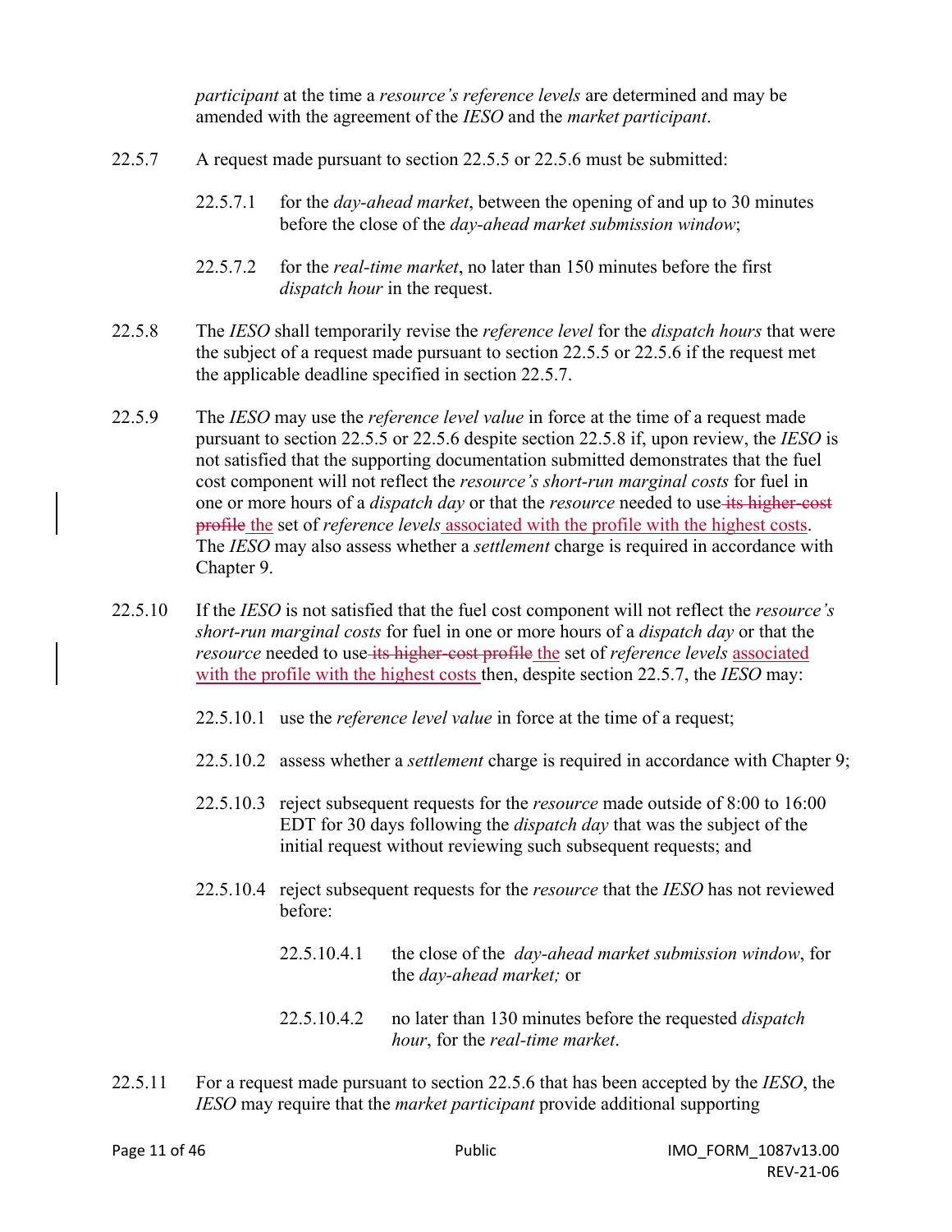*participant* at the time a *resource's reference levels* are determined and may be amended with the agreement of the *IESO* and the *market participant*.

22.5.7 A request made pursuant to section 22.5.5 or 22.5.6 must be submitted:

22.5.7.1 for the *day-ahead market*, between the opening of and up to 30 minutes before the close of the *day-ahead market submission window*;

22.5.7.2 for the *real-time market*, no later than 150 minutes before the first *dispatch hour* in the request.

22.5.8 The *IESO* shall temporarily revise the *reference level* for the *dispatch hours* that were the subject of a request made pursuant to section 22.5.5 or 22.5.6 if the request met the applicable deadline specified in section 22.5.7.

22.5.9 The *IESO* may use the *reference level value* in force at the time of a request made pursuant to section 22.5.5 or 22.5.6 despite section 22.5.8 if, upon review, the *IESO* is not satisfied that the supporting documentation submitted demonstrates that the fuel cost component will not reflect the *resource's short-run marginal costs* for fuel in one or more hours of a *dispatch day* or that the *resource* needed to use ~~its higher-cost profile~~ the set of *reference levels* associated with the profile with the highest costs. The *IESO* may also assess whether a *settlement* charge is required in accordance with Chapter 9.

22.5.10 If the *IESO* is not satisfied that the fuel cost component will not reflect the *resource's short-run marginal costs* for fuel in one or more hours of a *dispatch day* or that the *resource* needed to use ~~its higher-cost profile~~ the set of *reference levels* associated with the profile with the highest costs then, despite section 22.5.7, the *IESO* may:

22.5.10.1 use the *reference level value* in force at the time of a request;

22.5.10.2 assess whether a *settlement* charge is required in accordance with Chapter 9;

22.5.10.3 reject subsequent requests for the *resource* made outside of 8:00 to 16:00 EDT for 30 days following the *dispatch day* that was the subject of the initial request without reviewing such subsequent requests; and

22.5.10.4 reject subsequent requests for the *resource* that the *IESO* has not reviewed before:

22.5.10.4.1 the close of the *day-ahead market submission window*, for the *day-ahead market;* or

22.5.10.4.2 no later than 130 minutes before the requested *dispatch hour*, for the *real-time market*.

22.5.11 For a request made pursuant to section 22.5.6 that has been accepted by the *IESO*, the *IESO* may require that the *market participant* provide additional supporting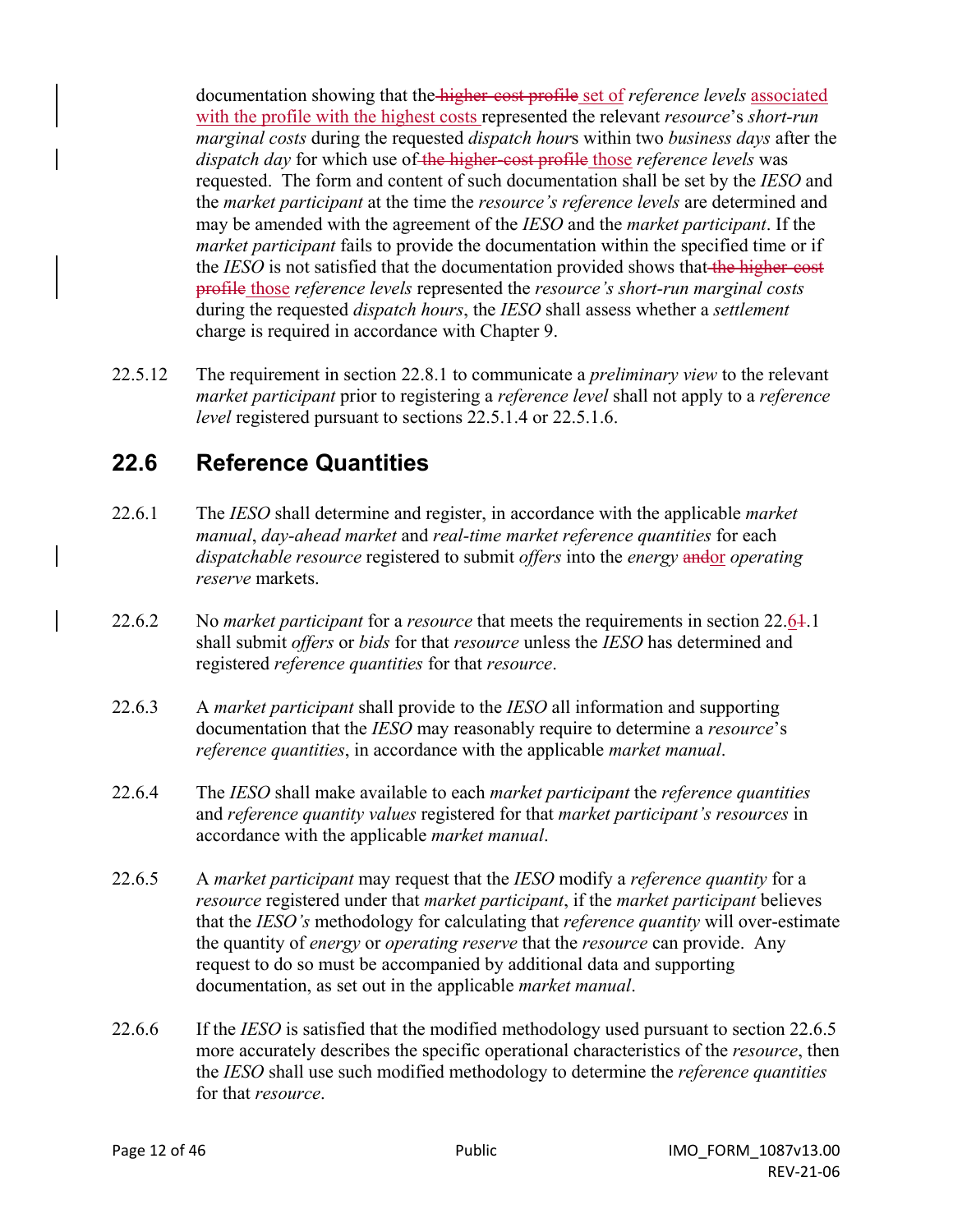documentation showing that the ~~higher-cost profile~~ <u>set of</u> *reference levels* <u>associated with the profile with the highest costs</u> represented the relevant *resource*'s *short-run marginal costs* during the requested *dispatch hour*s within two *business days* after the *dispatch day* for which use of ~~the higher-cost profile~~ <u>those</u> *reference levels* was requested. The form and content of such documentation shall be set by the *IESO* and the *market participant* at the time the *resource's reference levels* are determined and may be amended with the agreement of the *IESO* and the *market participant*. If the *market participant* fails to provide the documentation within the specified time or if the *IESO* is not satisfied that the documentation provided shows that ~~the higher-cost profile~~ <u>those</u> *reference levels* represented the *resource's short-run marginal costs* during the requested *dispatch hours*, the *IESO* shall assess whether a *settlement* charge is required in accordance with Chapter 9.

22.5.12 The requirement in section 22.8.1 to communicate a *preliminary view* to the relevant *market participant* prior to registering a *reference level* shall not apply to a *reference level* registered pursuant to sections 22.5.1.4 or 22.5.1.6.

## 22.6 Reference Quantities

22.6.1 The *IESO* shall determine and register, in accordance with the applicable *market manual*, *day-ahead market* and *real-time market reference quantities* for each *dispatchable resource* registered to submit *offers* into the *energy* ~~and~~<u>or</u> *operating reserve* markets.

22.6.2 No *market participant* for a *resource* that meets the requirements in section 22.<u>6</u>~~1~~.1 shall submit *offers* or *bids* for that *resource* unless the *IESO* has determined and registered *reference quantities* for that *resource*.

22.6.3 A *market participant* shall provide to the *IESO* all information and supporting documentation that the *IESO* may reasonably require to determine a *resource*'s *reference quantities*, in accordance with the applicable *market manual*.

22.6.4 The *IESO* shall make available to each *market participant* the *reference quantities* and *reference quantity values* registered for that *market participant's resources* in accordance with the applicable *market manual*.

22.6.5 A *market participant* may request that the *IESO* modify a *reference quantity* for a *resource* registered under that *market participant*, if the *market participant* believes that the *IESO's* methodology for calculating that *reference quantity* will over-estimate the quantity of *energy* or *operating reserve* that the *resource* can provide. Any request to do so must be accompanied by additional data and supporting documentation, as set out in the applicable *market manual*.

22.6.6 If the *IESO* is satisfied that the modified methodology used pursuant to section 22.6.5 more accurately describes the specific operational characteristics of the *resource*, then the *IESO* shall use such modified methodology to determine the *reference quantities* for that *resource*.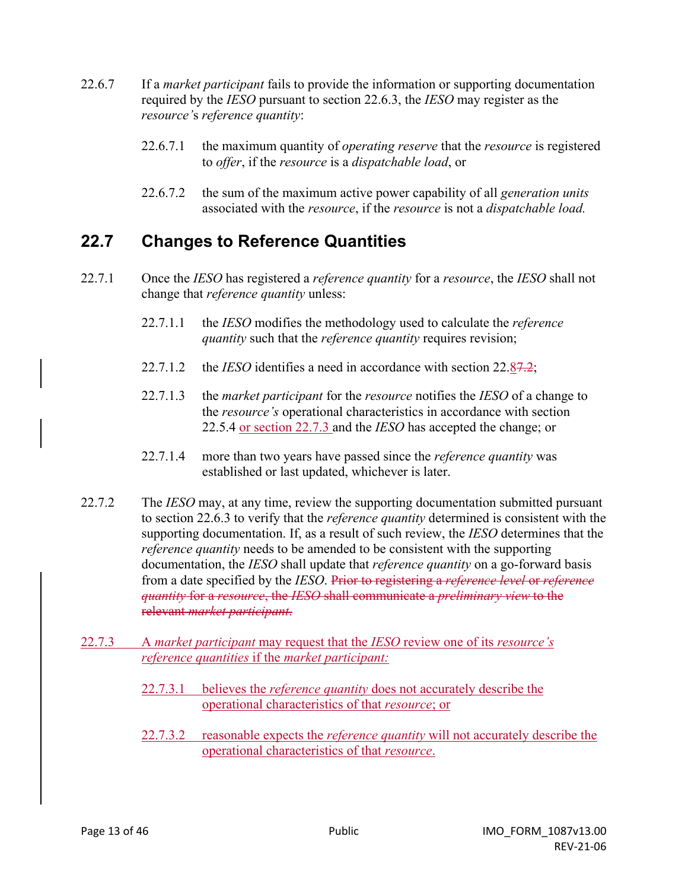22.6.7 If a *market participant* fails to provide the information or supporting documentation required by the *IESO* pursuant to section 22.6.3, the *IESO* may register as the *resource's reference quantity*:

> 22.6.7.1 the maximum quantity of *operating reserve* that the *resource* is registered to *offer*, if the *resource* is a *dispatchable load*, or
>
> 22.6.7.2 the sum of the maximum active power capability of all *generation units* associated with the *resource*, if the *resource* is not a *dispatchable load.*

## 22.7 Changes to Reference Quantities

22.7.1 Once the *IESO* has registered a *reference quantity* for a *resource*, the *IESO* shall not change that *reference quantity* unless:

> 22.7.1.1 the *IESO* modifies the methodology used to calculate the *reference quantity* such that the *reference quantity* requires revision;
>
> 22.7.1.2 the *IESO* identifies a need in accordance with section 22.~~8~~7.2;
>
> 22.7.1.3 the *market participant* for the *resource* notifies the *IESO* of a change to the *resource's* operational characteristics in accordance with section 22.5.4 or section 22.7.3 and the *IESO* has accepted the change; or
>
> 22.7.1.4 more than two years have passed since the *reference quantity* was established or last updated, whichever is later.

22.7.2 The *IESO* may, at any time, review the supporting documentation submitted pursuant to section 22.6.3 to verify that the *reference quantity* determined is consistent with the supporting documentation. If, as a result of such review, the *IESO* determines that the *reference quantity* needs to be amended to be consistent with the supporting documentation, the *IESO* shall update that *reference quantity* on a go-forward basis from a date specified by the *IESO*. ~~Prior to registering a *reference level* or *reference quantity* for a *resource*, the *IESO* shall communicate a *preliminary view* to the relevant *market participant*.~~

22.7.3 A *market participant* may request that the *IESO* review one of its *resource's reference quantities* if the *market participant:*

> 22.7.3.1 believes the *reference quantity* does not accurately describe the operational characteristics of that *resource*; or
>
> 22.7.3.2 reasonable expects the *reference quantity* will not accurately describe the operational characteristics of that *resource*.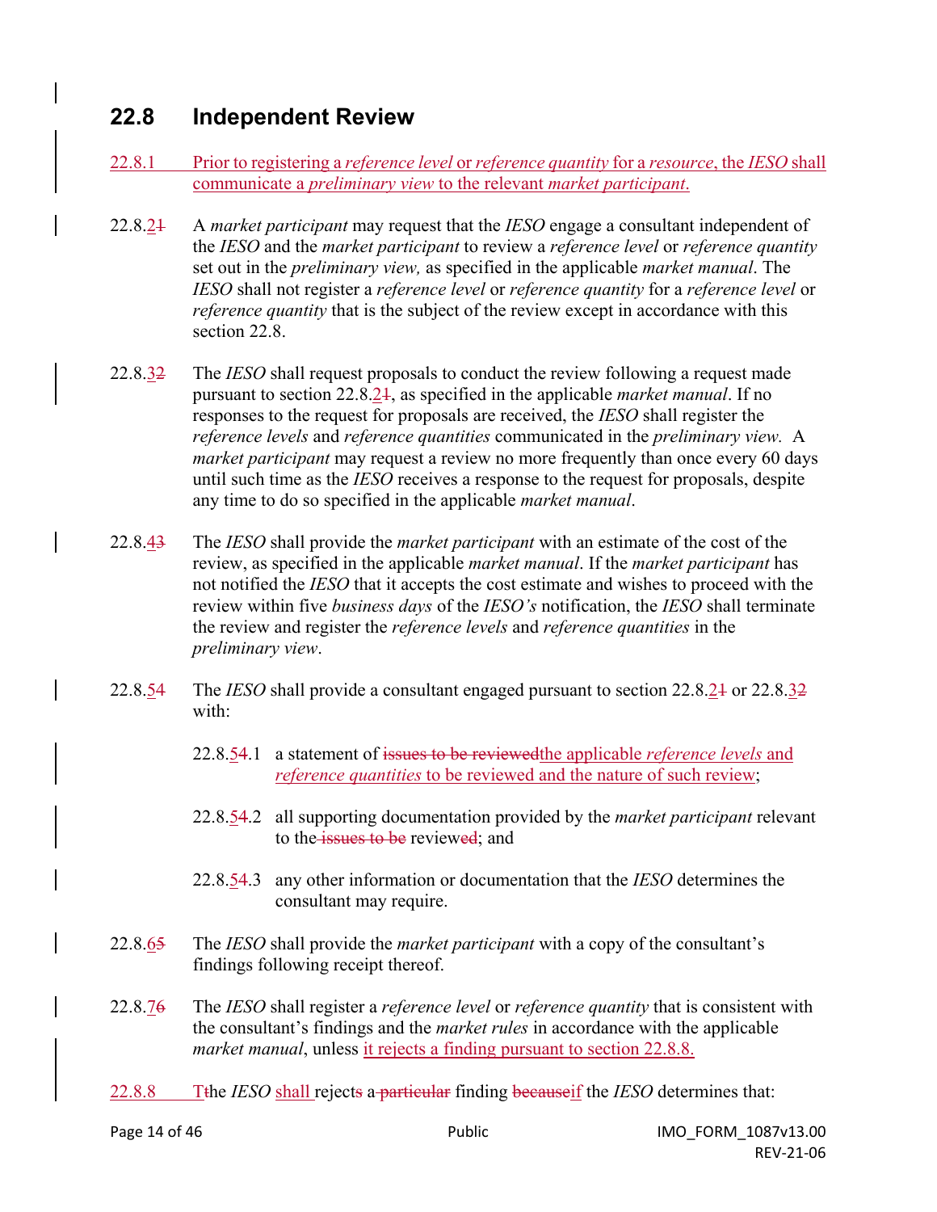## 22.8 Independent Review

22.8.1 Prior to registering a *reference level* or *reference quantity* for a *resource*, the *IESO* shall communicate a *preliminary view* to the relevant *market participant*.

22.8.21 A *market participant* may request that the *IESO* engage a consultant independent of the *IESO* and the *market participant* to review a *reference level* or *reference quantity* set out in the *preliminary view,* as specified in the applicable *market manual*. The *IESO* shall not register a *reference level* or *reference quantity* for a *reference level* or *reference quantity* that is the subject of the review except in accordance with this section 22.8.

22.8.32 The *IESO* shall request proposals to conduct the review following a request made pursuant to section 22.8.21, as specified in the applicable *market manual*. If no responses to the request for proposals are received, the *IESO* shall register the *reference levels* and *reference quantities* communicated in the *preliminary view.* A *market participant* may request a review no more frequently than once every 60 days until such time as the *IESO* receives a response to the request for proposals, despite any time to do so specified in the applicable *market manual*.

22.8.43 The *IESO* shall provide the *market participant* with an estimate of the cost of the review, as specified in the applicable *market manual*. If the *market participant* has not notified the *IESO* that it accepts the cost estimate and wishes to proceed with the review within five *business days* of the *IESO's* notification, the *IESO* shall terminate the review and register the *reference levels* and *reference quantities* in the *preliminary view*.

22.8.54 The *IESO* shall provide a consultant engaged pursuant to section 22.8.21 or 22.8.32 with:

22.8.54.1 a statement of issues to be reviewedthe applicable *reference levels* and *reference quantities* to be reviewed and the nature of such review;

22.8.54.2 all supporting documentation provided by the *market participant* relevant to the issues to be reviewed; and

22.8.54.3 any other information or documentation that the *IESO* determines the consultant may require.

22.8.65 The *IESO* shall provide the *market participant* with a copy of the consultant's findings following receipt thereof.

22.8.76 The *IESO* shall register a *reference level* or *reference quantity* that is consistent with the consultant's findings and the *market rules* in accordance with the applicable *market manual*, unless it rejects a finding pursuant to section 22.8.8.

22.8.8 Tthe *IESO* shall rejects a particular finding becauseif the *IESO* determines that: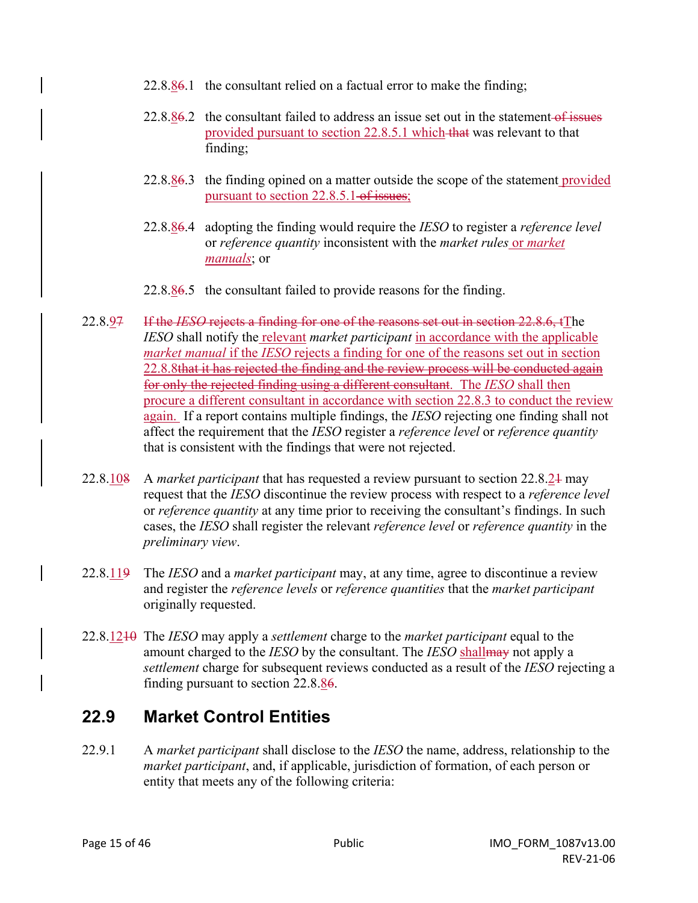22.8.~~6~~8.1 the consultant relied on a factual error to make the finding;

22.8.~~6~~8.2 the consultant failed to address an issue set out in the statement ~~of issues~~ provided pursuant to section 22.8.5.1 which ~~that~~ was relevant to that finding;

22.8.~~6~~8.3 the finding opined on a matter outside the scope of the statement provided pursuant to section 22.8.5.1 ~~of issues~~;

22.8.~~6~~8.4 adopting the finding would require the *IESO* to register a *reference level* or *reference quantity* inconsistent with the *market rules* or *market manuals*; or

22.8.~~6~~8.5 the consultant failed to provide reasons for the finding.

22.8.~~7~~9 ~~If the *IESO* rejects a finding for one of the reasons set out in section 22.8.6, t~~The *IESO* shall notify the relevant *market participant* in accordance with the applicable *market manual* if the *IESO* rejects a finding for one of the reasons set out in section 22.8.8~~that it has rejected the finding and the review process will be conducted again for only the rejected finding using a different consultant~~. The *IESO* shall then procure a different consultant in accordance with section 22.8.3 to conduct the review again. If a report contains multiple findings, the *IESO* rejecting one finding shall not affect the requirement that the *IESO* register a *reference level* or *reference quantity* that is consistent with the findings that were not rejected.

22.8.~~8~~10 A *market participant* that has requested a review pursuant to section 22.8.~~1~~2 may request that the *IESO* discontinue the review process with respect to a *reference level* or *reference quantity* at any time prior to receiving the consultant's findings. In such cases, the *IESO* shall register the relevant *reference level* or *reference quantity* in the *preliminary view*.

22.8.~~9~~11 The *IESO* and a *market participant* may, at any time, agree to discontinue a review and register the *reference levels* or *reference quantities* that the *market participant* originally requested.

22.8.~~10~~12 The *IESO* may apply a *settlement* charge to the *market participant* equal to the amount charged to the *IESO* by the consultant. The *IESO* shall~~may~~ not apply a *settlement* charge for subsequent reviews conducted as a result of the *IESO* rejecting a finding pursuant to section 22.8.~~6~~8.

## 22.9 Market Control Entities

22.9.1 A *market participant* shall disclose to the *IESO* the name, address, relationship to the *market participant*, and, if applicable, jurisdiction of formation, of each person or entity that meets any of the following criteria: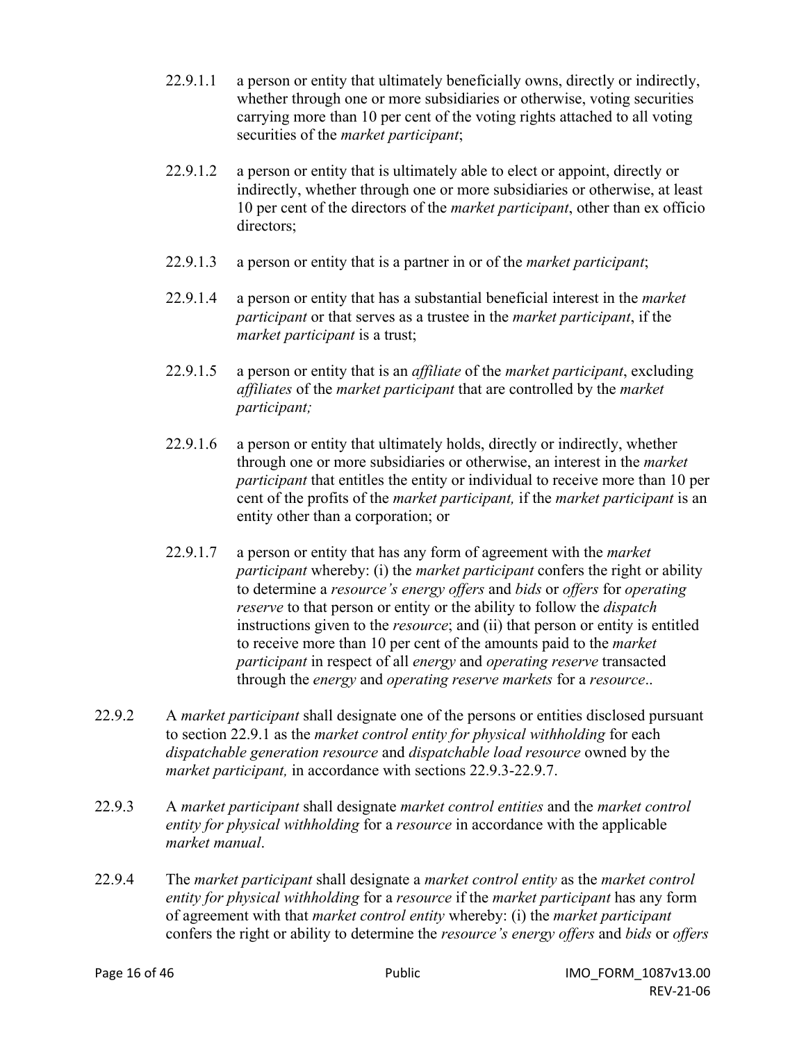22.9.1.1 a person or entity that ultimately beneficially owns, directly or indirectly, whether through one or more subsidiaries or otherwise, voting securities carrying more than 10 per cent of the voting rights attached to all voting securities of the *market participant*;

22.9.1.2 a person or entity that is ultimately able to elect or appoint, directly or indirectly, whether through one or more subsidiaries or otherwise, at least 10 per cent of the directors of the *market participant*, other than ex officio directors;

22.9.1.3 a person or entity that is a partner in or of the *market participant*;

22.9.1.4 a person or entity that has a substantial beneficial interest in the *market participant* or that serves as a trustee in the *market participant*, if the *market participant* is a trust;

22.9.1.5 a person or entity that is an *affiliate* of the *market participant*, excluding *affiliates* of the *market participant* that are controlled by the *market participant;*

22.9.1.6 a person or entity that ultimately holds, directly or indirectly, whether through one or more subsidiaries or otherwise, an interest in the *market participant* that entitles the entity or individual to receive more than 10 per cent of the profits of the *market participant,* if the *market participant* is an entity other than a corporation; or

22.9.1.7 a person or entity that has any form of agreement with the *market participant* whereby: (i) the *market participant* confers the right or ability to determine a *resource's energy offers* and *bids* or *offers* for *operating reserve* to that person or entity or the ability to follow the *dispatch* instructions given to the *resource*; and (ii) that person or entity is entitled to receive more than 10 per cent of the amounts paid to the *market participant* in respect of all *energy* and *operating reserve* transacted through the *energy* and *operating reserve markets* for a *resource*..

22.9.2 A *market participant* shall designate one of the persons or entities disclosed pursuant to section 22.9.1 as the *market control entity for physical withholding* for each *dispatchable generation resource* and *dispatchable load resource* owned by the *market participant,* in accordance with sections 22.9.3-22.9.7.

22.9.3 A *market participant* shall designate *market control entities* and the *market control entity for physical withholding* for a *resource* in accordance with the applicable *market manual*.

22.9.4 The *market participant* shall designate a *market control entity* as the *market control entity for physical withholding* for a *resource* if the *market participant* has any form of agreement with that *market control entity* whereby: (i) the *market participant* confers the right or ability to determine the *resource's energy offers* and *bids* or *offers*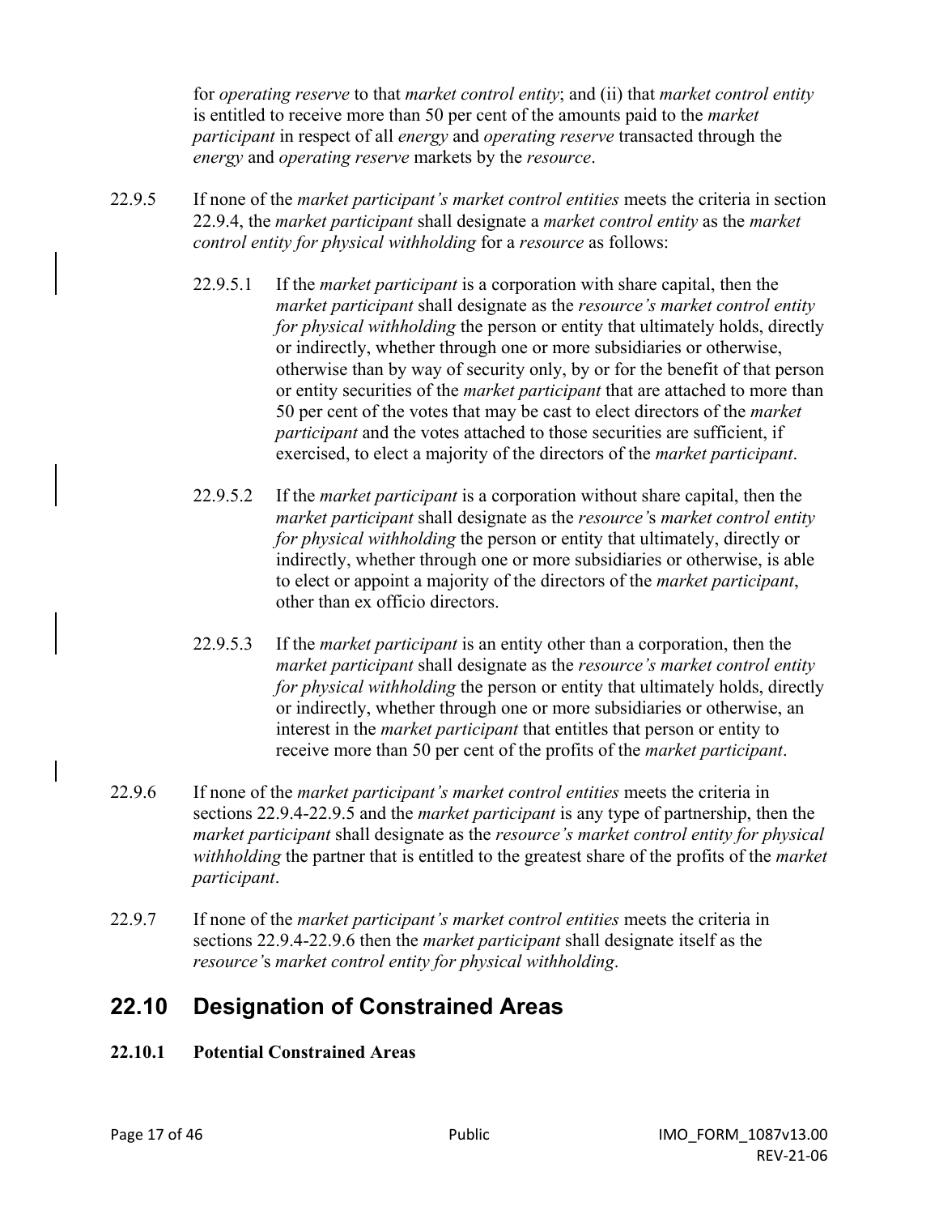for *operating reserve* to that *market control entity*; and (ii) that *market control entity* is entitled to receive more than 50 per cent of the amounts paid to the *market participant* in respect of all *energy* and *operating reserve* transacted through the *energy* and *operating reserve* markets by the *resource*.

22.9.5 If none of the *market participant's market control entities* meets the criteria in section 22.9.4, the *market participant* shall designate a *market control entity* as the *market control entity for physical withholding* for a *resource* as follows:

22.9.5.1 If the *market participant* is a corporation with share capital, then the *market participant* shall designate as the *resource's market control entity for physical withholding* the person or entity that ultimately holds, directly or indirectly, whether through one or more subsidiaries or otherwise, otherwise than by way of security only, by or for the benefit of that person or entity securities of the *market participant* that are attached to more than 50 per cent of the votes that may be cast to elect directors of the *market participant* and the votes attached to those securities are sufficient, if exercised, to elect a majority of the directors of the *market participant*.

22.9.5.2 If the *market participant* is a corporation without share capital, then the *market participant* shall designate as the *resource's market control entity for physical withholding* the person or entity that ultimately, directly or indirectly, whether through one or more subsidiaries or otherwise, is able to elect or appoint a majority of the directors of the *market participant*, other than ex officio directors.

22.9.5.3 If the *market participant* is an entity other than a corporation, then the *market participant* shall designate as the *resource's market control entity for physical withholding* the person or entity that ultimately holds, directly or indirectly, whether through one or more subsidiaries or otherwise, an interest in the *market participant* that entitles that person or entity to receive more than 50 per cent of the profits of the *market participant*.

22.9.6 If none of the *market participant's market control entities* meets the criteria in sections 22.9.4-22.9.5 and the *market participant* is any type of partnership, then the *market participant* shall designate as the *resource's market control entity for physical withholding* the partner that is entitled to the greatest share of the profits of the *market participant*.

22.9.7 If none of the *market participant's market control entities* meets the criteria in sections 22.9.4-22.9.6 then the *market participant* shall designate itself as the *resource's market control entity for physical withholding*.

## 22.10 Designation of Constrained Areas

### 22.10.1 Potential Constrained Areas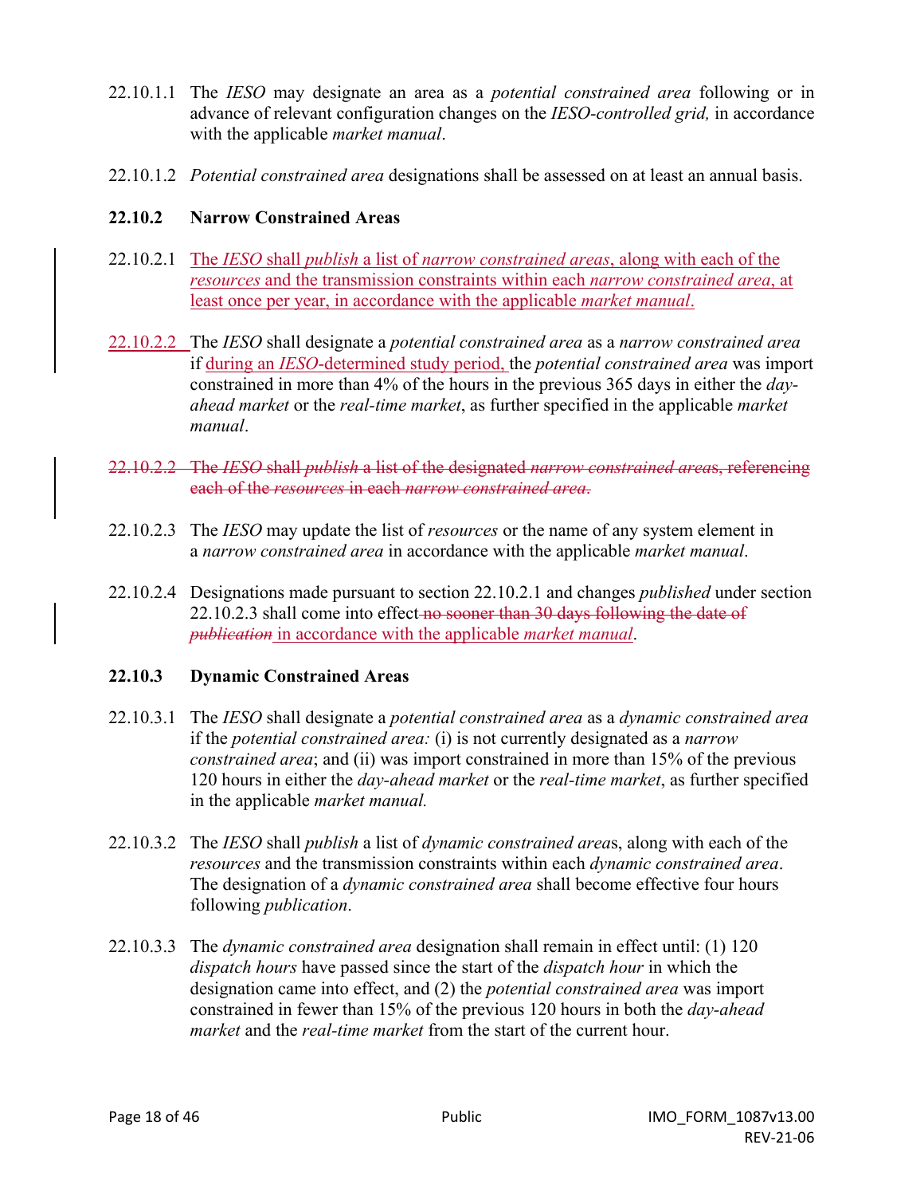22.10.1.1 The *IESO* may designate an area as a *potential constrained area* following or in advance of relevant configuration changes on the *IESO-controlled grid,* in accordance with the applicable *market manual*.

22.10.1.2 *Potential constrained area* designations shall be assessed on at least an annual basis.

### 22.10.2 Narrow Constrained Areas

22.10.2.1 The *IESO* shall *publish* a list of *narrow constrained areas*, along with each of the *resources* and the transmission constraints within each *narrow constrained area*, at least once per year, in accordance with the applicable *market manual*.

22.10.2.2 The *IESO* shall designate a *potential constrained area* as a *narrow constrained area* if during an *IESO*-determined study period, the *potential constrained area* was import constrained in more than 4% of the hours in the previous 365 days in either the *day-ahead market* or the *real-time market*, as further specified in the applicable *market manual*.

~~22.10.2.2 The *IESO* shall *publish* a list of the designated *narrow constrained areas*, referencing each of the *resources* in each *narrow constrained area*.~~

22.10.2.3 The *IESO* may update the list of *resources* or the name of any system element in a *narrow constrained area* in accordance with the applicable *market manual*.

22.10.2.4 Designations made pursuant to section 22.10.2.1 and changes *published* under section 22.10.2.3 shall come into effect ~~no sooner than 30 days following the date of *publication*~~ in accordance with the applicable *market manual*.

### 22.10.3 Dynamic Constrained Areas

22.10.3.1 The *IESO* shall designate a *potential constrained area* as a *dynamic constrained area* if the *potential constrained area:* (i) is not currently designated as a *narrow constrained area*; and (ii) was import constrained in more than 15% of the previous 120 hours in either the *day-ahead market* or the *real-time market*, as further specified in the applicable *market manual.*

22.10.3.2 The *IESO* shall *publish* a list of *dynamic constrained area*s, along with each of the *resources* and the transmission constraints within each *dynamic constrained area*. The designation of a *dynamic constrained area* shall become effective four hours following *publication*.

22.10.3.3 The *dynamic constrained area* designation shall remain in effect until: (1) 120 *dispatch hours* have passed since the start of the *dispatch hour* in which the designation came into effect, and (2) the *potential constrained area* was import constrained in fewer than 15% of the previous 120 hours in both the *day-ahead market* and the *real-time market* from the start of the current hour.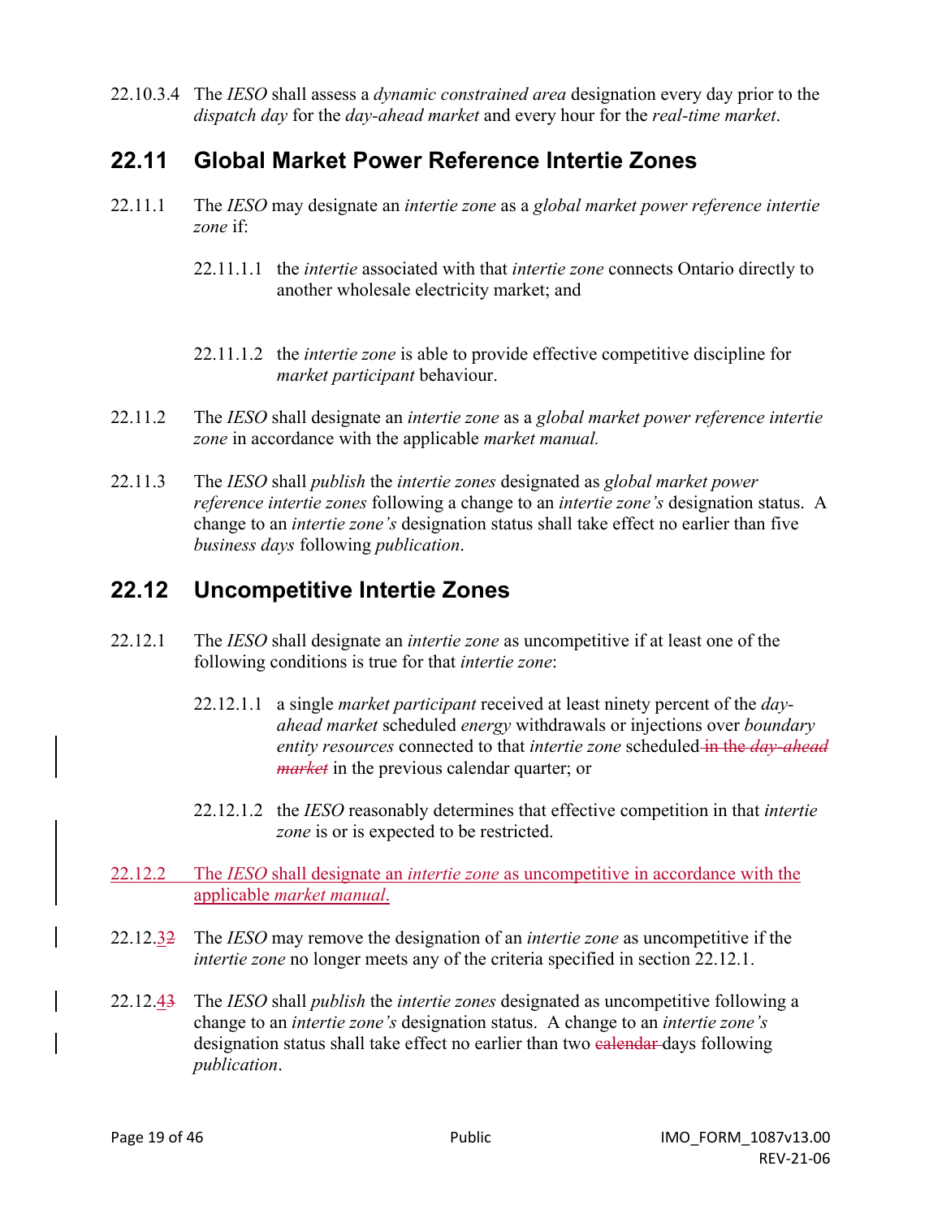22.10.3.4 The *IESO* shall assess a *dynamic constrained area* designation every day prior to the *dispatch day* for the *day-ahead market* and every hour for the *real-time market*.

## 22.11 Global Market Power Reference Intertie Zones

22.11.1 The *IESO* may designate an *intertie zone* as a *global market power reference intertie zone* if:

22.11.1.1 the *intertie* associated with that *intertie zone* connects Ontario directly to another wholesale electricity market; and

22.11.1.2 the *intertie zone* is able to provide effective competitive discipline for *market participant* behaviour.

22.11.2 The *IESO* shall designate an *intertie zone* as a *global market power reference intertie zone* in accordance with the applicable *market manual.*

22.11.3 The *IESO* shall *publish* the *intertie zones* designated as *global market power reference intertie zones* following a change to an *intertie zone's* designation status. A change to an *intertie zone's* designation status shall take effect no earlier than five *business days* following *publication*.

## 22.12 Uncompetitive Intertie Zones

22.12.1 The *IESO* shall designate an *intertie zone* as uncompetitive if at least one of the following conditions is true for that *intertie zone*:

22.12.1.1 a single *market participant* received at least ninety percent of the *day-ahead market* scheduled *energy* withdrawals or injections over *boundary entity resources* connected to that *intertie zone* scheduled ~~in the *day-ahead market*~~ in the previous calendar quarter; or

22.12.1.2 the *IESO* reasonably determines that effective competition in that *intertie zone* is or is expected to be restricted.

<u>22.12.2 The *IESO* shall designate an *intertie zone* as uncompetitive in accordance with the applicable *market manual*.</u>

22.12.<u>3</u>~~2~~ The *IESO* may remove the designation of an *intertie zone* as uncompetitive if the *intertie zone* no longer meets any of the criteria specified in section 22.12.1.

22.12.<u>4</u>~~3~~ The *IESO* shall *publish* the *intertie zones* designated as uncompetitive following a change to an *intertie zone's* designation status. A change to an *intertie zone's* designation status shall take effect no earlier than two ~~calendar~~ days following *publication*.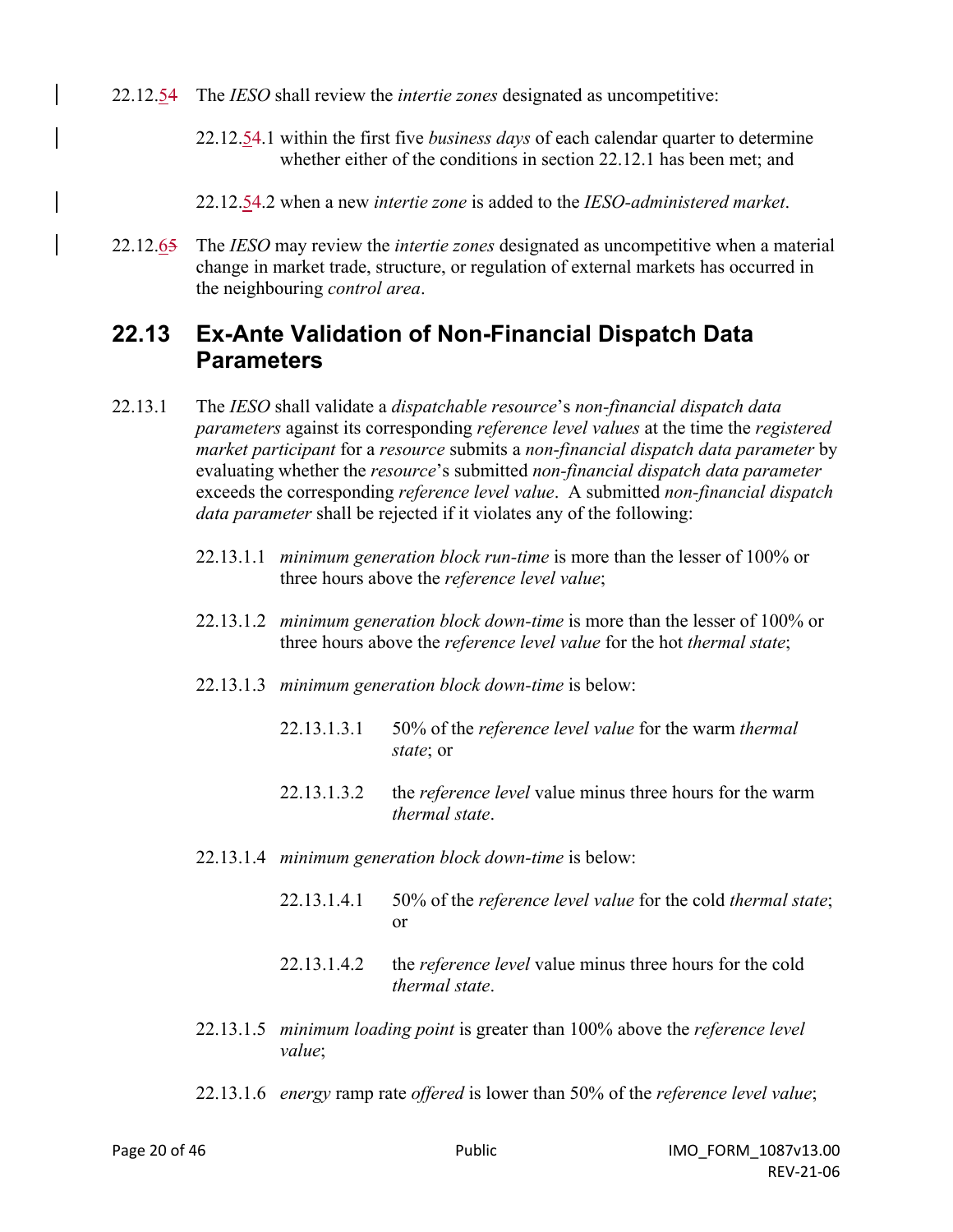22.12.54 The *IESO* shall review the *intertie zones* designated as uncompetitive:

22.12.54.1 within the first five *business days* of each calendar quarter to determine whether either of the conditions in section 22.12.1 has been met; and

22.12.54.2 when a new *intertie zone* is added to the *IESO-administered market*.

22.12.65 The *IESO* may review the *intertie zones* designated as uncompetitive when a material change in market trade, structure, or regulation of external markets has occurred in the neighbouring *control area*.

## 22.13 Ex-Ante Validation of Non-Financial Dispatch Data Parameters

22.13.1 The *IESO* shall validate a *dispatchable resource*'s *non-financial dispatch data parameters* against its corresponding *reference level values* at the time the *registered market participant* for a *resource* submits a *non-financial dispatch data parameter* by evaluating whether the *resource*'s submitted *non-financial dispatch data parameter* exceeds the corresponding *reference level value*. A submitted *non-financial dispatch data parameter* shall be rejected if it violates any of the following:

22.13.1.1 *minimum generation block run-time* is more than the lesser of 100% or three hours above the *reference level value*;

22.13.1.2 *minimum generation block down-time* is more than the lesser of 100% or three hours above the *reference level value* for the hot *thermal state*;

22.13.1.3 *minimum generation block down-time* is below:

22.13.1.3.1 50% of the *reference level value* for the warm *thermal state*; or

22.13.1.3.2 the *reference level* value minus three hours for the warm *thermal state*.

22.13.1.4 *minimum generation block down-time* is below:

22.13.1.4.1 50% of the *reference level value* for the cold *thermal state*; or

22.13.1.4.2 the *reference level* value minus three hours for the cold *thermal state*.

22.13.1.5 *minimum loading point* is greater than 100% above the *reference level value*;

22.13.1.6 *energy* ramp rate *offered* is lower than 50% of the *reference level value*;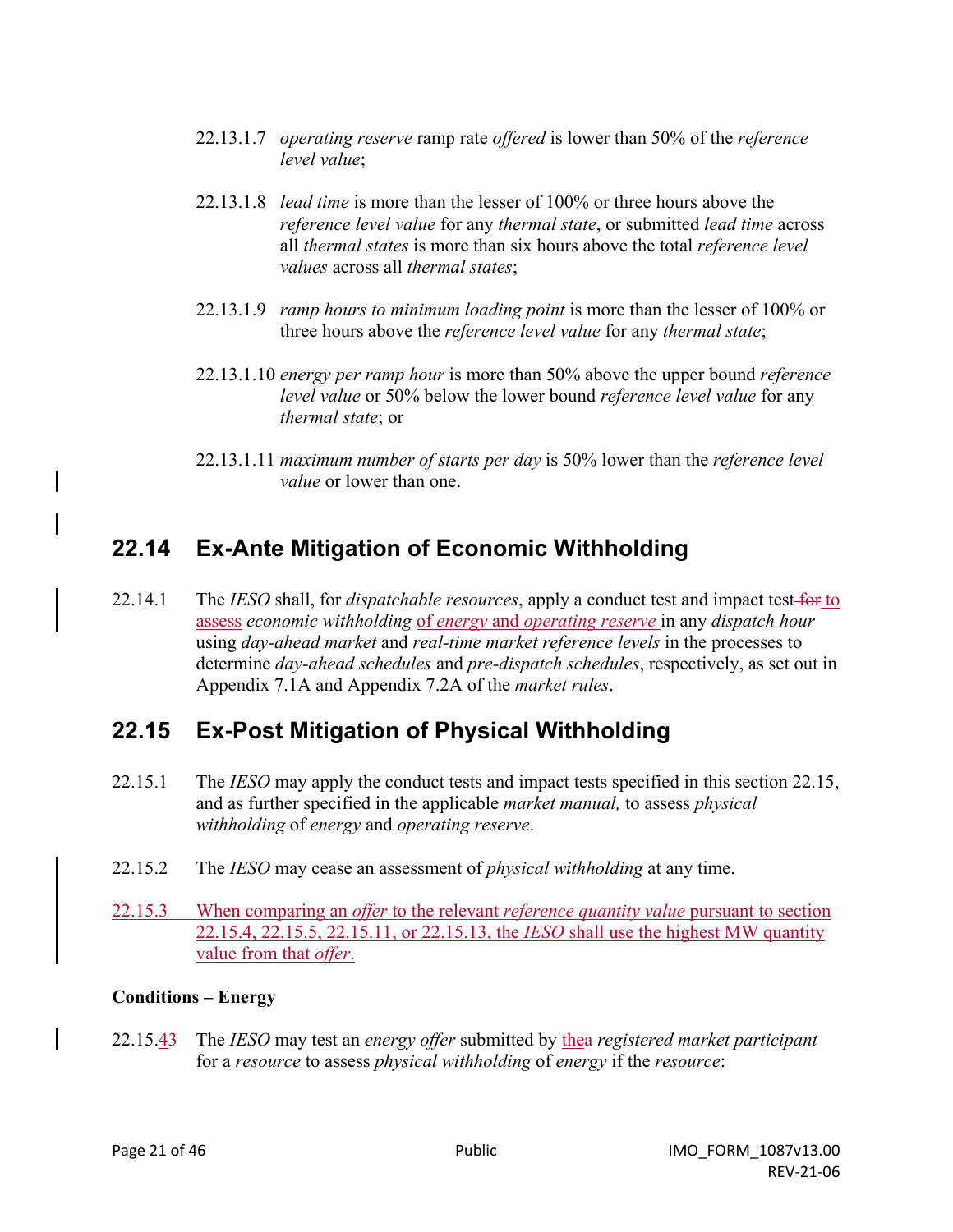22.13.1.7 *operating reserve* ramp rate *offered* is lower than 50% of the *reference level value*;

22.13.1.8 *lead time* is more than the lesser of 100% or three hours above the *reference level value* for any *thermal state*, or submitted *lead time* across all *thermal states* is more than six hours above the total *reference level values* across all *thermal states*;

22.13.1.9 *ramp hours to minimum loading point* is more than the lesser of 100% or three hours above the *reference level value* for any *thermal state*;

22.13.1.10 *energy per ramp hour* is more than 50% above the upper bound *reference level value* or 50% below the lower bound *reference level value* for any *thermal state*; or

22.13.1.11 *maximum number of starts per day* is 50% lower than the *reference level value* or lower than one.

## 22.14 Ex-Ante Mitigation of Economic Withholding

22.14.1 The *IESO* shall, for *dispatchable resources*, apply a conduct test and impact test ~~for~~ to assess *economic withholding* of *energy* and *operating reserve* in any *dispatch hour* using *day-ahead market* and *real-time market reference levels* in the processes to determine *day-ahead schedules* and *pre-dispatch schedules*, respectively, as set out in Appendix 7.1A and Appendix 7.2A of the *market rules*.

## 22.15 Ex-Post Mitigation of Physical Withholding

22.15.1 The *IESO* may apply the conduct tests and impact tests specified in this section 22.15, and as further specified in the applicable *market manual,* to assess *physical withholding* of *energy* and *operating reserve*.

22.15.2 The *IESO* may cease an assessment of *physical withholding* at any time.

22.15.3 When comparing an *offer* to the relevant *reference quantity value* pursuant to section 22.15.4, 22.15.5, 22.15.11, or 22.15.13, the *IESO* shall use the highest MW quantity value from that *offer*.

**Conditions – Energy**

22.15.4~~3~~ The *IESO* may test an *energy offer* submitted by the~~a~~ *registered market participant* for a *resource* to assess *physical withholding* of *energy* if the *resource*: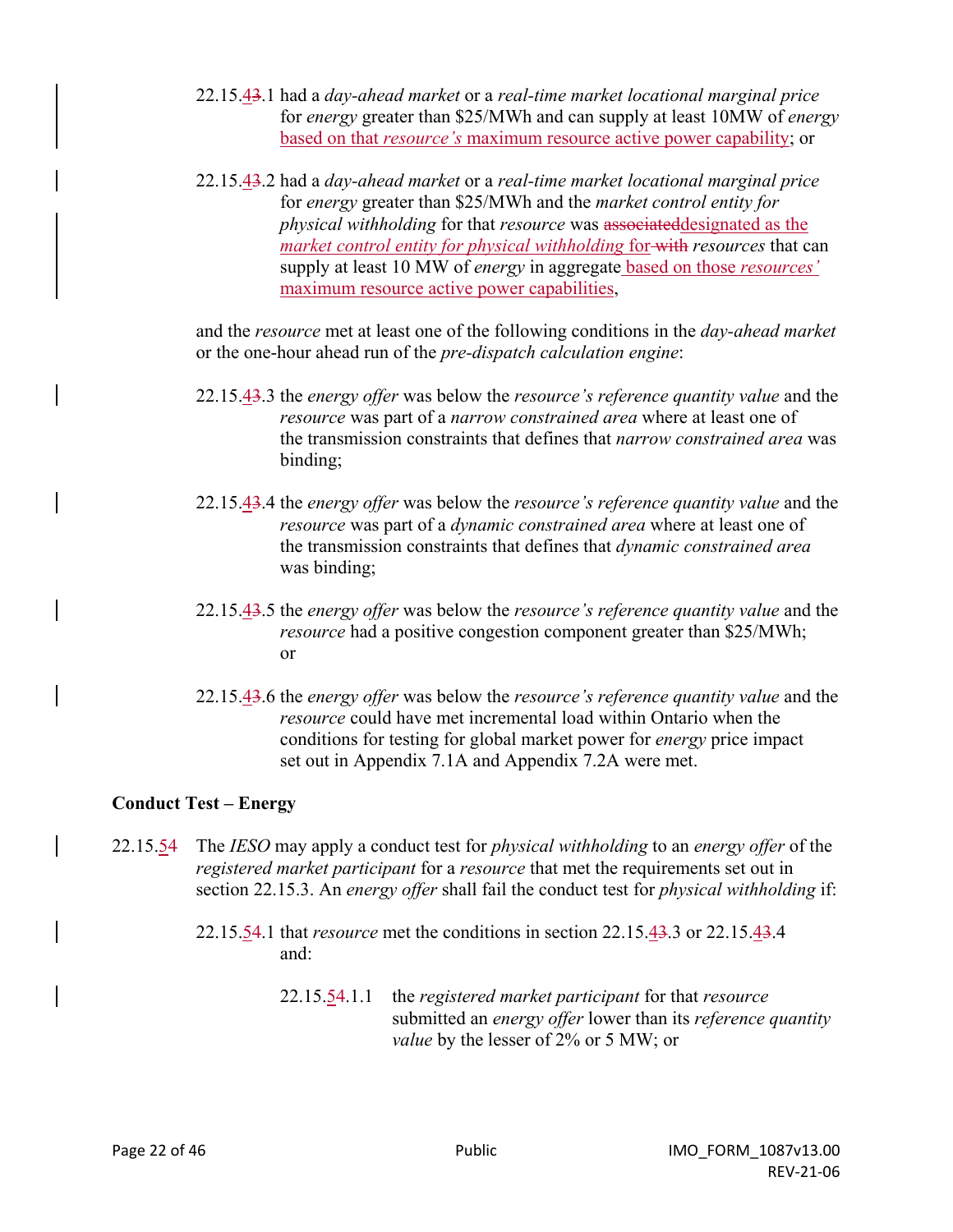22.15.~~4~~3.1 had a *day-ahead market* or a *real-time market locational marginal price* for *energy* greater than $25/MWh and can supply at least 10MW of *energy* based on that *resource's* maximum resource active power capability; or

22.15.~~4~~3.2 had a *day-ahead market* or a *real-time market locational marginal price* for *energy* greater than $25/MWh and the *market control entity for physical withholding* for that *resource* was ~~associated~~designated as the *market control entity for physical withholding* for ~~with~~ *resources* that can supply at least 10 MW of *energy* in aggregate based on those *resources'* maximum resource active power capabilities,

and the *resource* met at least one of the following conditions in the *day-ahead market* or the one-hour ahead run of the *pre-dispatch calculation engine*:

22.15.~~4~~3.3 the *energy offer* was below the *resource's reference quantity value* and the *resource* was part of a *narrow constrained area* where at least one of the transmission constraints that defines that *narrow constrained area* was binding;

22.15.~~4~~3.4 the *energy offer* was below the *resource's reference quantity value* and the *resource* was part of a *dynamic constrained area* where at least one of the transmission constraints that defines that *dynamic constrained area* was binding;

22.15.~~4~~3.5 the *energy offer* was below the *resource's reference quantity value* and the *resource* had a positive congestion component greater than $25/MWh; or

22.15.~~4~~3.6 the *energy offer* was below the *resource's reference quantity value* and the *resource* could have met incremental load within Ontario when the conditions for testing for global market power for *energy* price impact set out in Appendix 7.1A and Appendix 7.2A were met.

**Conduct Test – Energy**

22.15.~~5~~4 The *IESO* may apply a conduct test for *physical withholding* to an *energy offer* of the *registered market participant* for a *resource* that met the requirements set out in section 22.15.3. An *energy offer* shall fail the conduct test for *physical withholding* if:

22.15.~~5~~4.1 that *resource* met the conditions in section 22.15.~~4~~3.3 or 22.15.~~4~~3.4 and:

22.15.~~5~~4.1.1 the *registered market participant* for that *resource* submitted an *energy offer* lower than its *reference quantity value* by the lesser of 2% or 5 MW; or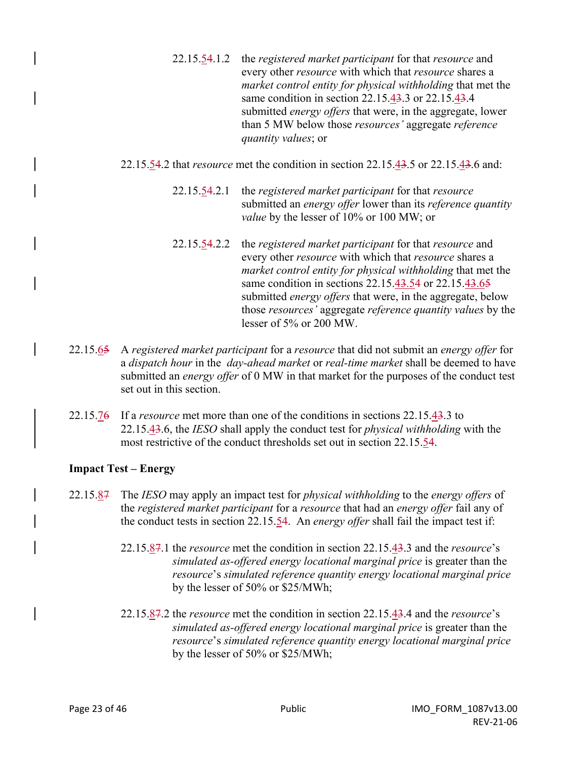22.15.~~4~~5.1.2 the *registered market participant* for that *resource* and every other *resource* with which that *resource* shares a *market control entity for physical withholding* that met the same condition in section 22.15.~~3~~4.3 or 22.15.~~3~~4.4 submitted *energy offers* that were, in the aggregate, lower than 5 MW below those *resources'* aggregate *reference quantity values*; or

22.15.~~4~~5.2 that *resource* met the condition in section 22.15.~~3~~4.5 or 22.15.~~3~~4.6 and:

22.15.~~4~~5.2.1 the *registered market participant* for that *resource* submitted an *energy offer* lower than its *reference quantity value* by the lesser of 10% or 100 MW; or

22.15.~~4~~5.2.2 the *registered market participant* for that *resource* and every other *resource* with which that *resource* shares a *market control entity for physical withholding* that met the same condition in sections 22.15.~~3~~4.~~4~~5 or 22.15.~~3~~4.~~5~~6 submitted *energy offers* that were, in the aggregate, below those *resources'* aggregate *reference quantity values* by the lesser of 5% or 200 MW.

22.15.~~5~~6 A *registered market participant* for a *resource* that did not submit an *energy offer* for a *dispatch hour* in the *day-ahead market* or *real-time market* shall be deemed to have submitted an *energy offer* of 0 MW in that market for the purposes of the conduct test set out in this section.

22.15.~~6~~7 If a *resource* met more than one of the conditions in sections 22.15.~~3~~4.3 to 22.15.~~3~~4.6, the *IESO* shall apply the conduct test for *physical withholding* with the most restrictive of the conduct thresholds set out in section 22.15.~~4~~5.

**Impact Test – Energy**

22.15.~~7~~8 The *IESO* may apply an impact test for *physical withholding* to the *energy offers* of the *registered market participant* for a *resource* that had an *energy offer* fail any of the conduct tests in section 22.15.~~4~~5. An *energy offer* shall fail the impact test if:

22.15.~~7~~8.1 the *resource* met the condition in section 22.15.~~3~~4.3 and the *resource*'s *simulated as-offered energy locational marginal price* is greater than the *resource*'s *simulated reference quantity energy locational marginal price* by the lesser of 50% or $25/MWh;

22.15.~~7~~8.2 the *resource* met the condition in section 22.15.~~3~~4.4 and the *resource*'s *simulated as-offered energy locational marginal price* is greater than the *resource*'s *simulated reference quantity energy locational marginal price* by the lesser of 50% or $25/MWh;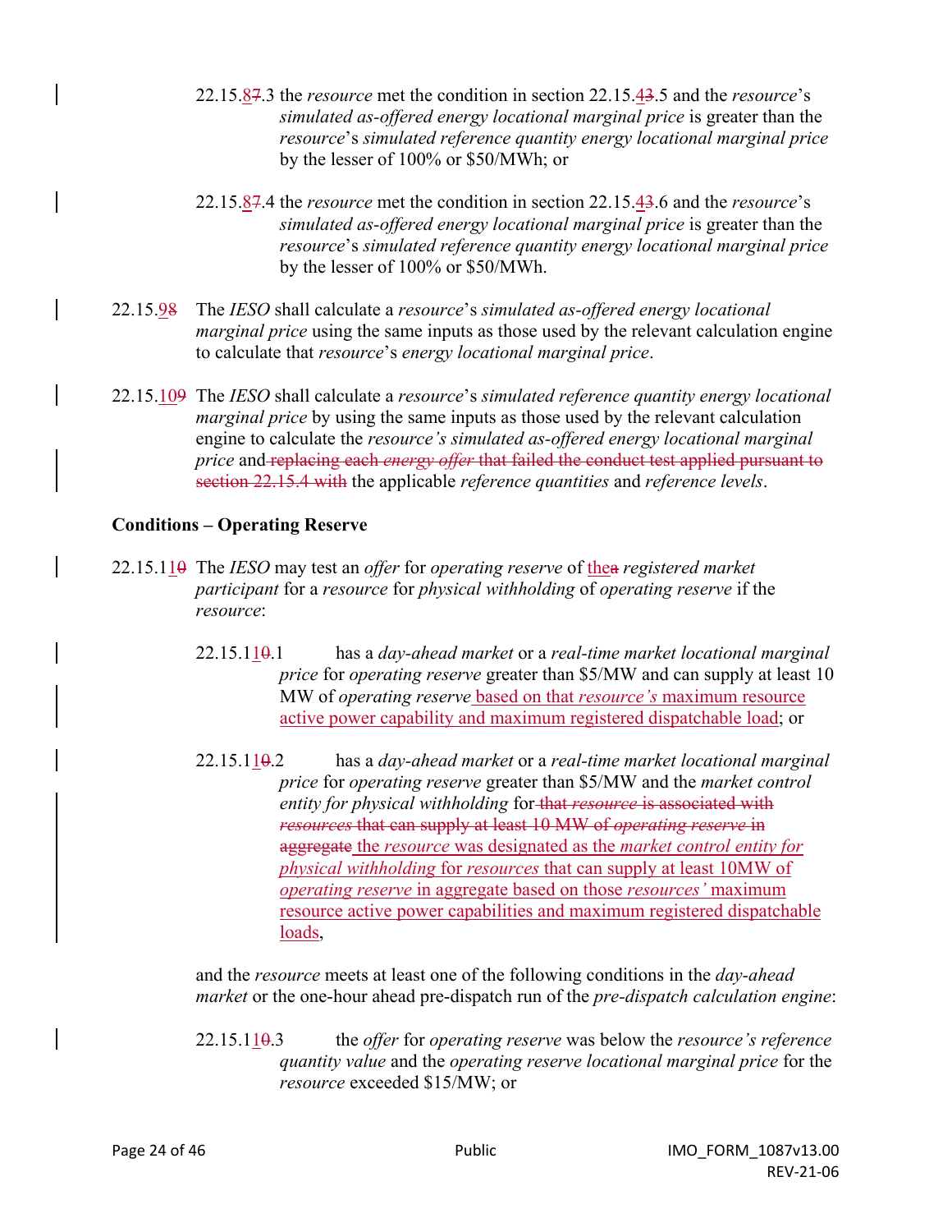22.15.~~7~~8.3 the *resource* met the condition in section 22.15.~~3~~4.5 and the *resource*'s *simulated as-offered energy locational marginal price* is greater than the *resource*'s *simulated reference quantity energy locational marginal price* by the lesser of 100% or $50/MWh; or

22.15.~~7~~8.4 the *resource* met the condition in section 22.15.~~3~~4.6 and the *resource*'s *simulated as-offered energy locational marginal price* is greater than the *resource*'s *simulated reference quantity energy locational marginal price* by the lesser of 100% or $50/MWh.

22.15.~~8~~9 The *IESO* shall calculate a *resource*'s *simulated as-offered energy locational marginal price* using the same inputs as those used by the relevant calculation engine to calculate that *resource*'s *energy locational marginal price*.

22.15.~~9~~10 The *IESO* shall calculate a *resource*'s *simulated reference quantity energy locational marginal price* by using the same inputs as those used by the relevant calculation engine to calculate the *resource's simulated as-offered energy locational marginal price* and ~~replacing each *energy offer* that failed the conduct test applied pursuant to section 22.15.4 with~~ the applicable *reference quantities* and *reference levels*.

**Conditions – Operating Reserve**

22.15.1~~0~~1 The *IESO* may test an *offer* for *operating reserve* of the~~a~~ *registered market participant* for a *resource* for *physical withholding* of *operating reserve* if the *resource*:

22.15.1~~0~~1.1 has a *day-ahead market* or a *real-time market locational marginal price* for *operating reserve* greater than $5/MW and can supply at least 10 MW of *operating reserve* based on that *resource's* maximum resource active power capability and maximum registered dispatchable load; or

22.15.1~~0~~1.2 has a *day-ahead market* or a *real-time market locational marginal price* for *operating reserve* greater than $5/MW and the *market control entity for physical withholding* for ~~that *resource* is associated with *resources* that can supply at least 10 MW of *operating reserve* in aggregate~~ the *resource* was designated as the *market control entity for physical withholding* for *resources* that can supply at least 10MW of *operating reserve* in aggregate based on those *resources'* maximum resource active power capabilities and maximum registered dispatchable loads,

and the *resource* meets at least one of the following conditions in the *day-ahead market* or the one-hour ahead pre-dispatch run of the *pre-dispatch calculation engine*:

22.15.1~~0~~1.3 the *offer* for *operating reserve* was below the *resource's reference quantity value* and the *operating reserve locational marginal price* for the *resource* exceeded $15/MW; or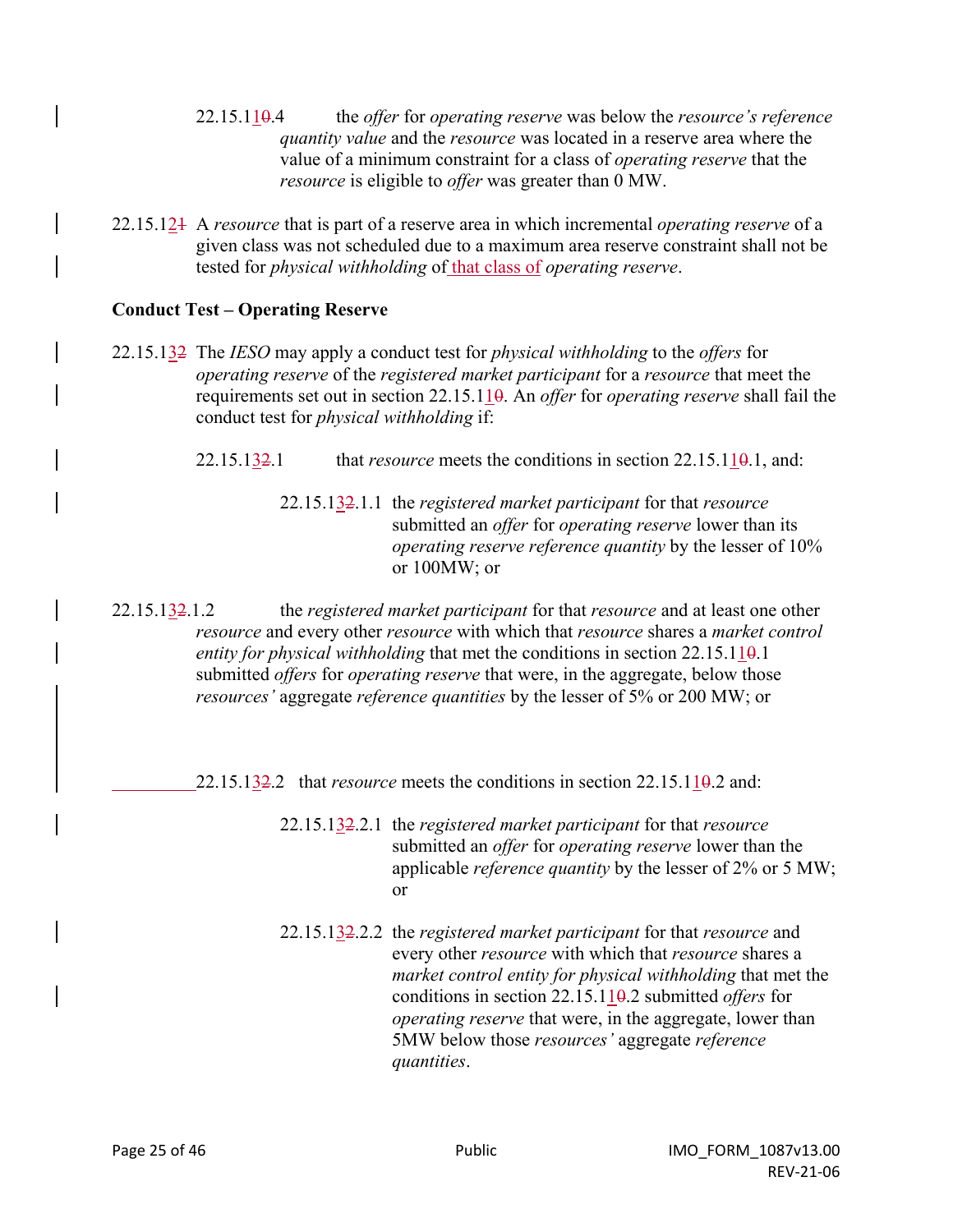22.15.1~~0~~1.4 the *offer* for *operating reserve* was below the *resource's reference quantity value* and the *resource* was located in a reserve area where the value of a minimum constraint for a class of *operating reserve* that the *resource* is eligible to *offer* was greater than 0 MW.

22.15.1~~1~~2 A *resource* that is part of a reserve area in which incremental *operating reserve* of a given class was not scheduled due to a maximum area reserve constraint shall not be tested for *physical withholding* of that class of *operating reserve*.

**Conduct Test – Operating Reserve**

22.15.1~~2~~3 The *IESO* may apply a conduct test for *physical withholding* to the *offers* for *operating reserve* of the *registered market participant* for a *resource* that meet the requirements set out in section 22.15.1~~0~~1. An *offer* for *operating reserve* shall fail the conduct test for *physical withholding* if:

22.15.1~~2~~3.1 that *resource* meets the conditions in section 22.15.1~~0~~1.1, and:

22.15.1~~2~~3.1.1 the *registered market participant* for that *resource* submitted an *offer* for *operating reserve* lower than its *operating reserve reference quantity* by the lesser of 10% or 100MW; or

22.15.1~~2~~3.1.2 the *registered market participant* for that *resource* and at least one other *resource* and every other *resource* with which that *resource* shares a *market control entity for physical withholding* that met the conditions in section 22.15.1~~0~~1.1 submitted *offers* for *operating reserve* that were, in the aggregate, below those *resources'* aggregate *reference quantities* by the lesser of 5% or 200 MW; or

22.15.1~~2~~3.2 that *resource* meets the conditions in section 22.15.1~~0~~1.2 and:

22.15.1~~2~~3.2.1 the *registered market participant* for that *resource* submitted an *offer* for *operating reserve* lower than the applicable *reference quantity* by the lesser of 2% or 5 MW; or

22.15.1~~2~~3.2.2 the *registered market participant* for that *resource* and every other *resource* with which that *resource* shares a *market control entity for physical withholding* that met the conditions in section 22.15.1~~0~~1.2 submitted *offers* for *operating reserve* that were, in the aggregate, lower than 5MW below those *resources'* aggregate *reference quantities*.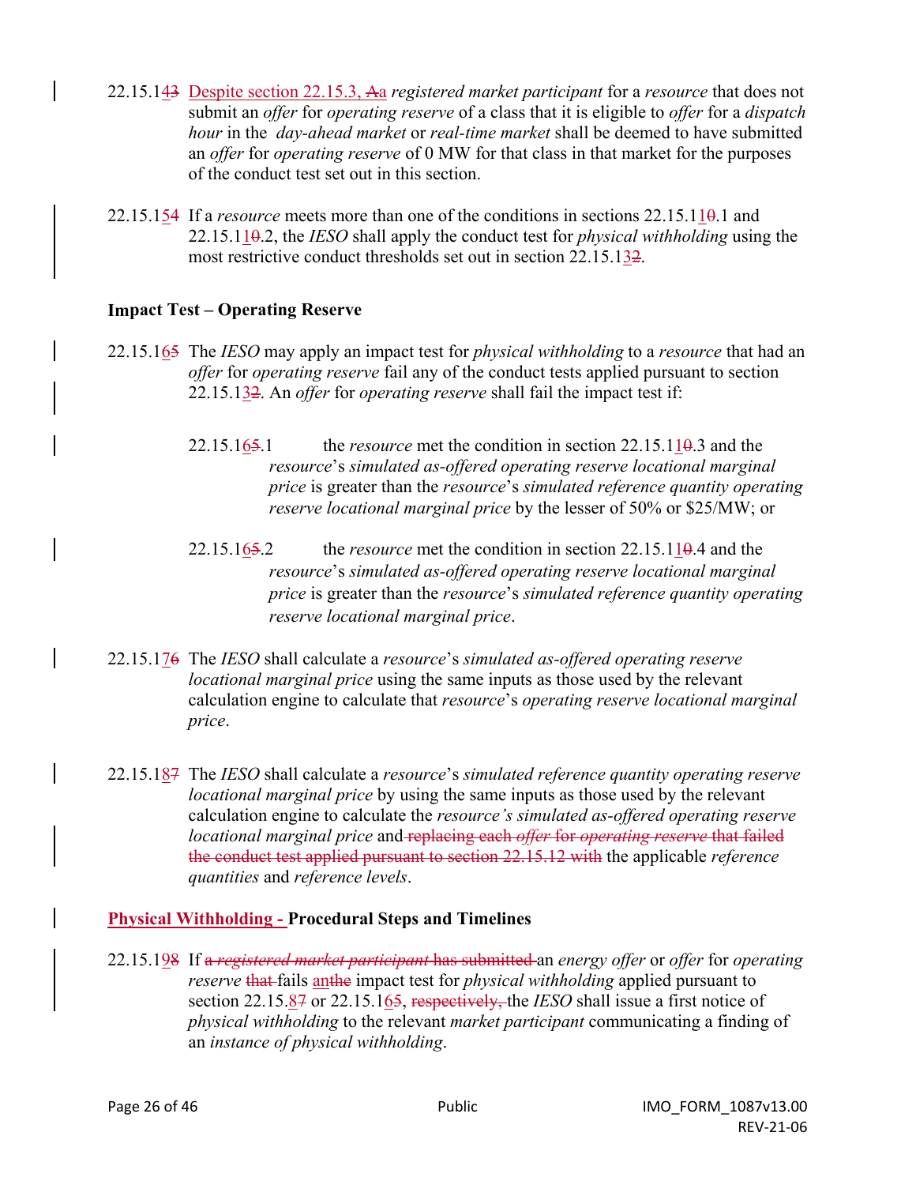22.15.143 Despite section 22.15.3, Aa *registered market participant* for a *resource* that does not submit an *offer* for *operating reserve* of a class that it is eligible to *offer* for a *dispatch hour* in the *day-ahead market* or *real-time market* shall be deemed to have submitted an *offer* for *operating reserve* of 0 MW for that class in that market for the purposes of the conduct test set out in this section.

22.15.154 If a *resource* meets more than one of the conditions in sections 22.15.110.1 and 22.15.110.2, the *IESO* shall apply the conduct test for *physical withholding* using the most restrictive conduct thresholds set out in section 22.15.132.

**Impact Test – Operating Reserve**

22.15.165 The *IESO* may apply an impact test for *physical withholding* to a *resource* that had an *offer* for *operating reserve* fail any of the conduct tests applied pursuant to section 22.15.132. An *offer* for *operating reserve* shall fail the impact test if:

> 22.15.165.1 the *resource* met the condition in section 22.15.110.3 and the *resource*'s *simulated as-offered operating reserve locational marginal price* is greater than the *resource*'s *simulated reference quantity operating reserve locational marginal price* by the lesser of 50% or $25/MW; or
>
> 22.15.165.2 the *resource* met the condition in section 22.15.110.4 and the *resource*'s *simulated as-offered operating reserve locational marginal price* is greater than the *resource*'s *simulated reference quantity operating reserve locational marginal price*.

22.15.176 The *IESO* shall calculate a *resource*'s *simulated as-offered operating reserve locational marginal price* using the same inputs as those used by the relevant calculation engine to calculate that *resource*'s *operating reserve locational marginal price*.

22.15.187 The *IESO* shall calculate a *resource*'s *simulated reference quantity operating reserve locational marginal price* by using the same inputs as those used by the relevant calculation engine to calculate the *resource's simulated as-offered operating reserve locational marginal price* and ~~replacing each *offer* for *operating reserve* that failed the conduct test applied pursuant to section 22.15.12 with~~ the applicable *reference quantities* and *reference levels*.

**Physical Withholding - Procedural Steps and Timelines**

22.15.198 If ~~a *registered market participant* has submitted~~ an *energy offer* or *offer* for *operating reserve* ~~that~~ fails anthe impact test for *physical withholding* applied pursuant to section 22.15.87 or 22.15.165, ~~respectively,~~ the *IESO* shall issue a first notice of *physical withholding* to the relevant *market participant* communicating a finding of an *instance of physical withholding*.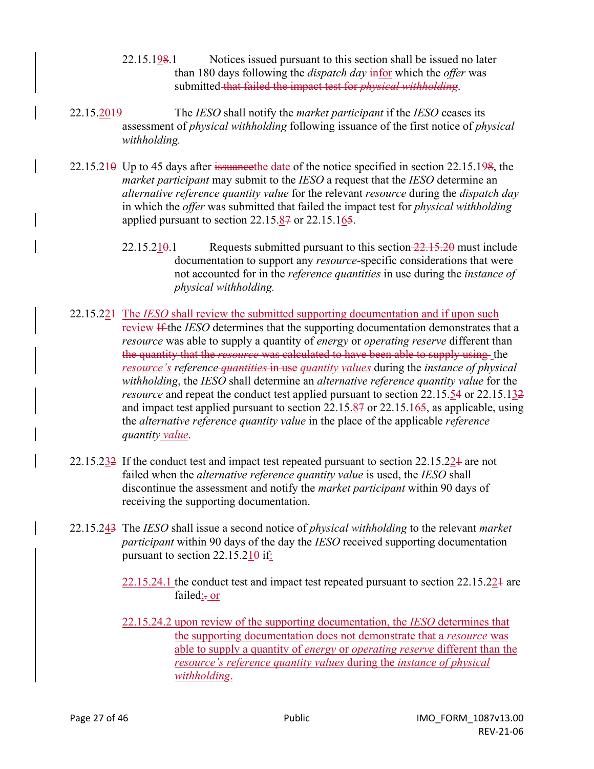22.15.198.1 Notices issued pursuant to this section shall be issued no later than 180 days following the *dispatch day* infor which the *offer* was submitted that failed the impact test for *physical withholding*.

22.15.2019 The *IESO* shall notify the *market participant* if the *IESO* ceases its assessment of *physical withholding* following issuance of the first notice of *physical withholding.*

22.15.210 Up to 45 days after issuancethe date of the notice specified in section 22.15.198, the *market participant* may submit to the *IESO* a request that the *IESO* determine an *alternative reference quantity value* for the relevant *resource* during the *dispatch day* in which the *offer* was submitted that failed the impact test for *physical withholding* applied pursuant to section 22.15.87 or 22.15.165.

22.15.210.1 Requests submitted pursuant to this section 22.15.20 must include documentation to support any *resource*-specific considerations that were not accounted for in the *reference quantities* in use during the *instance of physical withholding.*

22.15.221 The *IESO* shall review the submitted supporting documentation and if upon such review If the *IESO* determines that the supporting documentation demonstrates that a *resource* was able to supply a quantity of *energy* or *operating reserve* different than the quantity that the *resource* was calculated to have been able to supply using the *resource's reference quantities* in use *quantity values* during the *instance of physical withholding*, the *IESO* shall determine an *alternative reference quantity value* for the *resource* and repeat the conduct test applied pursuant to section 22.15.54 or 22.15.132 and impact test applied pursuant to section 22.15.87 or 22.15.165, as applicable, using the *alternative reference quantity value* in the place of the applicable *reference quantity value.*

22.15.232 If the conduct test and impact test repeated pursuant to section 22.15.221 are not failed when the *alternative reference quantity value* is used, the *IESO* shall discontinue the assessment and notify the *market participant* within 90 days of receiving the supporting documentation.

22.15.243 The *IESO* shall issue a second notice of *physical withholding* to the relevant *market participant* within 90 days of the day the *IESO* received supporting documentation pursuant to section 22.15.210 if:

22.15.24.1 the conduct test and impact test repeated pursuant to section 22.15.221 are failed;. or

22.15.24.2 upon review of the supporting documentation, the *IESO* determines that the supporting documentation does not demonstrate that a *resource* was able to supply a quantity of *energy* or *operating reserve* different than the *resource's reference quantity values* during the *instance of physical withholding*.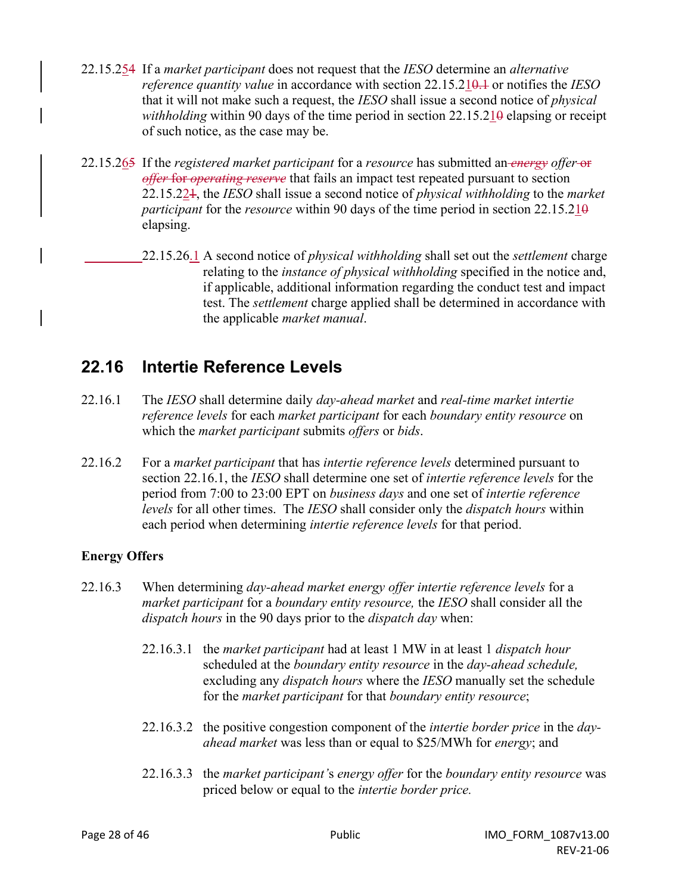22.15.254 If a *market participant* does not request that the *IESO* determine an *alternative reference quantity value* in accordance with section 22.15.210.1 or notifies the *IESO* that it will not make such a request, the *IESO* shall issue a second notice of *physical withholding* within 90 days of the time period in section 22.15.210 elapsing or receipt of such notice, as the case may be.

22.15.265 If the *registered market participant* for a *resource* has submitted an *energy* *offer* or *offer* for *operating reserve* that fails an impact test repeated pursuant to section 22.15.221, the *IESO* shall issue a second notice of *physical withholding* to the *market participant* for the *resource* within 90 days of the time period in section 22.15.210 elapsing.

22.15.26.1 A second notice of *physical withholding* shall set out the *settlement* charge relating to the *instance of physical withholding* specified in the notice and, if applicable, additional information regarding the conduct test and impact test. The *settlement* charge applied shall be determined in accordance with the applicable *market manual*.

## 22.16 Intertie Reference Levels

22.16.1 The *IESO* shall determine daily *day-ahead market* and *real-time market intertie reference levels* for each *market participant* for each *boundary entity resource* on which the *market participant* submits *offers* or *bids*.

22.16.2 For a *market participant* that has *intertie reference levels* determined pursuant to section 22.16.1, the *IESO* shall determine one set of *intertie reference levels* for the period from 7:00 to 23:00 EPT on *business days* and one set of *intertie reference levels* for all other times. The *IESO* shall consider only the *dispatch hours* within each period when determining *intertie reference levels* for that period.

**Energy Offers**

22.16.3 When determining *day-ahead market energy offer intertie reference levels* for a *market participant* for a *boundary entity resource,* the *IESO* shall consider all the *dispatch hours* in the 90 days prior to the *dispatch day* when:

22.16.3.1 the *market participant* had at least 1 MW in at least 1 *dispatch hour* scheduled at the *boundary entity resource* in the *day-ahead schedule,* excluding any *dispatch hours* where the *IESO* manually set the schedule for the *market participant* for that *boundary entity resource*;

22.16.3.2 the positive congestion component of the *intertie border price* in the *day-ahead market* was less than or equal to $25/MWh for *energy*; and

22.16.3.3 the *market participant's energy offer* for the *boundary entity resource* was priced below or equal to the *intertie border price.*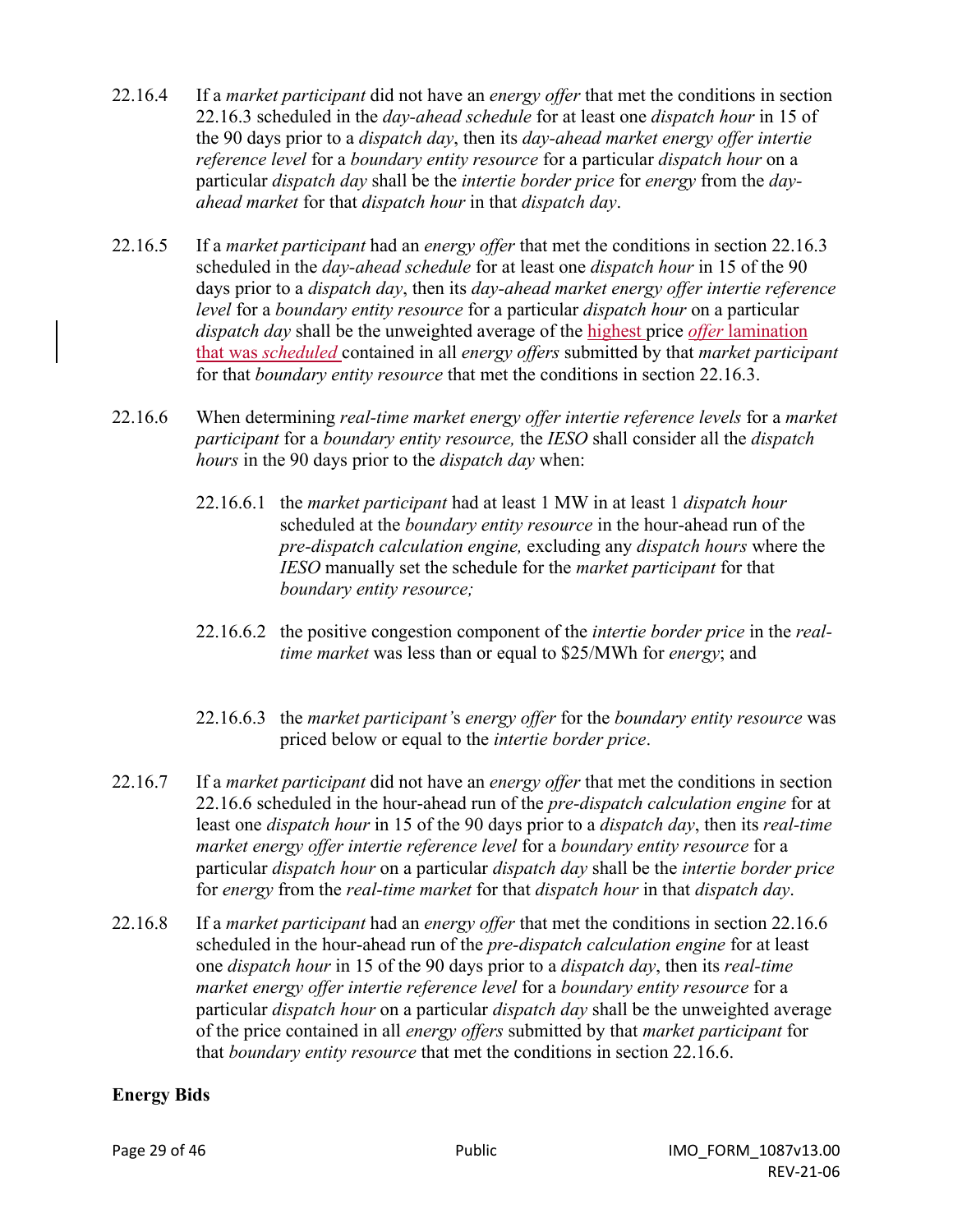22.16.4 If a *market participant* did not have an *energy offer* that met the conditions in section 22.16.3 scheduled in the *day-ahead schedule* for at least one *dispatch hour* in 15 of the 90 days prior to a *dispatch day*, then its *day-ahead market energy offer intertie reference level* for a *boundary entity resource* for a particular *dispatch hour* on a particular *dispatch day* shall be the *intertie border price* for *energy* from the *day-ahead market* for that *dispatch hour* in that *dispatch day*.

22.16.5 If a *market participant* had an *energy offer* that met the conditions in section 22.16.3 scheduled in the *day-ahead schedule* for at least one *dispatch hour* in 15 of the 90 days prior to a *dispatch day*, then its *day-ahead market energy offer intertie reference level* for a *boundary entity resource* for a particular *dispatch hour* on a particular *dispatch day* shall be the unweighted average of the highest price *offer* lamination that was *scheduled* contained in all *energy offers* submitted by that *market participant* for that *boundary entity resource* that met the conditions in section 22.16.3.

22.16.6 When determining *real-time market energy offer intertie reference levels* for a *market participant* for a *boundary entity resource,* the *IESO* shall consider all the *dispatch hours* in the 90 days prior to the *dispatch day* when:

22.16.6.1 the *market participant* had at least 1 MW in at least 1 *dispatch hour* scheduled at the *boundary entity resource* in the hour-ahead run of the *pre-dispatch calculation engine,* excluding any *dispatch hours* where the *IESO* manually set the schedule for the *market participant* for that *boundary entity resource;*

22.16.6.2 the positive congestion component of the *intertie border price* in the *real-time market* was less than or equal to $25/MWh for *energy*; and

22.16.6.3 the *market participant'*s *energy offer* for the *boundary entity resource* was priced below or equal to the *intertie border price*.

22.16.7 If a *market participant* did not have an *energy offer* that met the conditions in section 22.16.6 scheduled in the hour-ahead run of the *pre-dispatch calculation engine* for at least one *dispatch hour* in 15 of the 90 days prior to a *dispatch day*, then its *real-time market energy offer intertie reference level* for a *boundary entity resource* for a particular *dispatch hour* on a particular *dispatch day* shall be the *intertie border price* for *energy* from the *real-time market* for that *dispatch hour* in that *dispatch day*.

22.16.8 If a *market participant* had an *energy offer* that met the conditions in section 22.16.6 scheduled in the hour-ahead run of the *pre-dispatch calculation engine* for at least one *dispatch hour* in 15 of the 90 days prior to a *dispatch day*, then its *real-time market energy offer intertie reference level* for a *boundary entity resource* for a particular *dispatch hour* on a particular *dispatch day* shall be the unweighted average of the price contained in all *energy offers* submitted by that *market participant* for that *boundary entity resource* that met the conditions in section 22.16.6.

**Energy Bids**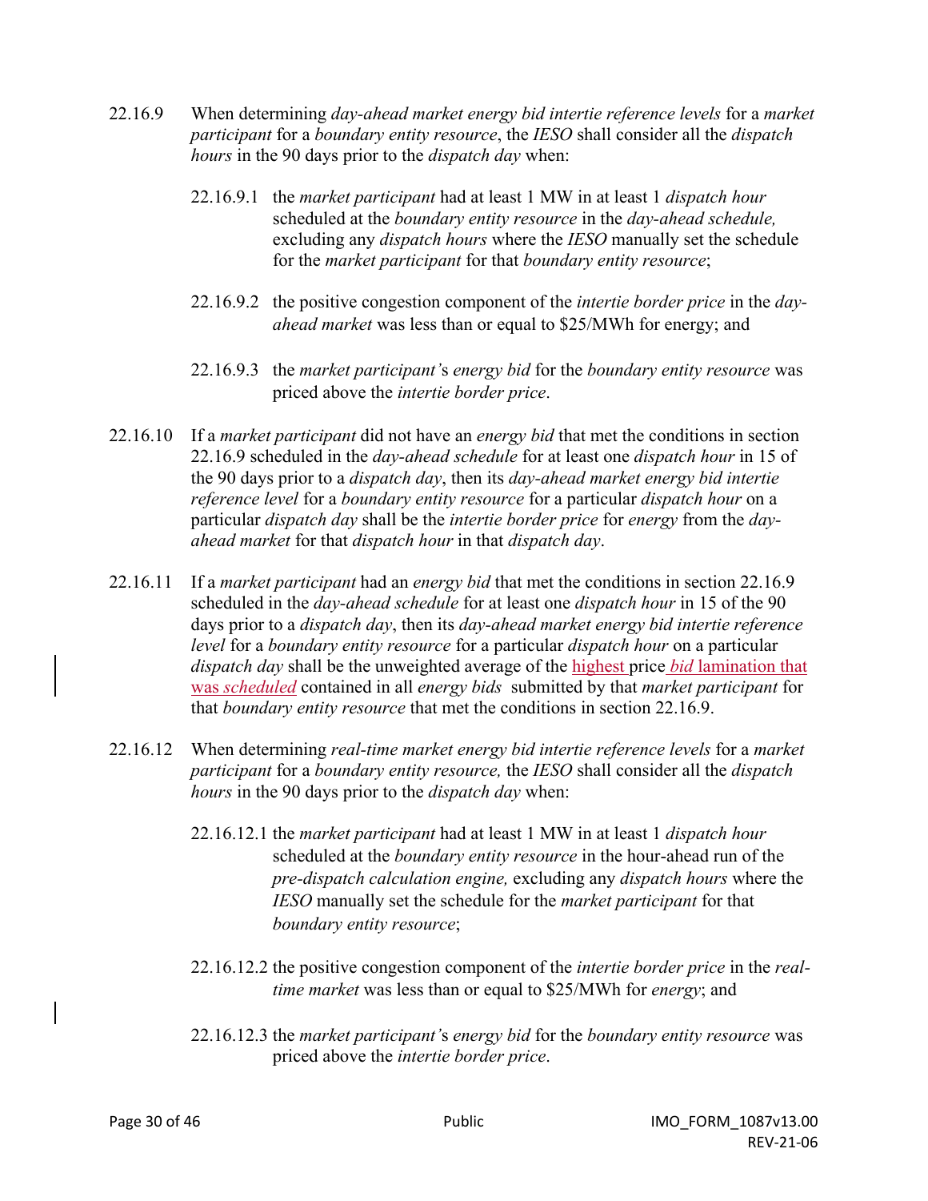22.16.9 When determining *day-ahead market energy bid intertie reference levels* for a *market participant* for a *boundary entity resource*, the *IESO* shall consider all the *dispatch hours* in the 90 days prior to the *dispatch day* when:

> 22.16.9.1 the *market participant* had at least 1 MW in at least 1 *dispatch hour* scheduled at the *boundary entity resource* in the *day-ahead schedule,* excluding any *dispatch hours* where the *IESO* manually set the schedule for the *market participant* for that *boundary entity resource*;
>
> 22.16.9.2 the positive congestion component of the *intertie border price* in the *day-ahead market* was less than or equal to $25/MWh for energy; and
>
> 22.16.9.3 the *market participant's energy bid* for the *boundary entity resource* was priced above the *intertie border price*.

22.16.10 If a *market participant* did not have an *energy bid* that met the conditions in section 22.16.9 scheduled in the *day-ahead schedule* for at least one *dispatch hour* in 15 of the 90 days prior to a *dispatch day*, then its *day-ahead market energy bid intertie reference level* for a *boundary entity resource* for a particular *dispatch hour* on a particular *dispatch day* shall be the *intertie border price* for *energy* from the *day-ahead market* for that *dispatch hour* in that *dispatch day*.

22.16.11 If a *market participant* had an *energy bid* that met the conditions in section 22.16.9 scheduled in the *day-ahead schedule* for at least one *dispatch hour* in 15 of the 90 days prior to a *dispatch day*, then its *day-ahead market energy bid intertie reference level* for a *boundary entity resource* for a particular *dispatch hour* on a particular *dispatch day* shall be the unweighted average of the highest price *bid* lamination that was *scheduled* contained in all *energy bids* submitted by that *market participant* for that *boundary entity resource* that met the conditions in section 22.16.9.

22.16.12 When determining *real-time market energy bid intertie reference levels* for a *market participant* for a *boundary entity resource,* the *IESO* shall consider all the *dispatch hours* in the 90 days prior to the *dispatch day* when:

> 22.16.12.1 the *market participant* had at least 1 MW in at least 1 *dispatch hour* scheduled at the *boundary entity resource* in the hour-ahead run of the *pre-dispatch calculation engine,* excluding any *dispatch hours* where the *IESO* manually set the schedule for the *market participant* for that *boundary entity resource*;
>
> 22.16.12.2 the positive congestion component of the *intertie border price* in the *real-time market* was less than or equal to $25/MWh for *energy*; and
>
> 22.16.12.3 the *market participant's energy bid* for the *boundary entity resource* was priced above the *intertie border price*.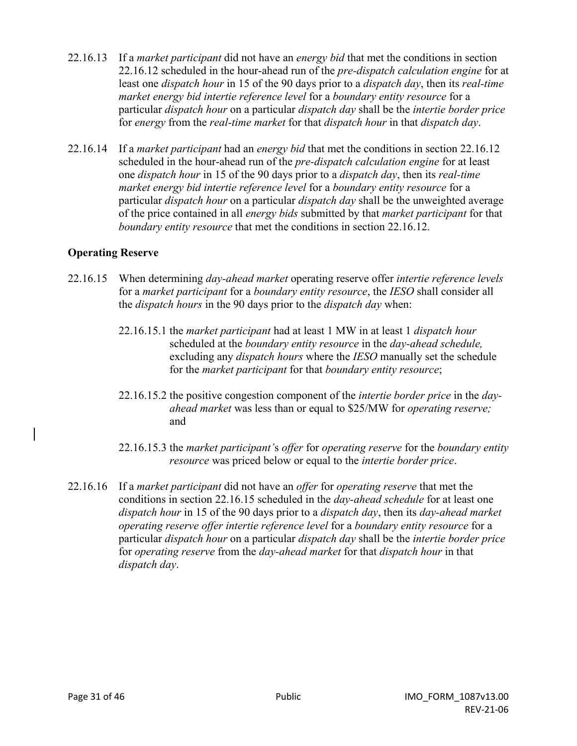22.16.13 If a *market participant* did not have an *energy bid* that met the conditions in section 22.16.12 scheduled in the hour-ahead run of the *pre-dispatch calculation engine* for at least one *dispatch hour* in 15 of the 90 days prior to a *dispatch day*, then its *real-time market energy bid intertie reference level* for a *boundary entity resource* for a particular *dispatch hour* on a particular *dispatch day* shall be the *intertie border price* for *energy* from the *real-time market* for that *dispatch hour* in that *dispatch day*.

22.16.14 If a *market participant* had an *energy bid* that met the conditions in section 22.16.12 scheduled in the hour-ahead run of the *pre-dispatch calculation engine* for at least one *dispatch hour* in 15 of the 90 days prior to a *dispatch day*, then its *real-time market energy bid intertie reference level* for a *boundary entity resource* for a particular *dispatch hour* on a particular *dispatch day* shall be the unweighted average of the price contained in all *energy bids* submitted by that *market participant* for that *boundary entity resource* that met the conditions in section 22.16.12.

**Operating Reserve**

22.16.15 When determining *day-ahead market* operating reserve offer *intertie reference levels* for a *market participant* for a *boundary entity resource*, the *IESO* shall consider all the *dispatch hours* in the 90 days prior to the *dispatch day* when:

22.16.15.1 the *market participant* had at least 1 MW in at least 1 *dispatch hour* scheduled at the *boundary entity resource* in the *day-ahead schedule,* excluding any *dispatch hours* where the *IESO* manually set the schedule for the *market participant* for that *boundary entity resource*;

22.16.15.2 the positive congestion component of the *intertie border price* in the *day-ahead market* was less than or equal to $25/MW for *operating reserve;* and

22.16.15.3 the *market participant'*s *offer* for *operating reserve* for the *boundary entity resource* was priced below or equal to the *intertie border price*.

22.16.16 If a *market participant* did not have an *offer* for *operating reserve* that met the conditions in section 22.16.15 scheduled in the *day-ahead schedule* for at least one *dispatch hour* in 15 of the 90 days prior to a *dispatch day*, then its *day-ahead market operating reserve offer intertie reference level* for a *boundary entity resource* for a particular *dispatch hour* on a particular *dispatch day* shall be the *intertie border price* for *operating reserve* from the *day-ahead market* for that *dispatch hour* in that *dispatch day*.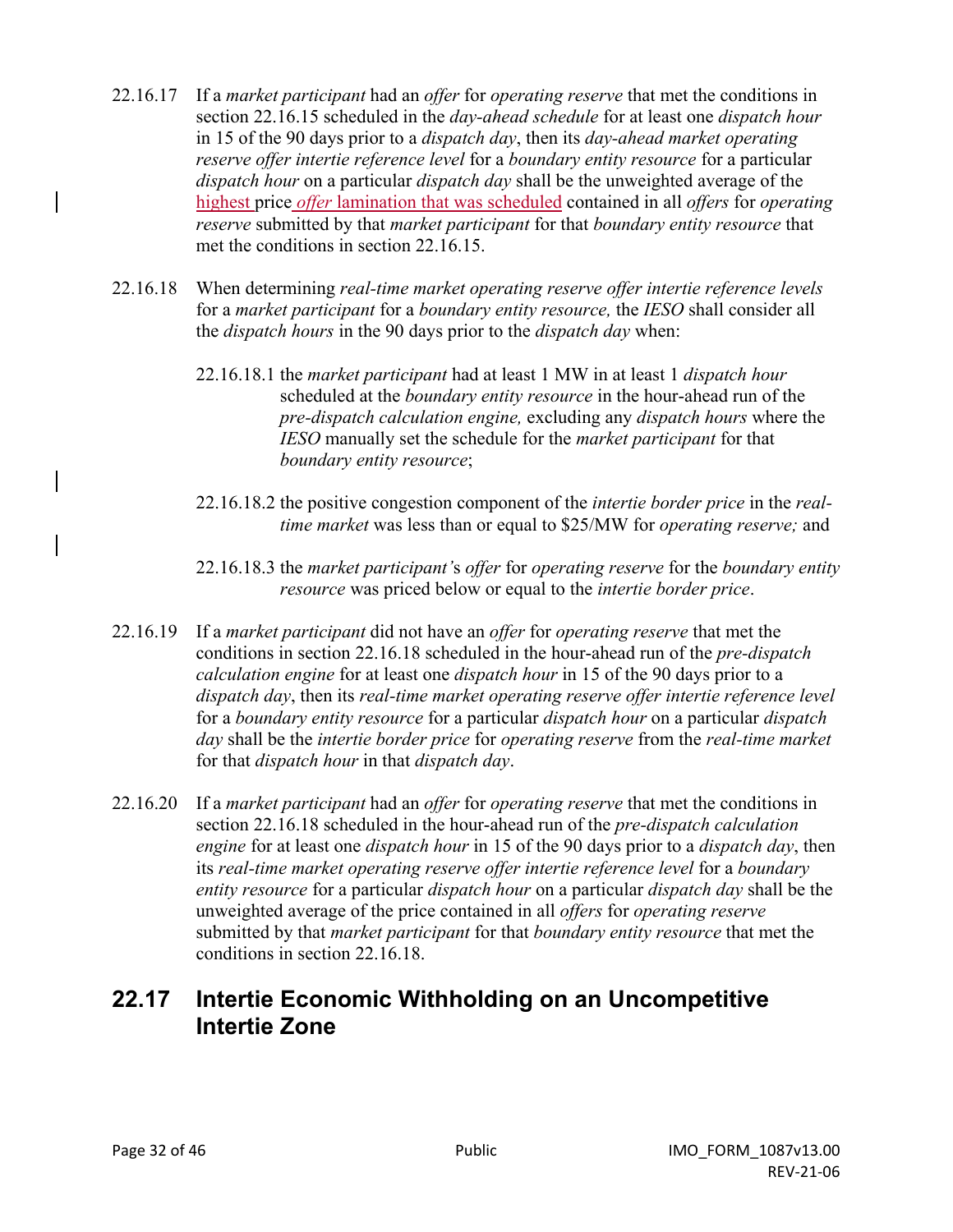22.16.17 If a *market participant* had an *offer* for *operating reserve* that met the conditions in section 22.16.15 scheduled in the *day-ahead schedule* for at least one *dispatch hour* in 15 of the 90 days prior to a *dispatch day*, then its *day-ahead market operating reserve offer intertie reference level* for a *boundary entity resource* for a particular *dispatch hour* on a particular *dispatch day* shall be the unweighted average of the highest price *offer* lamination that was scheduled contained in all *offers* for *operating reserve* submitted by that *market participant* for that *boundary entity resource* that met the conditions in section 22.16.15.

22.16.18 When determining *real-time market operating reserve offer intertie reference levels* for a *market participant* for a *boundary entity resource,* the *IESO* shall consider all the *dispatch hours* in the 90 days prior to the *dispatch day* when:

22.16.18.1 the *market participant* had at least 1 MW in at least 1 *dispatch hour* scheduled at the *boundary entity resource* in the hour-ahead run of the *pre-dispatch calculation engine,* excluding any *dispatch hours* where the *IESO* manually set the schedule for the *market participant* for that *boundary entity resource*;

22.16.18.2 the positive congestion component of the *intertie border price* in the *real-time market* was less than or equal to $25/MW for *operating reserve;* and

22.16.18.3 the *market participant'*s *offer* for *operating reserve* for the *boundary entity resource* was priced below or equal to the *intertie border price*.

22.16.19 If a *market participant* did not have an *offer* for *operating reserve* that met the conditions in section 22.16.18 scheduled in the hour-ahead run of the *pre-dispatch calculation engine* for at least one *dispatch hour* in 15 of the 90 days prior to a *dispatch day*, then its *real-time market operating reserve offer intertie reference level* for a *boundary entity resource* for a particular *dispatch hour* on a particular *dispatch day* shall be the *intertie border price* for *operating reserve* from the *real-time market* for that *dispatch hour* in that *dispatch day*.

22.16.20 If a *market participant* had an *offer* for *operating reserve* that met the conditions in section 22.16.18 scheduled in the hour-ahead run of the *pre-dispatch calculation engine* for at least one *dispatch hour* in 15 of the 90 days prior to a *dispatch day*, then its *real-time market operating reserve offer intertie reference level* for a *boundary entity resource* for a particular *dispatch hour* on a particular *dispatch day* shall be the unweighted average of the price contained in all *offers* for *operating reserve* submitted by that *market participant* for that *boundary entity resource* that met the conditions in section 22.16.18.

## 22.17 Intertie Economic Withholding on an Uncompetitive Intertie Zone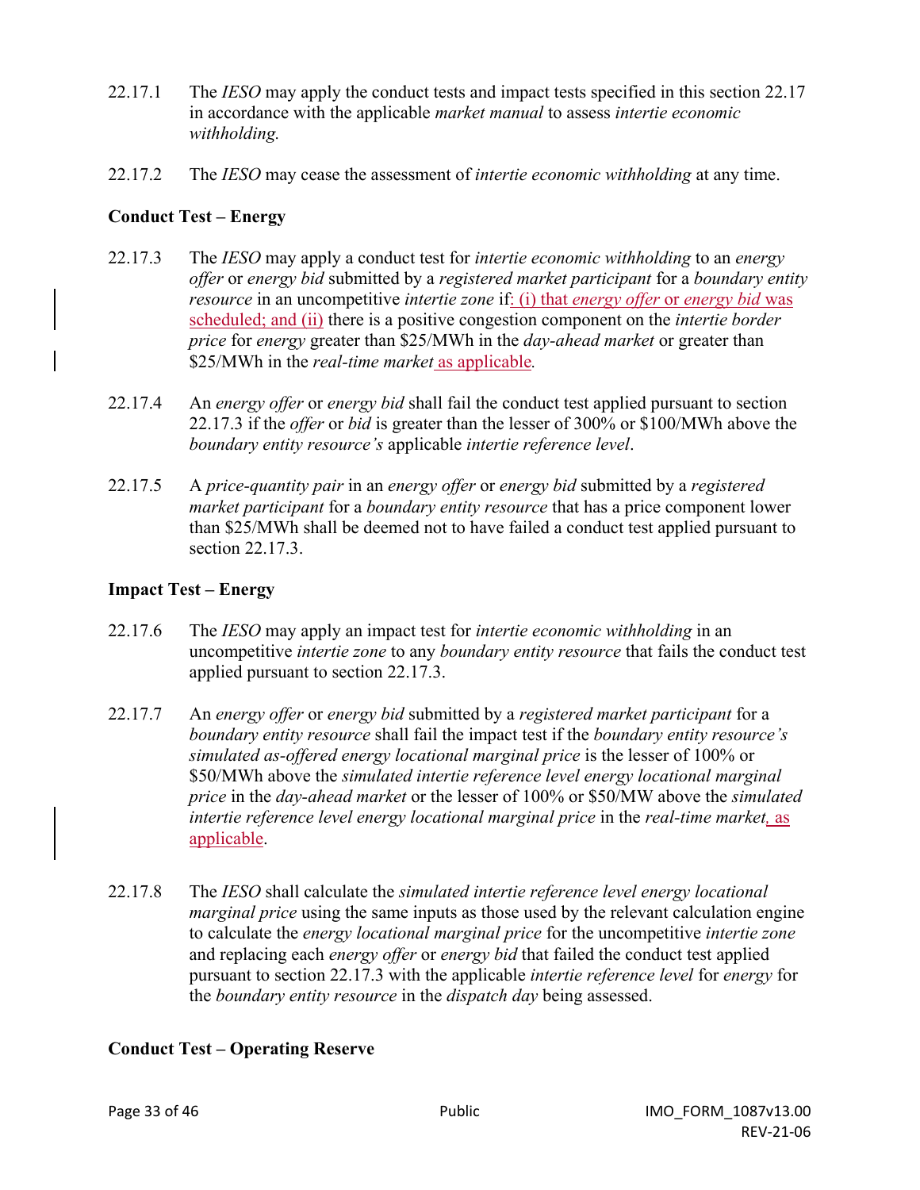22.17.1 The *IESO* may apply the conduct tests and impact tests specified in this section 22.17 in accordance with the applicable *market manual* to assess *intertie economic withholding.*

22.17.2 The *IESO* may cease the assessment of *intertie economic withholding* at any time.

**Conduct Test – Energy**

22.17.3 The *IESO* may apply a conduct test for *intertie economic withholding* to an *energy offer* or *energy bid* submitted by a *registered market participant* for a *boundary entity resource* in an uncompetitive *intertie zone* if: (i) that *energy offer* or *energy bid* was scheduled; and (ii) there is a positive congestion component on the *intertie border price* for *energy* greater than $25/MWh in the *day-ahead market* or greater than $25/MWh in the *real-time market* as applicable*.*

22.17.4 An *energy offer* or *energy bid* shall fail the conduct test applied pursuant to section 22.17.3 if the *offer* or *bid* is greater than the lesser of 300% or $100/MWh above the *boundary entity resource's* applicable *intertie reference level*.

22.17.5 A *price-quantity pair* in an *energy offer* or *energy bid* submitted by a *registered market participant* for a *boundary entity resource* that has a price component lower than $25/MWh shall be deemed not to have failed a conduct test applied pursuant to section 22.17.3.

**Impact Test – Energy**

22.17.6 The *IESO* may apply an impact test for *intertie economic withholding* in an uncompetitive *intertie zone* to any *boundary entity resource* that fails the conduct test applied pursuant to section 22.17.3.

22.17.7 An *energy offer* or *energy bid* submitted by a *registered market participant* for a *boundary entity resource* shall fail the impact test if the *boundary entity resource's simulated as-offered energy locational marginal price* is the lesser of 100% or $50/MWh above the *simulated intertie reference level energy locational marginal price* in the *day-ahead market* or the lesser of 100% or $50/MW above the *simulated intertie reference level energy locational marginal price* in the *real-time market*, as applicable.

22.17.8 The *IESO* shall calculate the *simulated intertie reference level energy locational marginal price* using the same inputs as those used by the relevant calculation engine to calculate the *energy locational marginal price* for the uncompetitive *intertie zone* and replacing each *energy offer* or *energy bid* that failed the conduct test applied pursuant to section 22.17.3 with the applicable *intertie reference level* for *energy* for the *boundary entity resource* in the *dispatch day* being assessed.

**Conduct Test – Operating Reserve**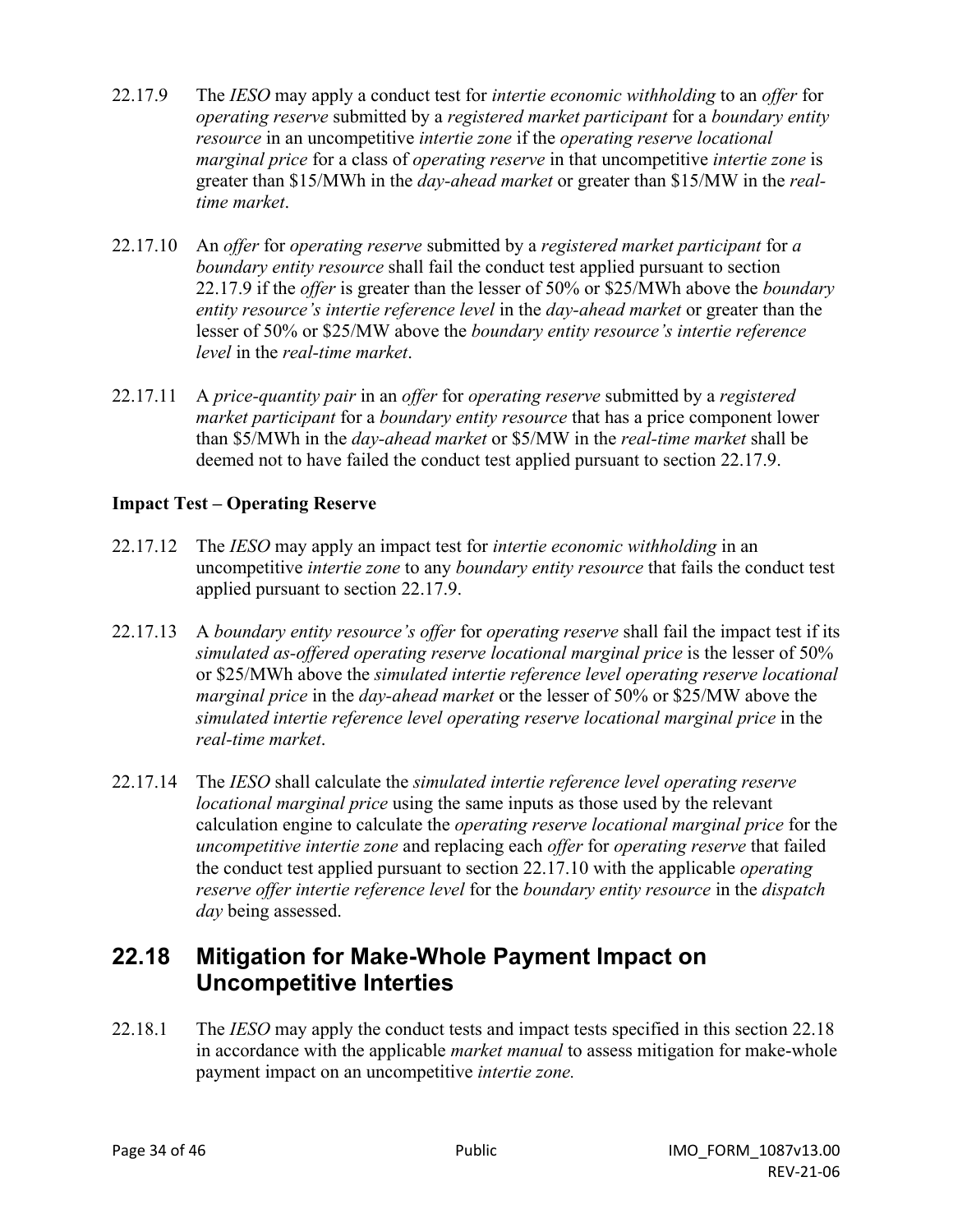22.17.9 The *IESO* may apply a conduct test for *intertie economic withholding* to an *offer* for *operating reserve* submitted by a *registered market participant* for a *boundary entity resource* in an uncompetitive *intertie zone* if the *operating reserve locational marginal price* for a class of *operating reserve* in that uncompetitive *intertie zone* is greater than $15/MWh in the *day-ahead market* or greater than $15/MW in the *real-time market*.

22.17.10 An *offer* for *operating reserve* submitted by a *registered market participant* for *a boundary entity resource* shall fail the conduct test applied pursuant to section 22.17.9 if the *offer* is greater than the lesser of 50% or $25/MWh above the *boundary entity resource's intertie reference level* in the *day-ahead market* or greater than the lesser of 50% or $25/MW above the *boundary entity resource's intertie reference level* in the *real-time market*.

22.17.11 A *price-quantity pair* in an *offer* for *operating reserve* submitted by a *registered market participant* for a *boundary entity resource* that has a price component lower than $5/MWh in the *day-ahead market* or $5/MW in the *real-time market* shall be deemed not to have failed the conduct test applied pursuant to section 22.17.9.

**Impact Test – Operating Reserve**

22.17.12 The *IESO* may apply an impact test for *intertie economic withholding* in an uncompetitive *intertie zone* to any *boundary entity resource* that fails the conduct test applied pursuant to section 22.17.9.

22.17.13 A *boundary entity resource's offer* for *operating reserve* shall fail the impact test if its *simulated as-offered operating reserve locational marginal price* is the lesser of 50% or $25/MWh above the *simulated intertie reference level operating reserve locational marginal price* in the *day-ahead market* or the lesser of 50% or $25/MW above the *simulated intertie reference level operating reserve locational marginal price* in the *real-time market*.

22.17.14 The *IESO* shall calculate the *simulated intertie reference level operating reserve locational marginal price* using the same inputs as those used by the relevant calculation engine to calculate the *operating reserve locational marginal price* for the *uncompetitive intertie zone* and replacing each *offer* for *operating reserve* that failed the conduct test applied pursuant to section 22.17.10 with the applicable *operating reserve offer intertie reference level* for the *boundary entity resource* in the *dispatch day* being assessed.

## 22.18 Mitigation for Make-Whole Payment Impact on Uncompetitive Interties

22.18.1 The *IESO* may apply the conduct tests and impact tests specified in this section 22.18 in accordance with the applicable *market manual* to assess mitigation for make-whole payment impact on an uncompetitive *intertie zone.*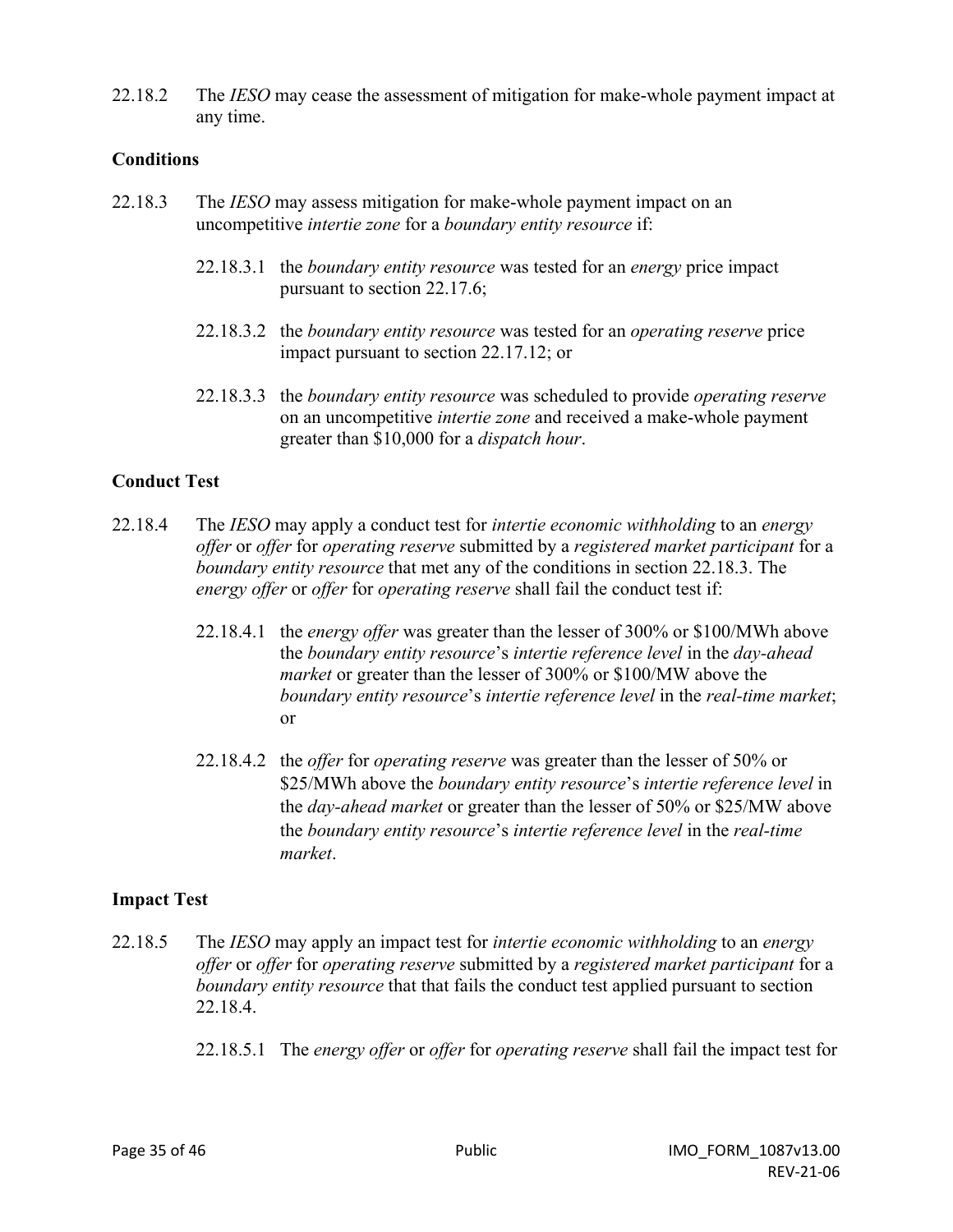22.18.2 The *IESO* may cease the assessment of mitigation for make-whole payment impact at any time.

### Conditions

22.18.3 The *IESO* may assess mitigation for make-whole payment impact on an uncompetitive *intertie zone* for a *boundary entity resource* if:

22.18.3.1 the *boundary entity resource* was tested for an *energy* price impact pursuant to section 22.17.6;

22.18.3.2 the *boundary entity resource* was tested for an *operating reserve* price impact pursuant to section 22.17.12; or

22.18.3.3 the *boundary entity resource* was scheduled to provide *operating reserve* on an uncompetitive *intertie zone* and received a make-whole payment greater than $10,000 for a *dispatch hour*.

### Conduct Test

22.18.4 The *IESO* may apply a conduct test for *intertie economic withholding* to an *energy offer* or *offer* for *operating reserve* submitted by a *registered market participant* for a *boundary entity resource* that met any of the conditions in section 22.18.3. The *energy offer* or *offer* for *operating reserve* shall fail the conduct test if:

22.18.4.1 the *energy offer* was greater than the lesser of 300% or $100/MWh above the *boundary entity resource*'s *intertie reference level* in the *day-ahead market* or greater than the lesser of 300% or $100/MW above the *boundary entity resource*'s *intertie reference level* in the *real-time market*; or

22.18.4.2 the *offer* for *operating reserve* was greater than the lesser of 50% or $25/MWh above the *boundary entity resource*'s *intertie reference level* in the *day-ahead market* or greater than the lesser of 50% or $25/MW above the *boundary entity resource*'s *intertie reference level* in the *real-time market*.

### Impact Test

22.18.5 The *IESO* may apply an impact test for *intertie economic withholding* to an *energy offer* or *offer* for *operating reserve* submitted by a *registered market participant* for a *boundary entity resource* that that fails the conduct test applied pursuant to section 22.18.4.

22.18.5.1 The *energy offer* or *offer* for *operating reserve* shall fail the impact test for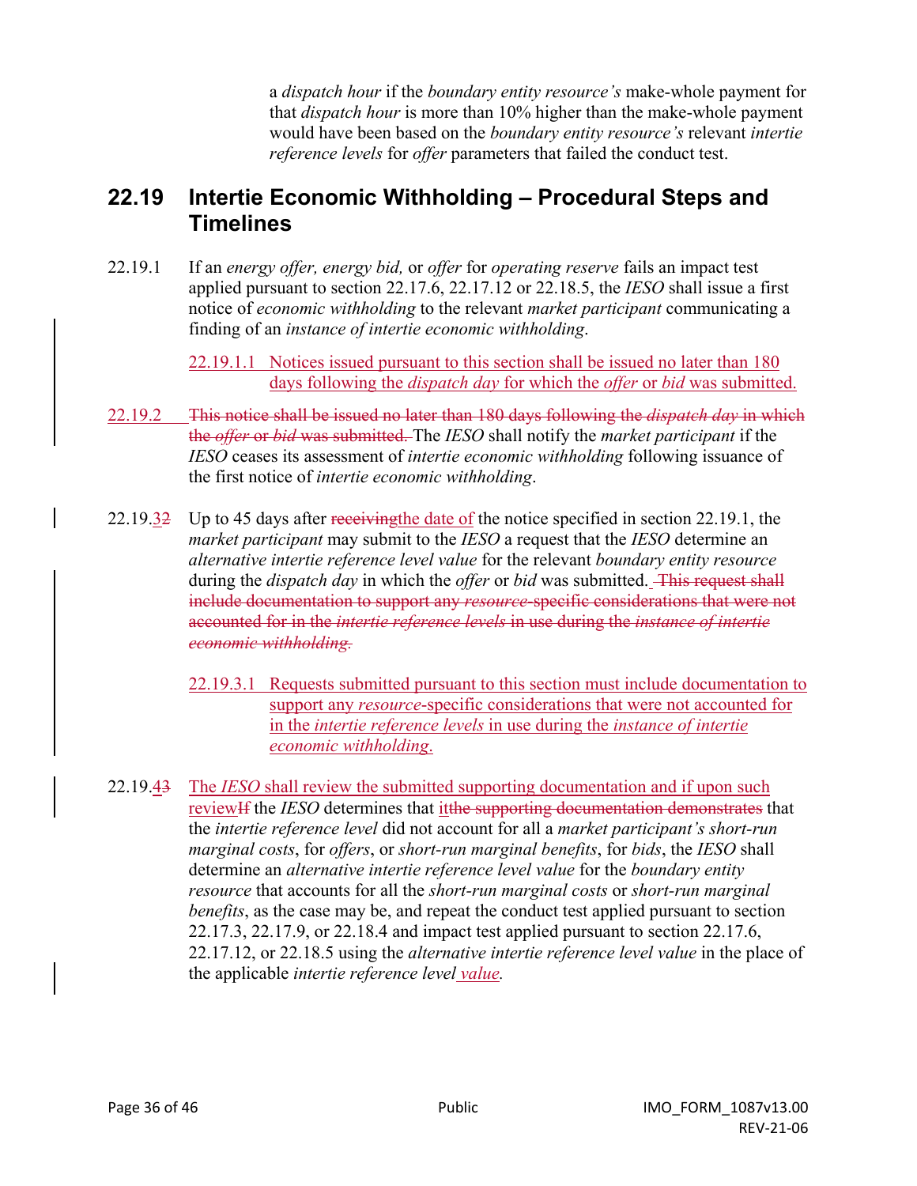a *dispatch hour* if the *boundary entity resource's* make-whole payment for that *dispatch hour* is more than 10% higher than the make-whole payment would have been based on the *boundary entity resource's* relevant *intertie reference levels* for *offer* parameters that failed the conduct test.

## 22.19 Intertie Economic Withholding – Procedural Steps and Timelines

22.19.1 If an *energy offer, energy bid,* or *offer* for *operating reserve* fails an impact test applied pursuant to section 22.17.6, 22.17.12 or 22.18.5, the *IESO* shall issue a first notice of *economic withholding* to the relevant *market participant* communicating a finding of an *instance of intertie economic withholding*.

22.19.1.1 Notices issued pursuant to this section shall be issued no later than 180 days following the *dispatch day* for which the *offer* or *bid* was submitted.

22.19.2 ~~This notice shall be issued no later than 180 days following the *dispatch day* in which the *offer* or *bid* was submitted.~~ The *IESO* shall notify the *market participant* if the *IESO* ceases its assessment of *intertie economic withholding* following issuance of the first notice of *intertie economic withholding*.

22.19.3~~2~~ Up to 45 days after ~~receiving~~the date of the notice specified in section 22.19.1, the *market participant* may submit to the *IESO* a request that the *IESO* determine an *alternative intertie reference level value* for the relevant *boundary entity resource* during the *dispatch day* in which the *offer* or *bid* was submitted. ~~This request shall include documentation to support any *resource*-specific considerations that were not accounted for in the *intertie reference levels* in use during the *instance of intertie economic withholding*.~~

22.19.3.1 Requests submitted pursuant to this section must include documentation to support any *resource*-specific considerations that were not accounted for in the *intertie reference levels* in use during the *instance of intertie economic withholding*.

22.19.4~~3~~ The *IESO* shall review the submitted supporting documentation and if upon such review~~If~~ the *IESO* determines that it~~the supporting documentation demonstrates~~ that the *intertie reference level* did not account for all a *market participant's short-run marginal costs*, for *offers*, or *short-run marginal benefits*, for *bids*, the *IESO* shall determine an *alternative intertie reference level value* for the *boundary entity resource* that accounts for all the *short-run marginal costs* or *short-run marginal benefits*, as the case may be, and repeat the conduct test applied pursuant to section 22.17.3, 22.17.9, or 22.18.4 and impact test applied pursuant to section 22.17.6, 22.17.12, or 22.18.5 using the *alternative intertie reference level value* in the place of the applicable *intertie reference level value*.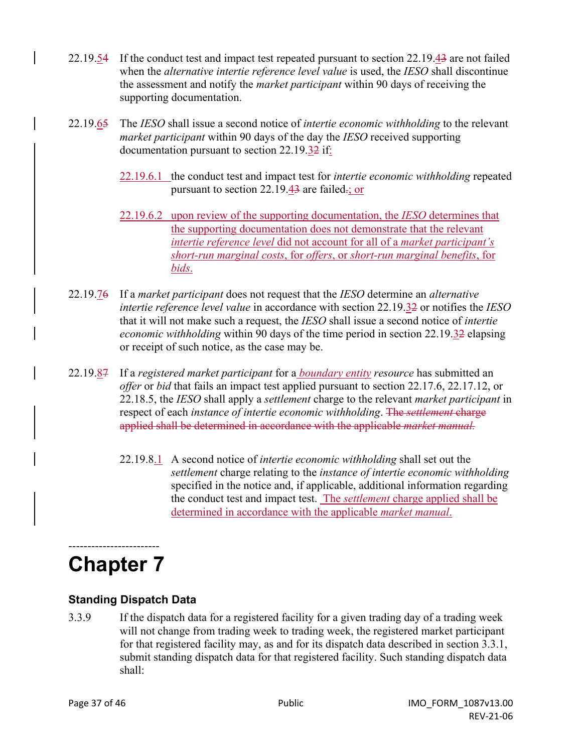22.19.~~4~~5 If the conduct test and impact test repeated pursuant to section 22.19.~~3~~4 are not failed when the *alternative intertie reference level value* is used, the *IESO* shall discontinue the assessment and notify the *market participant* within 90 days of receiving the supporting documentation.

22.19.~~5~~6 The *IESO* shall issue a second notice of *intertie economic withholding* to the relevant *market participant* within 90 days of the day the *IESO* received supporting documentation pursuant to section 22.19.~~2~~3 if:

> 22.19.6.1 the conduct test and impact test for *intertie economic withholding* repeated pursuant to section 22.19.~~3~~4 are failed~~.~~; or
>
> 22.19.6.2 upon review of the supporting documentation, the *IESO* determines that the supporting documentation does not demonstrate that the relevant *intertie reference level* did not account for all of a *market participant's short-run marginal costs*, for *offers*, or *short-run marginal benefits*, for *bids*.

22.19.~~6~~7 If a *market participant* does not request that the *IESO* determine an *alternative intertie reference level value* in accordance with section 22.19.~~2~~3 or notifies the *IESO* that it will not make such a request, the *IESO* shall issue a second notice of *intertie economic withholding* within 90 days of the time period in section 22.19.~~2~~3 elapsing or receipt of such notice, as the case may be.

22.19.~~7~~8 If a *registered market participant* for a *boundary entity resource* has submitted an *offer* or *bid* that fails an impact test applied pursuant to section 22.17.6, 22.17.12, or 22.18.5, the *IESO* shall apply a *settlement* charge to the relevant *market participant* in respect of each *instance of intertie economic withholding*. ~~The *settlement* charge applied shall be determined in accordance with the applicable *market manual*.~~

> 22.19.8.1 A second notice of *intertie economic withholding* shall set out the *settlement* charge relating to the *instance of intertie economic withholding* specified in the notice and, if applicable, additional information regarding the conduct test and impact test. The *settlement* charge applied shall be determined in accordance with the applicable *market manual*.

------------------------

# Chapter 7

### Standing Dispatch Data

3.3.9 If the dispatch data for a registered facility for a given trading day of a trading week will not change from trading week to trading week, the registered market participant for that registered facility may, as and for its dispatch data described in section 3.3.1, submit standing dispatch data for that registered facility. Such standing dispatch data shall: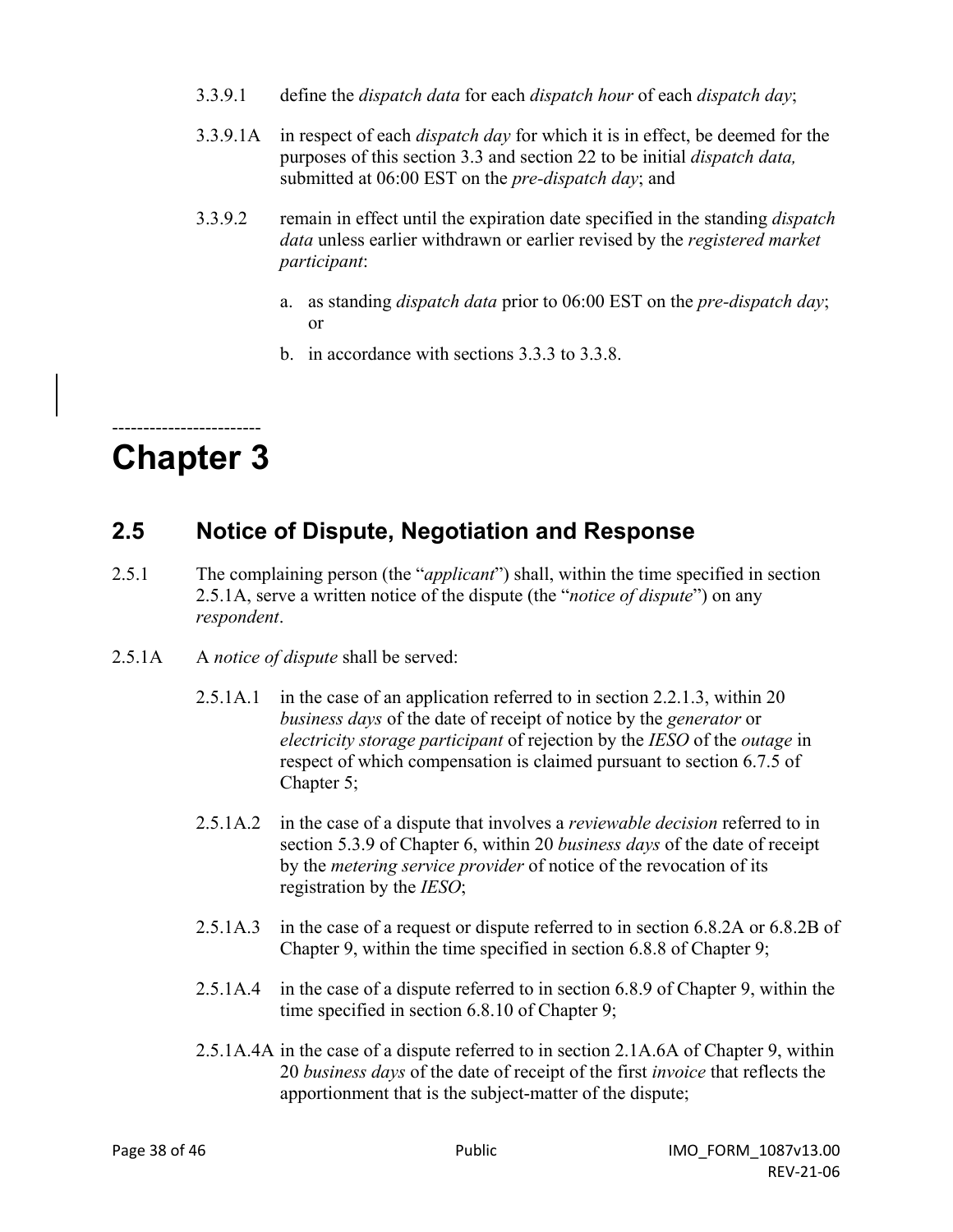3.3.9.1 define the *dispatch data* for each *dispatch hour* of each *dispatch day*;

3.3.9.1A in respect of each *dispatch day* for which it is in effect, be deemed for the purposes of this section 3.3 and section 22 to be initial *dispatch data,* submitted at 06:00 EST on the *pre-dispatch day*; and

3.3.9.2 remain in effect until the expiration date specified in the standing *dispatch data* unless earlier withdrawn or earlier revised by the *registered market participant*:

a. as standing *dispatch data* prior to 06:00 EST on the *pre-dispatch day*; or

b. in accordance with sections 3.3.3 to 3.3.8.

------------------------

# Chapter 3

## 2.5 Notice of Dispute, Negotiation and Response

2.5.1 The complaining person (the "*applicant*") shall, within the time specified in section 2.5.1A, serve a written notice of the dispute (the "*notice of dispute*") on any *respondent*.

2.5.1A A *notice of dispute* shall be served:

2.5.1A.1 in the case of an application referred to in section 2.2.1.3, within 20 *business days* of the date of receipt of notice by the *generator* or *electricity storage participant* of rejection by the *IESO* of the *outage* in respect of which compensation is claimed pursuant to section 6.7.5 of Chapter 5;

2.5.1A.2 in the case of a dispute that involves a *reviewable decision* referred to in section 5.3.9 of Chapter 6, within 20 *business days* of the date of receipt by the *metering service provider* of notice of the revocation of its registration by the *IESO*;

2.5.1A.3 in the case of a request or dispute referred to in section 6.8.2A or 6.8.2B of Chapter 9, within the time specified in section 6.8.8 of Chapter 9;

2.5.1A.4 in the case of a dispute referred to in section 6.8.9 of Chapter 9, within the time specified in section 6.8.10 of Chapter 9;

2.5.1A.4A in the case of a dispute referred to in section 2.1A.6A of Chapter 9, within 20 *business days* of the date of receipt of the first *invoice* that reflects the apportionment that is the subject-matter of the dispute;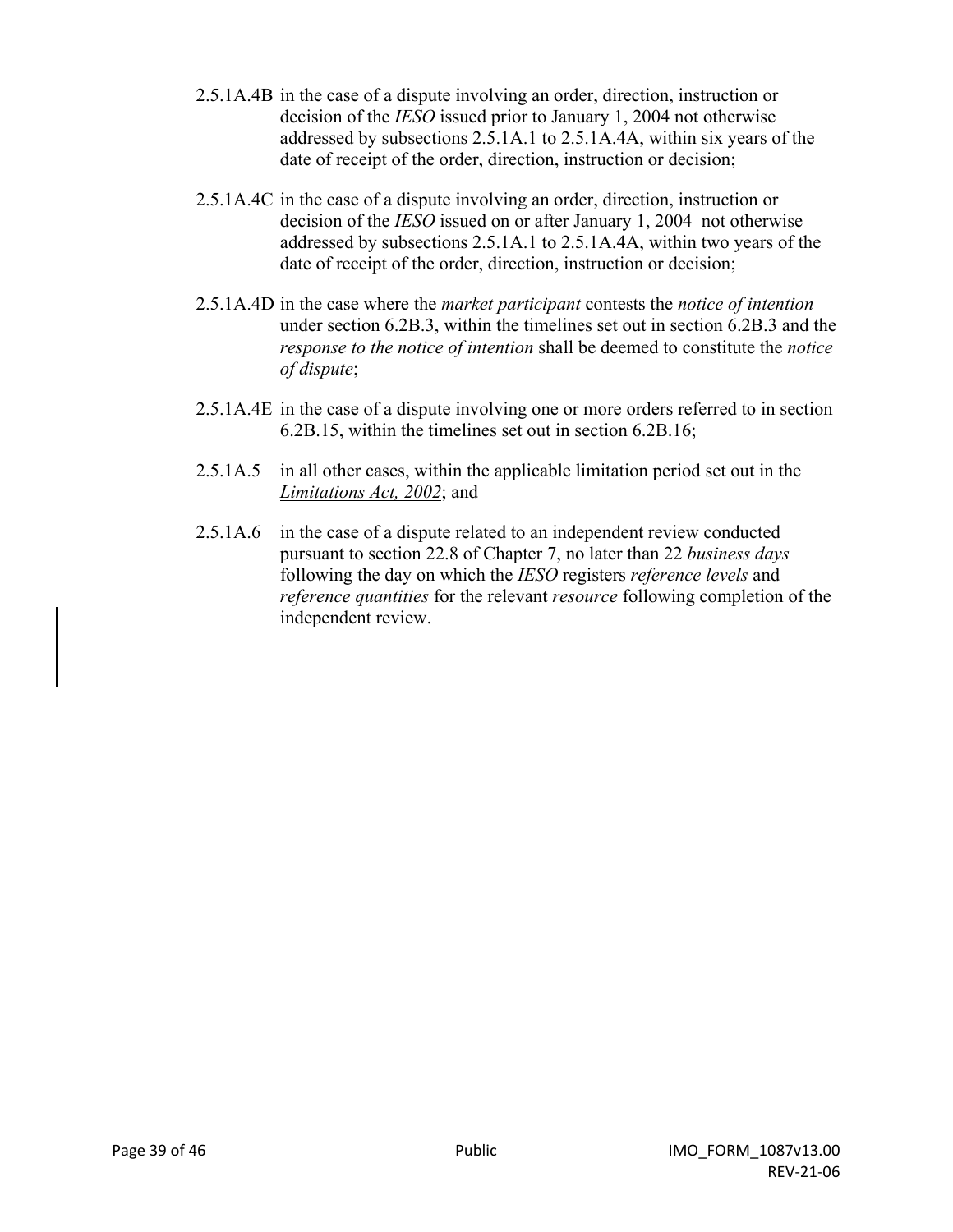2.5.1A.4B in the case of a dispute involving an order, direction, instruction or decision of the *IESO* issued prior to January 1, 2004 not otherwise addressed by subsections 2.5.1A.1 to 2.5.1A.4A, within six years of the date of receipt of the order, direction, instruction or decision;

2.5.1A.4C in the case of a dispute involving an order, direction, instruction or decision of the *IESO* issued on or after January 1, 2004 not otherwise addressed by subsections 2.5.1A.1 to 2.5.1A.4A, within two years of the date of receipt of the order, direction, instruction or decision;

2.5.1A.4D in the case where the *market participant* contests the *notice of intention* under section 6.2B.3, within the timelines set out in section 6.2B.3 and the *response to the notice of intention* shall be deemed to constitute the *notice of dispute*;

2.5.1A.4E in the case of a dispute involving one or more orders referred to in section 6.2B.15, within the timelines set out in section 6.2B.16;

2.5.1A.5 in all other cases, within the applicable limitation period set out in the *Limitations Act, 2002*; and

2.5.1A.6 in the case of a dispute related to an independent review conducted pursuant to section 22.8 of Chapter 7, no later than 22 *business days* following the day on which the *IESO* registers *reference levels* and *reference quantities* for the relevant *resource* following completion of the independent review.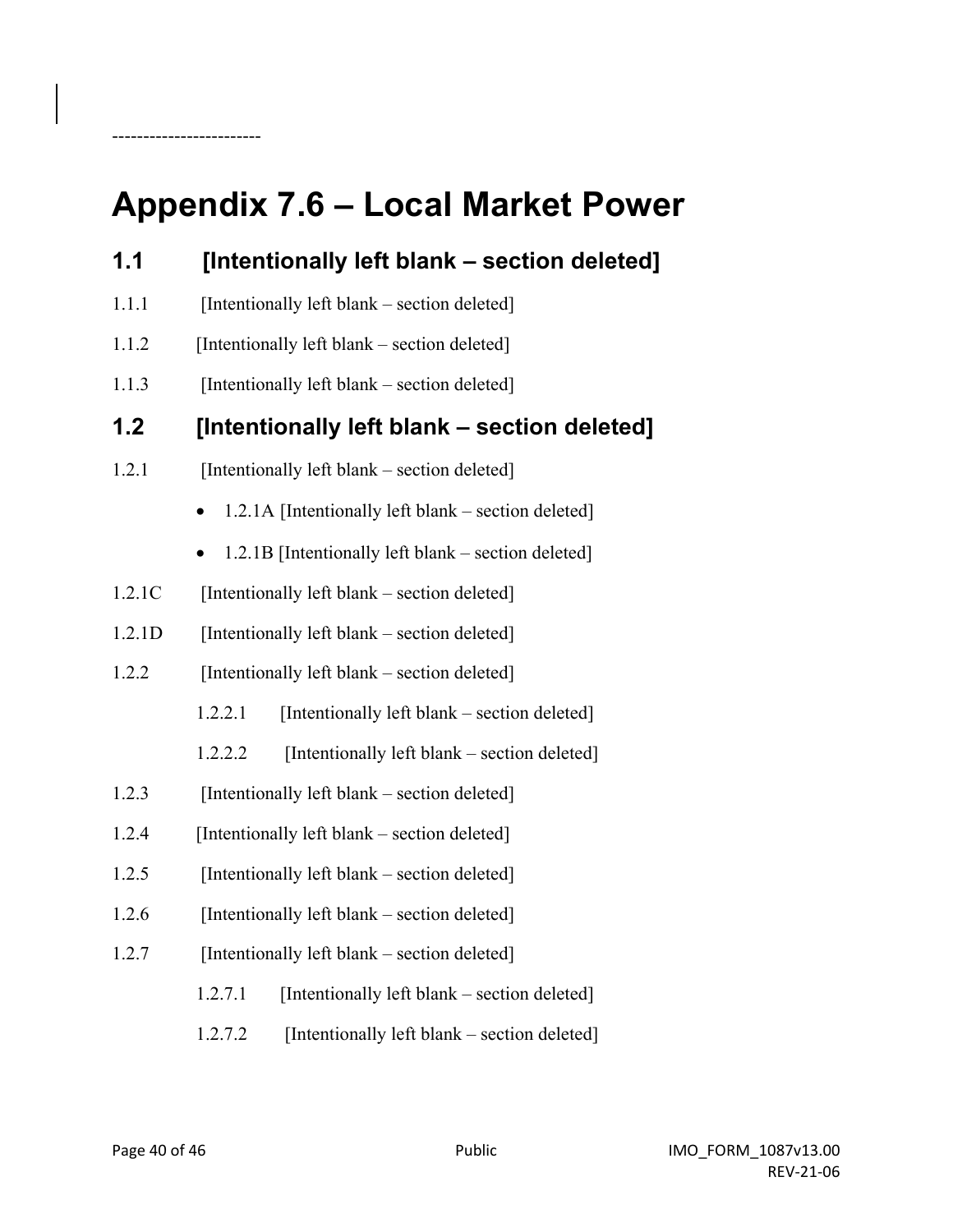------------------------

# Appendix 7.6 – Local Market Power

## 1.1 [Intentionally left blank – section deleted]

1.1.1 [Intentionally left blank – section deleted]

1.1.2 [Intentionally left blank – section deleted]

1.1.3 [Intentionally left blank – section deleted]

## 1.2 [Intentionally left blank – section deleted]

1.2.1 [Intentionally left blank – section deleted]

- 1.2.1A [Intentionally left blank – section deleted]
- 1.2.1B [Intentionally left blank – section deleted]

1.2.1C [Intentionally left blank – section deleted]

1.2.1D [Intentionally left blank – section deleted]

1.2.2 [Intentionally left blank – section deleted]

1.2.2.1 [Intentionally left blank – section deleted]

1.2.2.2 [Intentionally left blank – section deleted]

1.2.3 [Intentionally left blank – section deleted]

1.2.4 [Intentionally left blank – section deleted]

1.2.5 [Intentionally left blank – section deleted]

1.2.6 [Intentionally left blank – section deleted]

1.2.7 [Intentionally left blank – section deleted]

1.2.7.1 [Intentionally left blank – section deleted]

1.2.7.2 [Intentionally left blank – section deleted]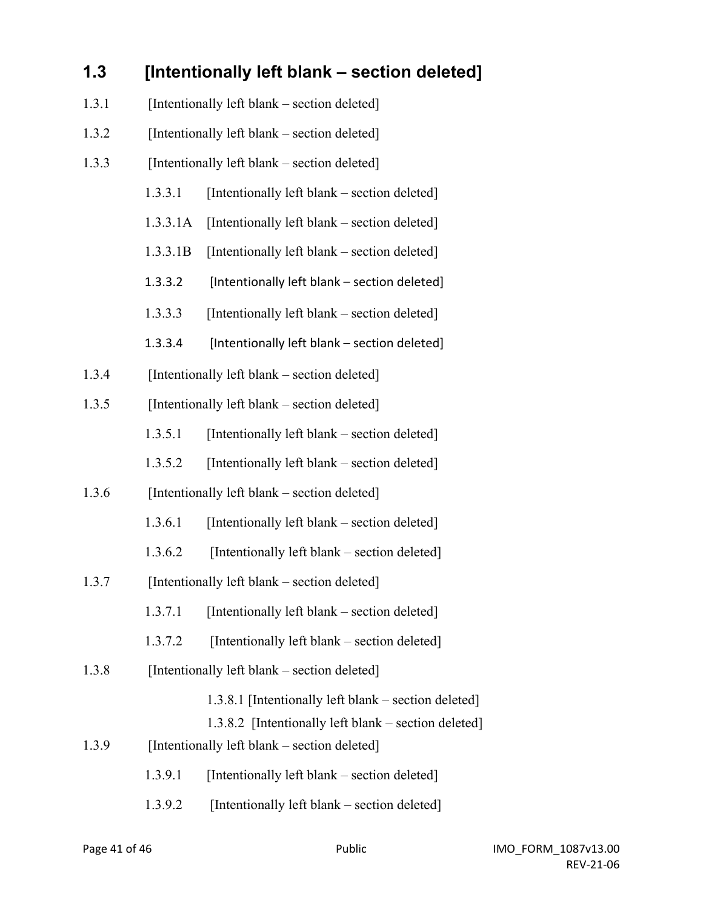## 1.3 [Intentionally left blank – section deleted]

1.3.1 [Intentionally left blank – section deleted]

1.3.2 [Intentionally left blank – section deleted]

1.3.3 [Intentionally left blank – section deleted]

1.3.3.1 [Intentionally left blank – section deleted]

1.3.3.1A [Intentionally left blank – section deleted]

1.3.3.1B [Intentionally left blank – section deleted]

1.3.3.2 [Intentionally left blank – section deleted]

1.3.3.3 [Intentionally left blank – section deleted]

1.3.3.4 [Intentionally left blank – section deleted]

1.3.4 [Intentionally left blank – section deleted]

1.3.5 [Intentionally left blank – section deleted]

1.3.5.1 [Intentionally left blank – section deleted]

1.3.5.2 [Intentionally left blank – section deleted]

1.3.6 [Intentionally left blank – section deleted]

1.3.6.1 [Intentionally left blank – section deleted]

1.3.6.2 [Intentionally left blank – section deleted]

1.3.7 [Intentionally left blank – section deleted]

1.3.7.1 [Intentionally left blank – section deleted]

1.3.7.2 [Intentionally left blank – section deleted]

1.3.8 [Intentionally left blank – section deleted]

1.3.8.1 [Intentionally left blank – section deleted]

1.3.8.2 [Intentionally left blank – section deleted]

1.3.9 [Intentionally left blank – section deleted]

1.3.9.1 [Intentionally left blank – section deleted]

1.3.9.2 [Intentionally left blank – section deleted]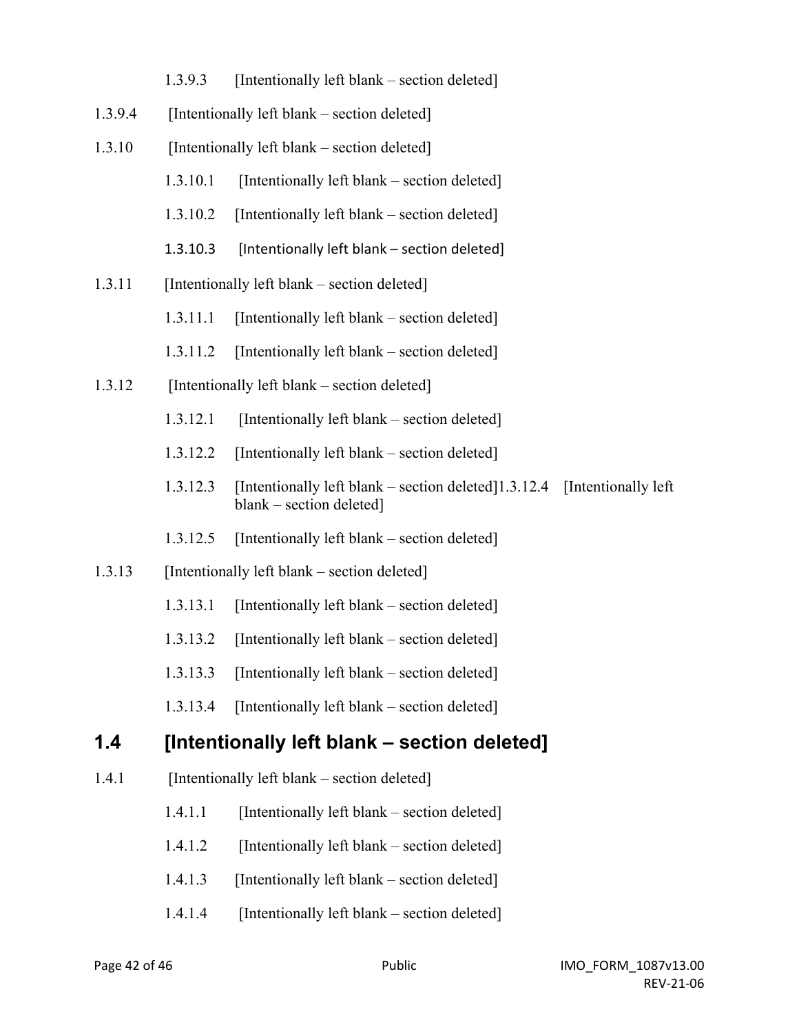1.3.9.3 [Intentionally left blank – section deleted]

1.3.9.4 [Intentionally left blank – section deleted]

1.3.10 [Intentionally left blank – section deleted]

1.3.10.1 [Intentionally left blank – section deleted]

1.3.10.2 [Intentionally left blank – section deleted]

1.3.10.3 [Intentionally left blank – section deleted]

1.3.11 [Intentionally left blank – section deleted]

1.3.11.1 [Intentionally left blank – section deleted]

1.3.11.2 [Intentionally left blank – section deleted]

1.3.12 [Intentionally left blank – section deleted]

1.3.12.1 [Intentionally left blank – section deleted]

1.3.12.2 [Intentionally left blank – section deleted]

1.3.12.3 [Intentionally left blank – section deleted]1.3.12.4 [Intentionally left blank – section deleted]

1.3.12.5 [Intentionally left blank – section deleted]

1.3.13 [Intentionally left blank – section deleted]

1.3.13.1 [Intentionally left blank – section deleted]

1.3.13.2 [Intentionally left blank – section deleted]

1.3.13.3 [Intentionally left blank – section deleted]

1.3.13.4 [Intentionally left blank – section deleted]

## 1.4 [Intentionally left blank – section deleted]

1.4.1 [Intentionally left blank – section deleted]

1.4.1.1 [Intentionally left blank – section deleted]

1.4.1.2 [Intentionally left blank – section deleted]

1.4.1.3 [Intentionally left blank – section deleted]

1.4.1.4 [Intentionally left blank – section deleted]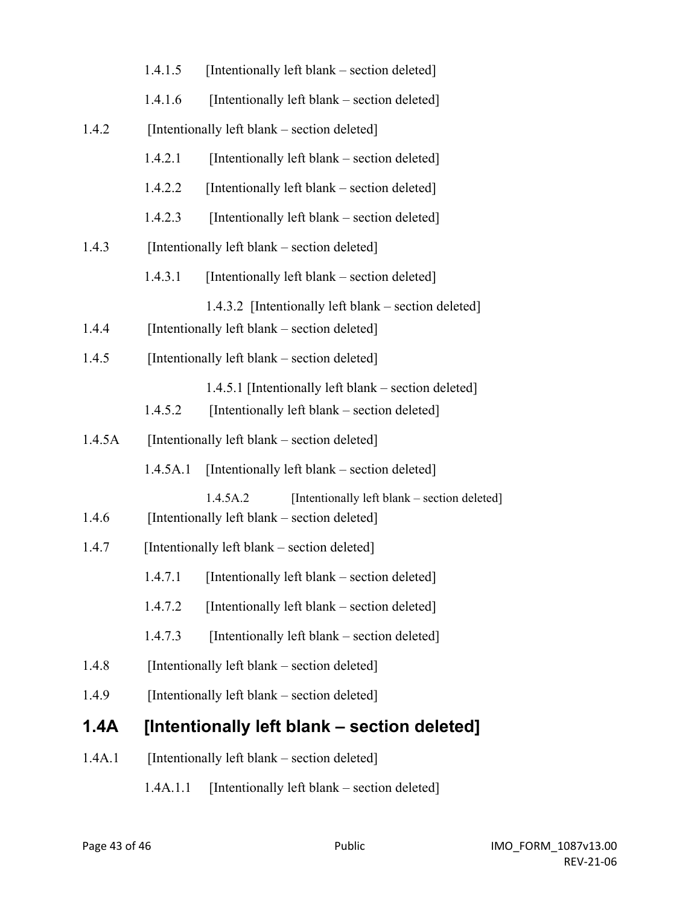1.4.1.5 [Intentionally left blank – section deleted]

1.4.1.6 [Intentionally left blank – section deleted]

1.4.2 [Intentionally left blank – section deleted]

1.4.2.1 [Intentionally left blank – section deleted]

1.4.2.2 [Intentionally left blank – section deleted]

1.4.2.3 [Intentionally left blank – section deleted]

1.4.3 [Intentionally left blank – section deleted]

1.4.3.1 [Intentionally left blank – section deleted]

1.4.3.2 [Intentionally left blank – section deleted]

1.4.4 [Intentionally left blank – section deleted]

1.4.5 [Intentionally left blank – section deleted]

1.4.5.1 [Intentionally left blank – section deleted]

1.4.5.2 [Intentionally left blank – section deleted]

1.4.5A [Intentionally left blank – section deleted]

1.4.5A.1 [Intentionally left blank – section deleted]

1.4.5A.2 [Intentionally left blank – section deleted]

1.4.6 [Intentionally left blank – section deleted]

1.4.7 [Intentionally left blank – section deleted]

1.4.7.1 [Intentionally left blank – section deleted]

1.4.7.2 [Intentionally left blank – section deleted]

1.4.7.3 [Intentionally left blank – section deleted]

1.4.8 [Intentionally left blank – section deleted]

1.4.9 [Intentionally left blank – section deleted]

## 1.4A [Intentionally left blank – section deleted]

1.4A.1 [Intentionally left blank – section deleted]

1.4A.1.1 [Intentionally left blank – section deleted]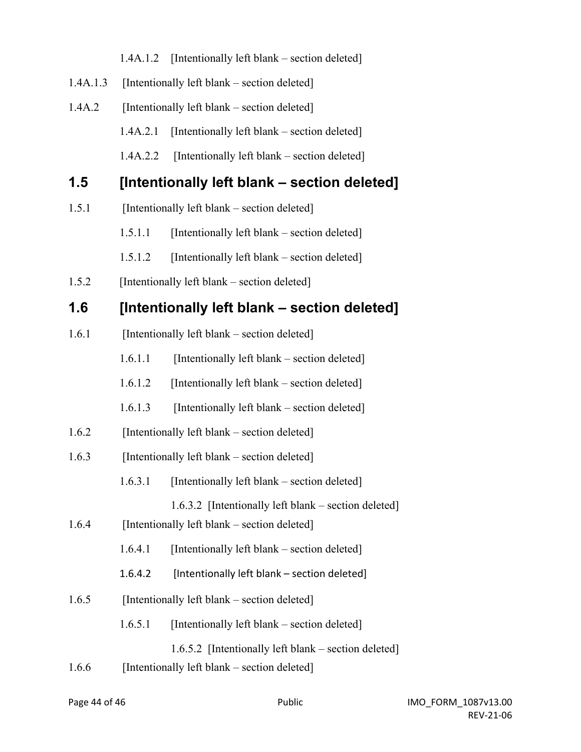1.4A.1.2 [Intentionally left blank – section deleted]

1.4A.1.3 [Intentionally left blank – section deleted]

1.4A.2 [Intentionally left blank – section deleted]

1.4A.2.1 [Intentionally left blank – section deleted]

1.4A.2.2 [Intentionally left blank – section deleted]

## 1.5 [Intentionally left blank – section deleted]

1.5.1 [Intentionally left blank – section deleted]

1.5.1.1 [Intentionally left blank – section deleted]

1.5.1.2 [Intentionally left blank – section deleted]

1.5.2 [Intentionally left blank – section deleted]

## 1.6 [Intentionally left blank – section deleted]

1.6.1 [Intentionally left blank – section deleted]

1.6.1.1 [Intentionally left blank – section deleted]

1.6.1.2 [Intentionally left blank – section deleted]

1.6.1.3 [Intentionally left blank – section deleted]

1.6.2 [Intentionally left blank – section deleted]

1.6.3 [Intentionally left blank – section deleted]

1.6.3.1 [Intentionally left blank – section deleted]

1.6.3.2 [Intentionally left blank – section deleted]

1.6.4 [Intentionally left blank – section deleted]

1.6.4.1 [Intentionally left blank – section deleted]

1.6.4.2 [Intentionally left blank – section deleted]

1.6.5 [Intentionally left blank – section deleted]

1.6.5.1 [Intentionally left blank – section deleted]

1.6.5.2 [Intentionally left blank – section deleted]

1.6.6 [Intentionally left blank – section deleted]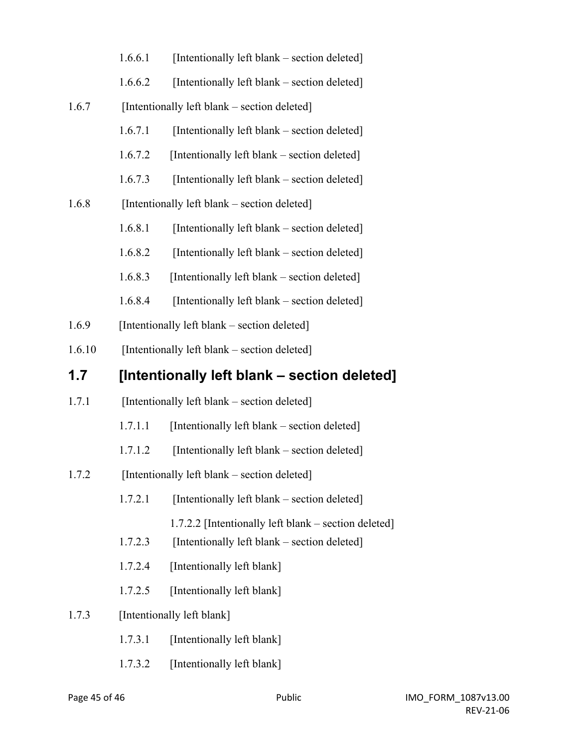1.6.6.1 [Intentionally left blank – section deleted]

1.6.6.2 [Intentionally left blank – section deleted]

1.6.7 [Intentionally left blank – section deleted]

1.6.7.1 [Intentionally left blank – section deleted]

1.6.7.2 [Intentionally left blank – section deleted]

1.6.7.3 [Intentionally left blank – section deleted]

1.6.8 [Intentionally left blank – section deleted]

1.6.8.1 [Intentionally left blank – section deleted]

1.6.8.2 [Intentionally left blank – section deleted]

1.6.8.3 [Intentionally left blank – section deleted]

1.6.8.4 [Intentionally left blank – section deleted]

1.6.9 [Intentionally left blank – section deleted]

1.6.10 [Intentionally left blank – section deleted]

## 1.7 [Intentionally left blank – section deleted]

1.7.1 [Intentionally left blank – section deleted]

1.7.1.1 [Intentionally left blank – section deleted]

1.7.1.2 [Intentionally left blank – section deleted]

1.7.2 [Intentionally left blank – section deleted]

1.7.2.1 [Intentionally left blank – section deleted]

1.7.2.2 [Intentionally left blank – section deleted]

1.7.2.3 [Intentionally left blank – section deleted]

1.7.2.4 [Intentionally left blank]

1.7.2.5 [Intentionally left blank]

1.7.3 [Intentionally left blank]

1.7.3.1 [Intentionally left blank]

1.7.3.2 [Intentionally left blank]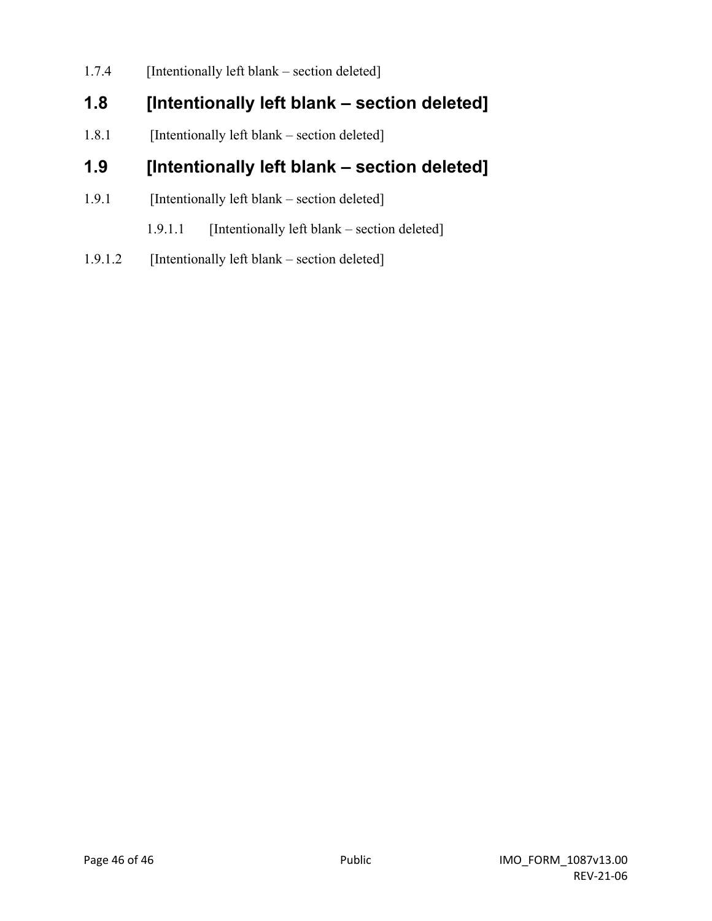1.7.4 [Intentionally left blank – section deleted]

## 1.8 [Intentionally left blank – section deleted]

1.8.1 [Intentionally left blank – section deleted]

## 1.9 [Intentionally left blank – section deleted]

1.9.1 [Intentionally left blank – section deleted]

1.9.1.1 [Intentionally left blank – section deleted]

1.9.1.2 [Intentionally left blank – section deleted]